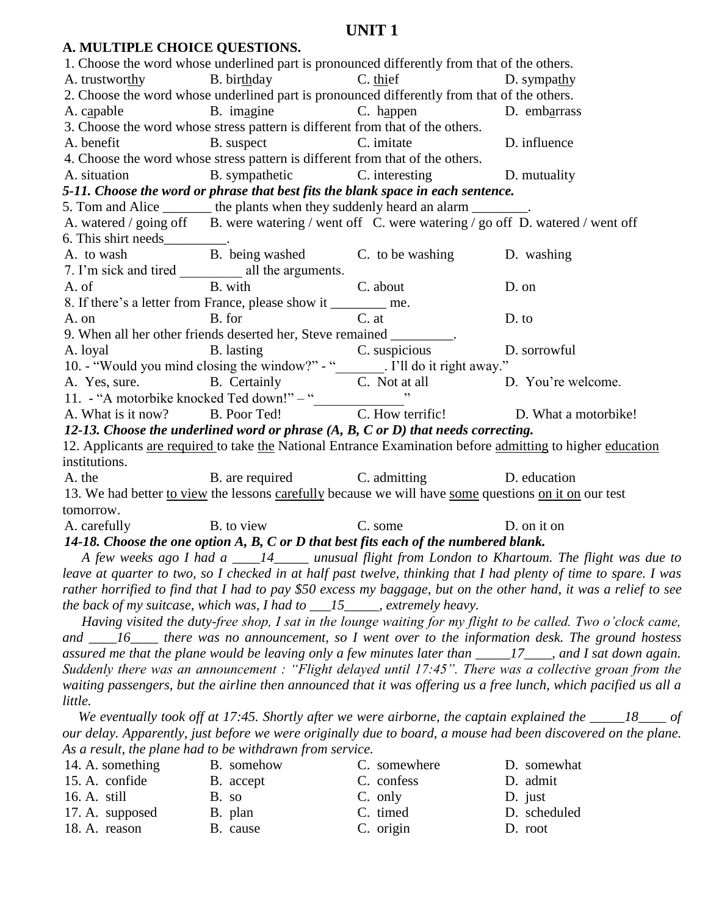# UNIT 1

## A. MULTIPLE CHOICE QUESTIONS.

1. Choose the word whose underlined part is pronounced differently from that of the others.

A. trustwor<u>thy</u> B. bir<u>th</u>day C. <u>thi</u>ef D. sympa<u>thy</u>

2. Choose the word whose underlined part is pronounced differently from that of the others.

A. c<u>a</u>pable B. im<u>a</u>gine C. h<u>a</u>ppen D. emb<u>a</u>rrass

3. Choose the word whose stress pattern is different from that of the others.

A. benefit B. suspect C. imitate D. influence

4. Choose the word whose stress pattern is different from that of the others.

A. situation B. sympathetic C. interesting D. mutuality

***5-11. Choose the word or phrase that best fits the blank space in each sentence.***

5. Tom and Alice _______ the plants when they suddenly heard an alarm ________.

A. watered / going off B. were watering / went off C. were watering / go off D. watered / went off

6. This shirt needs_________.

A. to wash B. being washed C. to be washing D. washing

7. I'm sick and tired _________ all the arguments.

A. of B. with C. about D. on

8. If there's a letter from France, please show it ________ me.

A. on B. for C. at D. to

9. When all her other friends deserted her, Steve remained _________.

A. loyal B. lasting C. suspicious D. sorrowful

10. - "Would you mind closing the window?" - "_______. I'll do it right away."

A. Yes, sure. B. Certainly C. Not at all D. You're welcome.

11. - "A motorbike knocked Ted down!" – "_____________"

A. What is it now? B. Poor Ted! C. How terrific! D. What a motorbike!

***12-13. Choose the underlined word or phrase (A, B, C or D) that needs correcting.***

12. Applicants <u>are required</u> to take <u>the</u> National Entrance Examination before <u>admitting</u> to higher <u>education</u> institutions.

A. the B. are required C. admitting D. education

13. We had better <u>to view</u> the lessons <u>carefully</u> because we will have <u>some</u> questions <u>on it on</u> our test tomorrow.

A. carefully B. to view C. some D. on it on

***14-18. Choose the one option A, B, C or D that best fits each of the numbered blank.***

*A few weeks ago I had a ____14_____ unusual flight from London to Khartoum. The flight was due to leave at quarter to two, so I checked in at half past twelve, thinking that I had plenty of time to spare. I was rather horrified to find that I had to pay $50 excess my baggage, but on the other hand, it was a relief to see the back of my suitcase, which was, I had to ___15_____, extremely heavy.*

*Having visited the duty-free shop, I sat in the lounge waiting for my flight to be called. Two o'clock came, and ____16____ there was no announcement, so I went over to the information desk. The ground hostess assured me that the plane would be leaving only a few minutes later than _____17____, and I sat down again. Suddenly there was an announcement : "Flight delayed until 17:45". There was a collective groan from the waiting passengers, but the airline then announced that it was offering us a free lunch, which pacified us all a little.*

*We eventually took off at 17:45. Shortly after we were airborne, the captain explained the _____18____ of our delay. Apparently, just before we were originally due to board, a mouse had been discovered on the plane. As a result, the plane had to be withdrawn from service.*

14. A. something B. somehow C. somewhere D. somewhat

15. A. confide B. accept C. confess D. admit

16. A. still B. so C. only D. just

17. A. supposed B. plan C. timed D. scheduled

18. A. reason B. cause C. origin D. root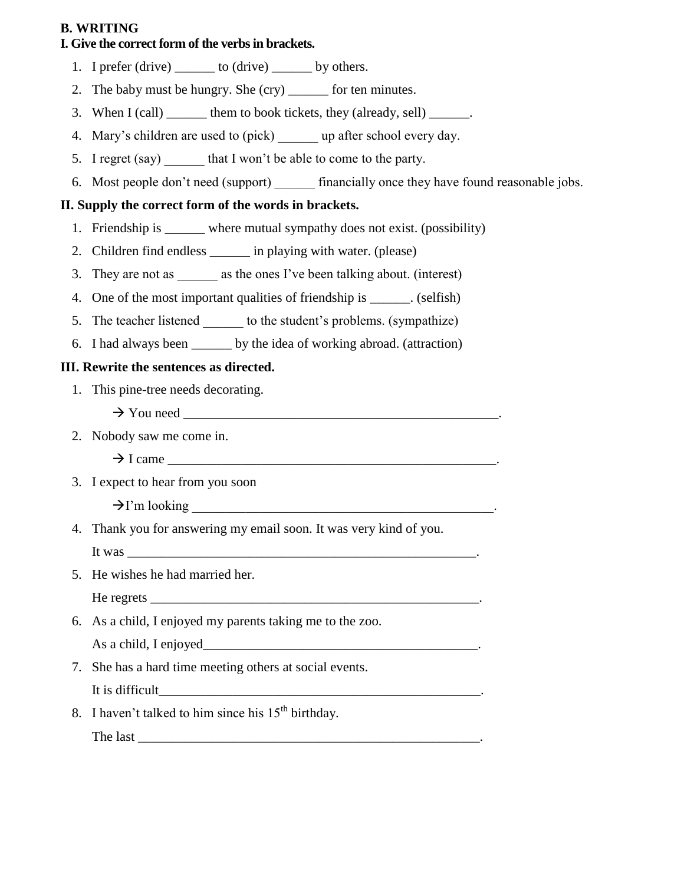**B. WRITING**

**I. Give the correct form of the verbs in brackets.**

1. I prefer (drive) ______ to (drive) ______ by others.
2. The baby must be hungry. She (cry) ______ for ten minutes.
3. When I (call) ______ them to book tickets, they (already, sell) ______.
4. Mary's children are used to (pick) ______ up after school every day.
5. I regret (say) ______ that I won't be able to come to the party.
6. Most people don't need (support) ______ financially once they have found reasonable jobs.

**II. Supply the correct form of the words in brackets.**

1. Friendship is ______ where mutual sympathy does not exist. (possibility)
2. Children find endless ______ in playing with water. (please)
3. They are not as ______ as the ones I've been talking about. (interest)
4. One of the most important qualities of friendship is ______. (selfish)
5. The teacher listened ______ to the student's problems. (sympathize)
6. I had always been ______ by the idea of working abroad. (attraction)

**III. Rewrite the sentences as directed.**

1. This pine-tree needs decorating.
   → You need ________________________________________________.
2. Nobody saw me come in.
   → I came ___________________________________________________.
3. I expect to hear from you soon
   →I'm looking ______________________________________________.
4. Thank you for answering my email soon. It was very kind of you.
   It was ______________________________________________________.
5. He wishes he had married her.
   He regrets __________________________________________________.
6. As a child, I enjoyed my parents taking me to the zoo.
   As a child, I enjoyed__________________________________________.
7. She has a hard time meeting others at social events.
   It is difficult_________________________________________________.
8. I haven't talked to him since his 15th birthday.
   The last _____________________________________________________.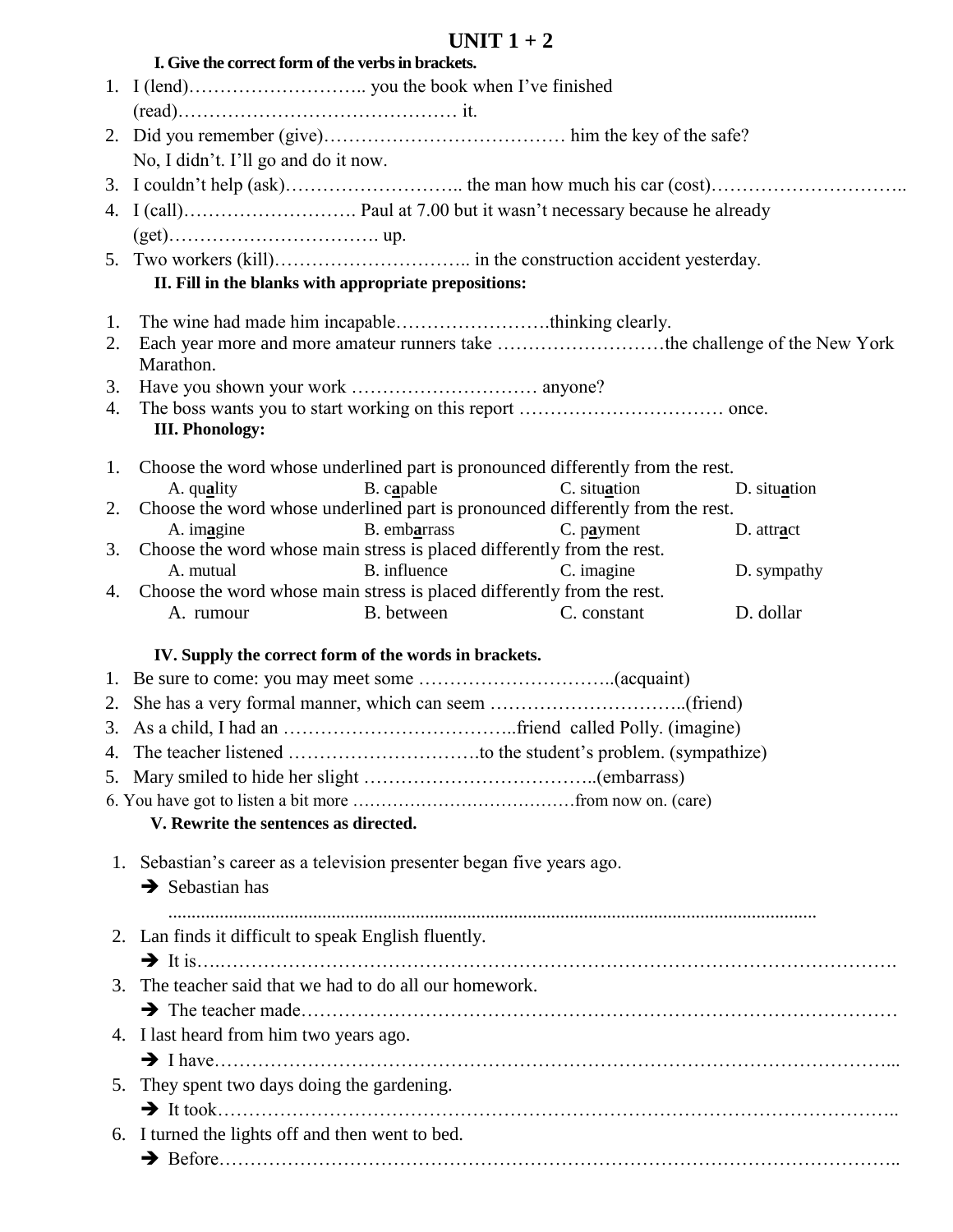# UNIT 1 + 2

**I. Give the correct form of the verbs in brackets.**

1. I (lend)……………………….. you the book when I've finished (read)……………………………………… it.
2. Did you remember (give)………………………………… him the key of the safe? No, I didn't. I'll go and do it now.
3. I couldn't help (ask)……………………….. the man how much his car (cost)…………………………..
4. I (call)………………………. Paul at 7.00 but it wasn't necessary because he already (get)……………………………. up.
5. Two workers (kill)………………………….. in the construction accident yesterday.

**II. Fill in the blanks with appropriate prepositions:**

1. The wine had made him incapable…………………….thinking clearly.
2. Each year more and more amateur runners take ………………………the challenge of the New York Marathon.
3. Have you shown your work ………………………… anyone?
4. The boss wants you to start working on this report …………………………… once.

**III. Phonology:**

1. Choose the word whose underlined part is pronounced differently from the rest.
   A. qu**a**lity B. c**a**pable C. situ**a**tion D. situ**a**tion
2. Choose the word whose underlined part is pronounced differently from the rest.
   A. im**a**gine B. emb**a**rrass C. p**a**yment D. attr**a**ct
3. Choose the word whose main stress is placed differently from the rest.
   A. mutual B. influence C. imagine D. sympathy
4. Choose the word whose main stress is placed differently from the rest.
   A. rumour B. between C. constant D. dollar

**IV. Supply the correct form of the words in brackets.**

1. Be sure to come: you may meet some …………………………..(acquaint)
2. She has a very formal manner, which can seem …………………………..(friend)
3. As a child, I had an ………………………………..friend called Polly. (imagine)
4. The teacher listened ………………………….to the student's problem. (sympathize)
5. Mary smiled to hide her slight ………………………………..(embarrass)
6. You have got to listen a bit more …………………………………from now on. (care)

**V. Rewrite the sentences as directed.**

1. Sebastian's career as a television presenter began five years ago.
   ➔ Sebastian has ..........................................................................................................................................
2. Lan finds it difficult to speak English fluently.
   ➔ It is….……………………………………………………………………………………………….
3. The teacher said that we had to do all our homework.
   ➔ The teacher made…………………………………………………………………………………
4. I last heard from him two years ago.
   ➔ I have………………………………………………………………………………………………...
5. They spent two days doing the gardening.
   ➔ It took……………………………………………………………………………………………..
6. I turned the lights off and then went to bed.
   ➔ Before……………………………………………………………………………………………..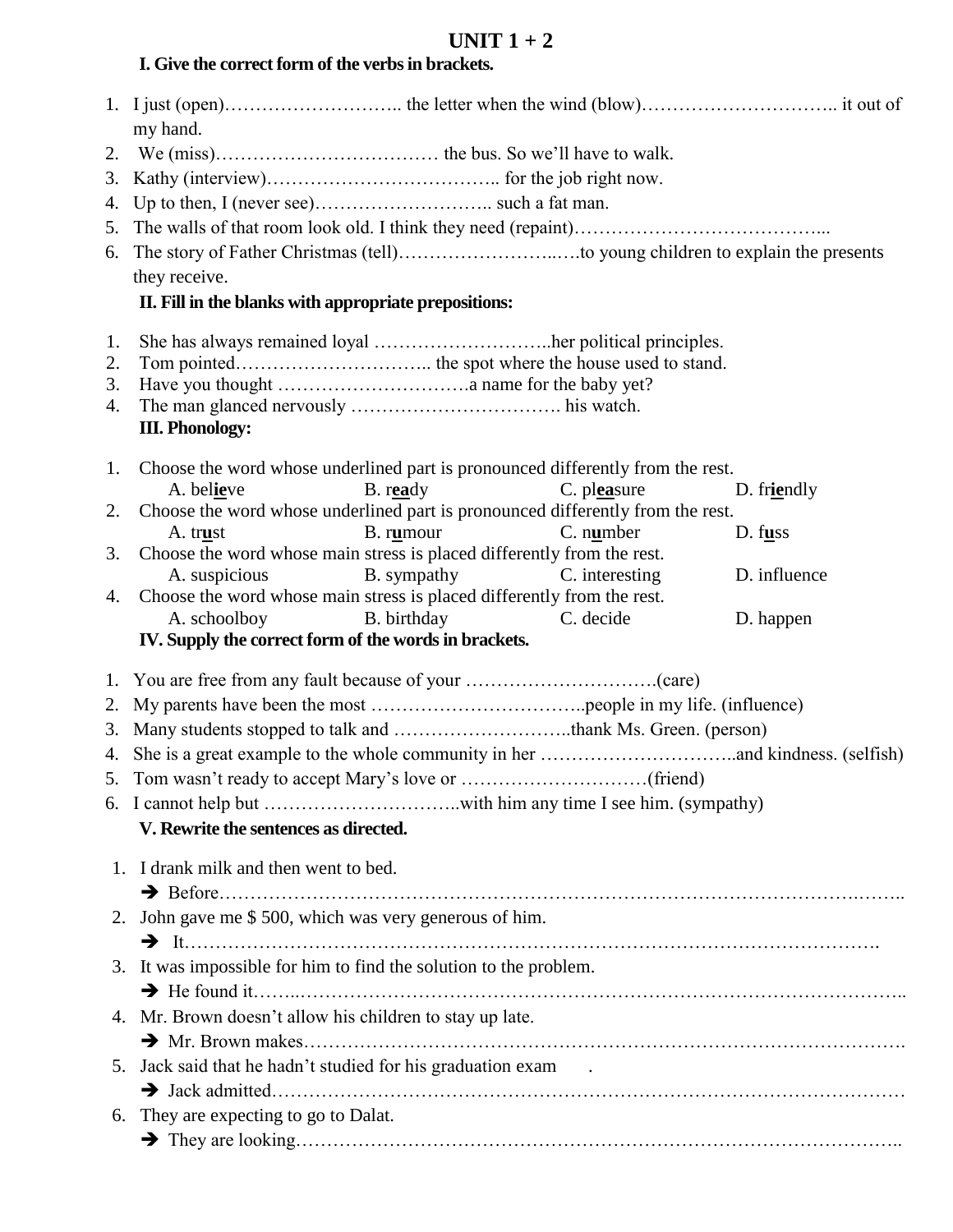# UNIT 1 + 2

### I. Give the correct form of the verbs in brackets.

1. I just (open)……………………….. the letter when the wind (blow)………………………….. it out of my hand.
2. We (miss)……………………………… the bus. So we'll have to walk.
3. Kathy (interview)……………………………….. for the job right now.
4. Up to then, I (never see)……………………….. such a fat man.
5. The walls of that room look old. I think they need (repaint)…………………………………...
6. The story of Father Christmas (tell)……………………..….to young children to explain the presents they receive.

### II. Fill in the blanks with appropriate prepositions:

1. She has always remained loyal ………………………..her political principles.
2. Tom pointed………………………….. the spot where the house used to stand.
3. Have you thought ………………………….a name for the baby yet?
4. The man glanced nervously ……………………………. his watch.

### III. Phonology:

1. Choose the word whose underlined part is pronounced differently from the rest.
   A. bel**ie**ve B. r**ea**dy C. pl**ea**sure D. fr**ie**ndly
2. Choose the word whose underlined part is pronounced differently from the rest.
   A. tr**u**st B. r**u**mour C. n**u**mber D. f**u**ss
3. Choose the word whose main stress is placed differently from the rest.
   A. suspicious B. sympathy C. interesting D. influence
4. Choose the word whose main stress is placed differently from the rest.
   A. schoolboy B. birthday C. decide D. happen

### IV. Supply the correct form of the words in brackets.

1. You are free from any fault because of your ………………………….(care)
2. My parents have been the most ……………………………..people in my life. (influence)
3. Many students stopped to talk and ………………………..thank Ms. Green. (person)
4. She is a great example to the whole community in her …………………………..and kindness. (selfish)
5. Tom wasn't ready to accept Mary's love or …………………………(friend)
6. I cannot help but …………………………..with him any time I see him. (sympathy)

### V. Rewrite the sentences as directed.

1. I drank milk and then went to bed.
   ➔ Before…………………………………………………………………………………………….……..
2. John gave me $ 500, which was very generous of him.
   ➔ It………………………………………………………………………………………………….
3. It was impossible for him to find the solution to the problem.
   ➔ He found it……..…………………………………………………………………………………..
4. Mr. Brown doesn't allow his children to stay up late.
   ➔ Mr. Brown makes…………………………………………………………………………………….
5. Jack said that he hadn't studied for his graduation exam .
   ➔ Jack admitted………………………………………………………………………………………
6. They are expecting to go to Dalat.
   ➔ They are looking……………………………………………………………………………………..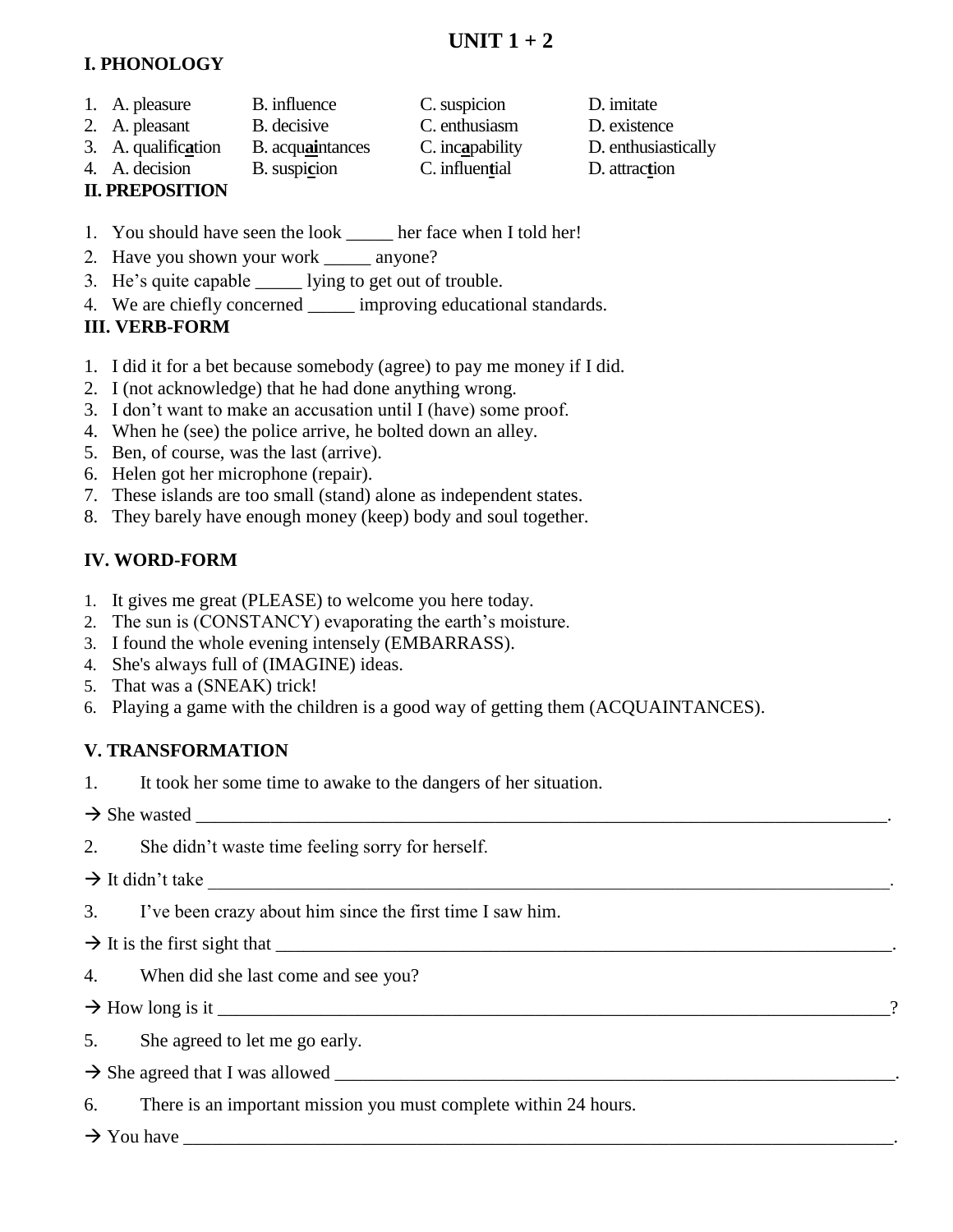# UNIT 1 + 2

## I. PHONOLOGY

1. A. pleasure B. influence C. suspicion D. imitate
2. A. pleasant B. decisive C. enthusiasm D. existence
3. A. qualific**a**tion B. acqu**ai**ntances C. inc**a**pability D. enthusiastically
4. A. decision B. suspi**c**ion C. influen**t**ial D. attrac**t**ion

## II. PREPOSITION

1. You should have seen the look _____ her face when I told her!
2. Have you shown your work _____ anyone?
3. He's quite capable _____ lying to get out of trouble.
4. We are chiefly concerned _____ improving educational standards.

## III. VERB-FORM

1. I did it for a bet because somebody (agree) to pay me money if I did.
2. I (not acknowledge) that he had done anything wrong.
3. I don't want to make an accusation until I (have) some proof.
4. When he (see) the police arrive, he bolted down an alley.
5. Ben, of course, was the last (arrive).
6. Helen got her microphone (repair).
7. These islands are too small (stand) alone as independent states.
8. They barely have enough money (keep) body and soul together.

## IV. WORD-FORM

1. It gives me great (PLEASE) to welcome you here today.
2. The sun is (CONSTANCY) evaporating the earth's moisture.
3. I found the whole evening intensely (EMBARRASS).
4. She's always full of (IMAGINE) ideas.
5. That was a (SNEAK) trick!
6. Playing a game with the children is a good way of getting them (ACQUAINTANCES).

## V. TRANSFORMATION

1. It took her some time to awake to the dangers of her situation.

→ She wasted ________________________________________________.

2. She didn't waste time feeling sorry for herself.

→ It didn't take ________________________________________________.

3. I've been crazy about him since the first time I saw him.

→ It is the first sight that ________________________________________________.

4. When did she last come and see you?

→ How long is it ________________________________________________?

5. She agreed to let me go early.

→ She agreed that I was allowed ________________________________________________.

6. There is an important mission you must complete within 24 hours.

→ You have ________________________________________________.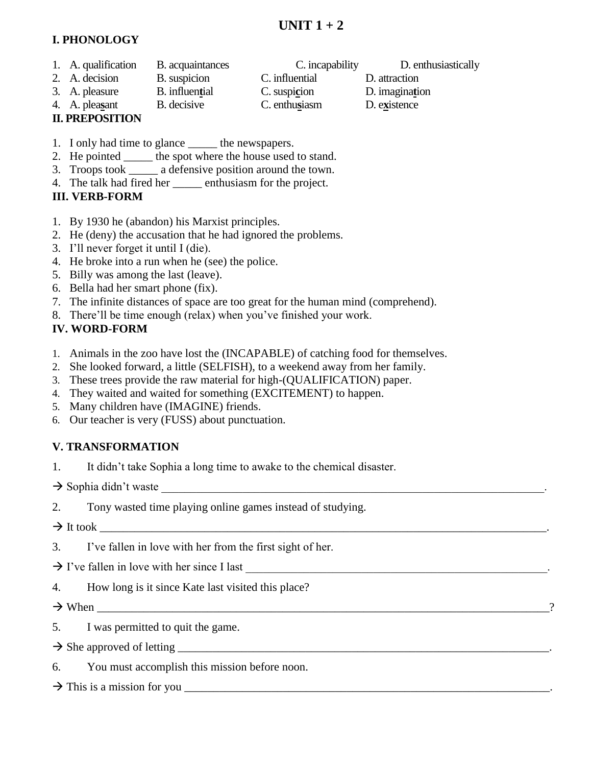# UNIT 1 + 2

## I. PHONOLOGY

1. A. qualification B. acquaintances C. incapability D. enthusiastically
2. A. decision B. suspicion C. influential D. attraction
3. A. pleasure B. influen**t**ial C. suspi**c**ion D. imagina**t**ion
4. A. plea**s**ant B. decisive C. enthu**s**iasm D. e**x**istence

## II. PREPOSITION

1. I only had time to glance _____ the newspapers.
2. He pointed _____ the spot where the house used to stand.
3. Troops took _____ a defensive position around the town.
4. The talk had fired her _____ enthusiasm for the project.

## III. VERB-FORM

1. By 1930 he (abandon) his Marxist principles.
2. He (deny) the accusation that he had ignored the problems.
3. I'll never forget it until I (die).
4. He broke into a run when he (see) the police.
5. Billy was among the last (leave).
6. Bella had her smart phone (fix).
7. The infinite distances of space are too great for the human mind (comprehend).
8. There'll be time enough (relax) when you've finished your work.

## IV. WORD-FORM

1. Animals in the zoo have lost the (INCAPABLE) of catching food for themselves.
2. She looked forward, a little (SELFISH), to a weekend away from her family.
3. These trees provide the raw material for high-(QUALIFICATION) paper.
4. They waited and waited for something (EXCITEMENT) to happen.
5. Many children have (IMAGINE) friends.
6. Our teacher is very (FUSS) about punctuation.

## V. TRANSFORMATION

1. It didn't take Sophia a long time to awake to the chemical disaster.

→ Sophia didn't waste _______________________________________________________________.

2. Tony wasted time playing online games instead of studying.

→ It took _______________________________________________________________________.

3. I've fallen in love with her from the first sight of her.

→ I've fallen in love with her since I last ____________________________________________.

4. How long is it since Kate last visited this place?

→ When _________________________________________________________________________?

5. I was permitted to quit the game.

→ She approved of letting _________________________________________________________.

6. You must accomplish this mission before noon.

→ This is a mission for you _______________________________________________________.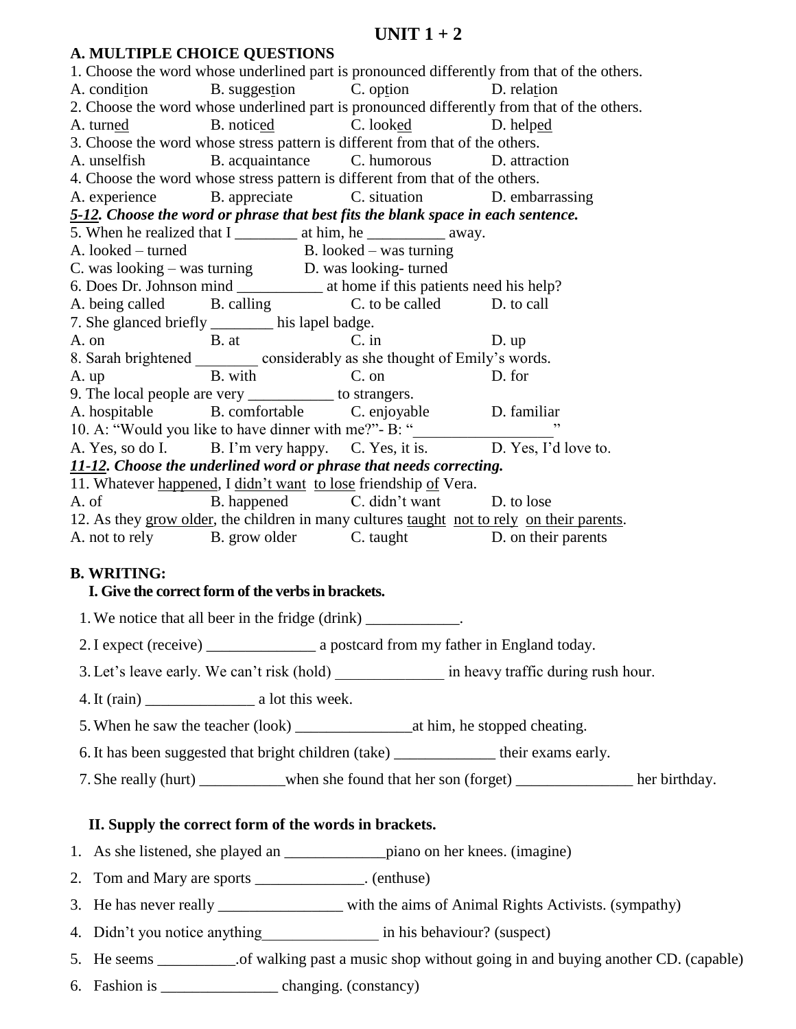# UNIT 1 + 2

## A. MULTIPLE CHOICE QUESTIONS

1. Choose the word whose underlined part is pronounced differently from that of the others.

A. condi<u>t</u>ion  B. sugges<u>t</u>ion  C. op<u>t</u>ion  D. rela<u>t</u>ion

2. Choose the word whose underlined part is pronounced differently from that of the others.

A. turn<u>ed</u>  B. notic<u>ed</u>  C. look<u>ed</u>  D. help<u>ed</u>

3. Choose the word whose stress pattern is different from that of the others.

A. unselfish  B. acquaintance  C. humorous  D. attraction

4. Choose the word whose stress pattern is different from that of the others.

A. experience  B. appreciate  C. situation  D. embarrassing

***<u>5-12</u>. Choose the word or phrase that best fits the blank space in each sentence.***

5. When he realized that I ________ at him, he __________ away.

A. looked – turned  B. looked – was turning

C. was looking – was turning  D. was looking- turned

6. Does Dr. Johnson mind ___________ at home if this patients need his help?

A. being called  B. calling  C. to be called  D. to call

7. She glanced briefly ________ his lapel badge.

A. on  B. at  C. in  D. up

8. Sarah brightened ________ considerably as she thought of Emily's words.

A. up  B. with  C. on  D. for

9. The local people are very ___________ to strangers.

A. hospitable  B. comfortable  C. enjoyable  D. familiar

10. A: "Would you like to have dinner with me?"- B: "_________________"

A. Yes, so do I.  B. I'm very happy.  C. Yes, it is.  D. Yes, I'd love to.

***<u>11-12</u>. Choose the underlined word or phrase that needs correcting.***

11. Whatever <u>happened</u>, I <u>didn't want</u> <u>to lose</u> friendship <u>of</u> Vera.

A. of  B. happened  C. didn't want  D. to lose

12. As they <u>grow older</u>, the children in many cultures <u>taught</u> <u>not to rely</u> <u>on their parents</u>.

A. not to rely  B. grow older  C. taught  D. on their parents

## B. WRITING:

### I. Give the correct form of the verbs in brackets.

1. We notice that all beer in the fridge (drink) ____________.
2. I expect (receive) ______________ a postcard from my father in England today.
3. Let's leave early. We can't risk (hold) ______________ in heavy traffic during rush hour.
4. It (rain) ______________ a lot this week.
5. When he saw the teacher (look) _______________at him, he stopped cheating.
6. It has been suggested that bright children (take) _____________ their exams early.
7. She really (hurt) ___________when she found that her son (forget) _______________ her birthday.

### II. Supply the correct form of the words in brackets.

1. As she listened, she played an _____________piano on her knees. (imagine)
2. Tom and Mary are sports ______________. (enthuse)
3. He has never really ________________ with the aims of Animal Rights Activists. (sympathy)
4. Didn't you notice anything_______________ in his behaviour? (suspect)
5. He seems __________.of walking past a music shop without going in and buying another CD. (capable)
6. Fashion is _______________ changing. (constancy)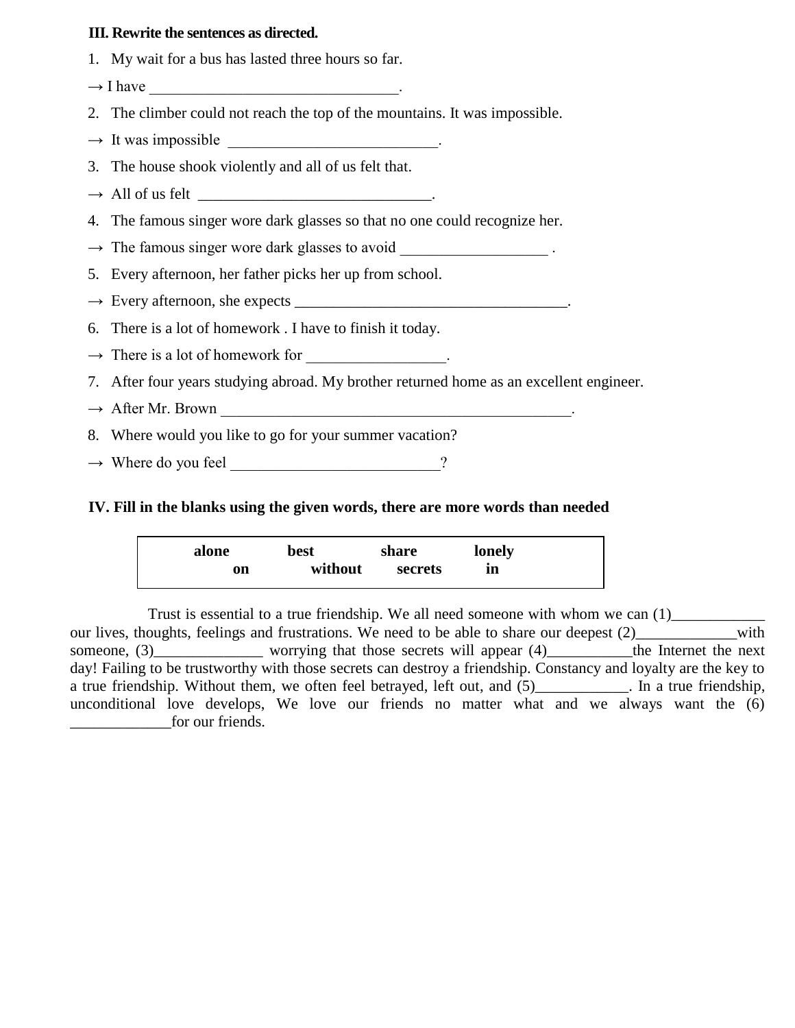**III. Rewrite the sentences as directed.**

1. My wait for a bus has lasted three hours so far.

→ I have ________________________________.

2. The climber could not reach the top of the mountains. It was impossible.

→ It was impossible ___________________________.

3. The house shook violently and all of us felt that.

→ All of us felt ______________________________.

4. The famous singer wore dark glasses so that no one could recognize her.

→ The famous singer wore dark glasses to avoid ___________________ .

5. Every afternoon, her father picks her up from school.

→ Every afternoon, she expects ___________________________________.

6. There is a lot of homework . I have to finish it today.

→ There is a lot of homework for _________________.

7. After four years studying abroad. My brother returned home as an excellent engineer.

→ After Mr. Brown _____________________________________________.

8. Where would you like to go for your summer vacation?

→ Where do you feel ___________________________?

**IV. Fill in the blanks using the given words, there are more words than needed**

| | | | |
|---|---|---|---|
| **alone** | **best** | **share** | **lonely** |
| **on** | **without** | **secrets** | **in** |

Trust is essential to a true friendship. We all need someone with whom we can (1)____________ our lives, thoughts, feelings and frustrations. We need to be able to share our deepest (2)_____________with someone, (3)______________ worrying that those secrets will appear (4)___________the Internet the next day! Failing to be trustworthy with those secrets can destroy a friendship. Constancy and loyalty are the key to a true friendship. Without them, we often feel betrayed, left out, and (5)____________. In a true friendship, unconditional love develops, We love our friends no matter what and we always want the (6) _____________for our friends.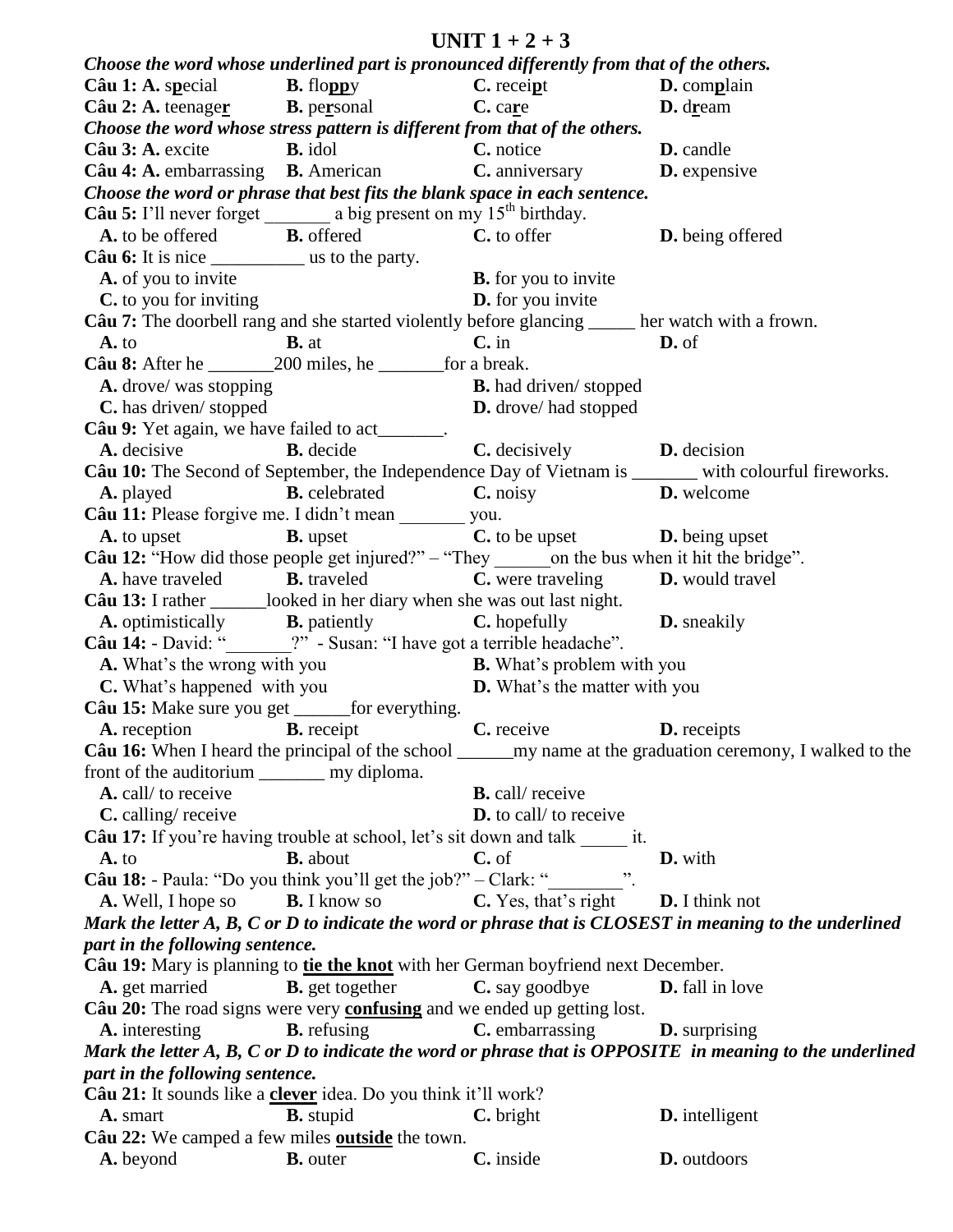# UNIT 1 + 2 + 3

***Choose the word whose underlined part is pronounced differently from that of the others.***

**Câu 1:** **A.** s**p**ecial **B.** flo**pp**y **C.** recei**p**t **D.** com**p**lain

**Câu 2:** **A.** teenage**r** **B.** pe**r**sonal **C.** ca**r**e **D.** d**r**eam

***Choose the word whose stress pattern is different from that of the others.***

**Câu 3:** **A.** excite **B.** idol **C.** notice **D.** candle

**Câu 4:** **A.** embarrassing **B.** American **C.** anniversary **D.** expensive

***Choose the word or phrase that best fits the blank space in each sentence.***

**Câu 5:** I'll never forget _______ a big present on my 15th birthday.

**A.** to be offered **B.** offered **C.** to offer **D.** being offered

**Câu 6:** It is nice __________ us to the party.

**A.** of you to invite **B.** for you to invite

**C.** to you for inviting **D.** for you invite

**Câu 7:** The doorbell rang and she started violently before glancing _____ her watch with a frown.

**A.** to **B.** at **C.** in **D.** of

**Câu 8:** After he _______200 miles, he _______for a break.

**A.** drove/ was stopping **B.** had driven/ stopped

**C.** has driven/ stopped **D.** drove/ had stopped

**Câu 9:** Yet again, we have failed to act_______.

**A.** decisive **B.** decide **C.** decisively **D.** decision

**Câu 10:** The Second of September, the Independence Day of Vietnam is _______ with colourful fireworks.

**A.** played **B.** celebrated **C.** noisy **D.** welcome

**Câu 11:** Please forgive me. I didn't mean _______ you.

**A.** to upset **B.** upset **C.** to be upset **D.** being upset

**Câu 12:** "How did those people get injured?" – "They ______on the bus when it hit the bridge".

**A.** have traveled **B.** traveled **C.** were traveling **D.** would travel

**Câu 13:** I rather ______looked in her diary when she was out last night.

**A.** optimistically **B.** patiently **C.** hopefully **D.** sneakily

**Câu 14:** - David: "_______?" - Susan: "I have got a terrible headache".

**A.** What's the wrong with you **B.** What's problem with you

**C.** What's happened with you **D.** What's the matter with you

**Câu 15:** Make sure you get ______for everything.

**A.** reception **B.** receipt **C.** receive **D.** receipts

**Câu 16:** When I heard the principal of the school ______my name at the graduation ceremony, I walked to the front of the auditorium _______ my diploma.

**A.** call/ to receive **B.** call/ receive

**C.** calling/ receive **D.** to call/ to receive

**Câu 17:** If you're having trouble at school, let's sit down and talk _____ it.

**A.** to **B.** about **C.** of **D.** with

**Câu 18:** - Paula: "Do you think you'll get the job?" – Clark: "________".

**A.** Well, I hope so **B.** I know so **C.** Yes, that's right **D.** I think not

***Mark the letter A, B, C or D to indicate the word or phrase that is CLOSEST in meaning to the underlined part in the following sentence.***

**Câu 19:** Mary is planning to **tie the knot** with her German boyfriend next December.

**A.** get married **B.** get together **C.** say goodbye **D.** fall in love

**Câu 20:** The road signs were very **confusing** and we ended up getting lost.

**A.** interesting **B.** refusing **C.** embarrassing **D.** surprising

***Mark the letter A, B, C or D to indicate the word or phrase that is OPPOSITE in meaning to the underlined part in the following sentence.***

**Câu 21:** It sounds like a **clever** idea. Do you think it'll work?

**A.** smart **B.** stupid **C.** bright **D.** intelligent

**Câu 22:** We camped a few miles **outside** the town.

**A.** beyond **B.** outer **C.** inside **D.** outdoors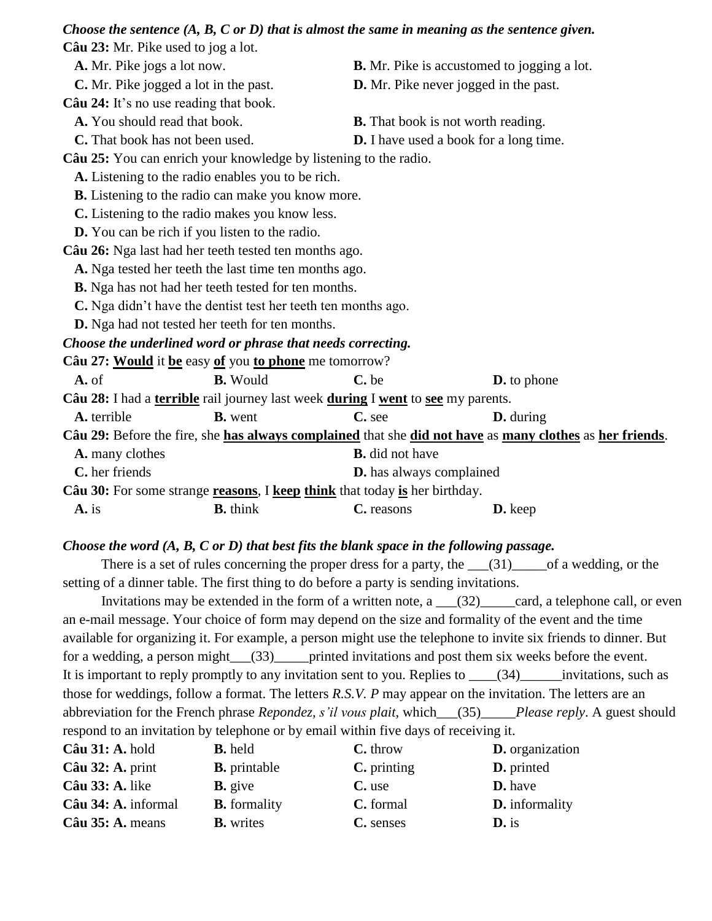***Choose the sentence (A, B, C or D) that is almost the same in meaning as the sentence given.***

**Câu 23:** Mr. Pike used to jog a lot.

**A.** Mr. Pike jogs a lot now.
**B.** Mr. Pike is accustomed to jogging a lot.
**C.** Mr. Pike jogged a lot in the past.
**D.** Mr. Pike never jogged in the past.

**Câu 24:** It's no use reading that book.

**A.** You should read that book.
**B.** That book is not worth reading.
**C.** That book has not been used.
**D.** I have used a book for a long time.

**Câu 25:** You can enrich your knowledge by listening to the radio.

**A.** Listening to the radio enables you to be rich.
**B.** Listening to the radio can make you know more.
**C.** Listening to the radio makes you know less.
**D.** You can be rich if you listen to the radio.

**Câu 26:** Nga last had her teeth tested ten months ago.

**A.** Nga tested her teeth the last time ten months ago.
**B.** Nga has not had her teeth tested for ten months.
**C.** Nga didn't have the dentist test her teeth ten months ago.
**D.** Nga had not tested her teeth for ten months.

***Choose the underlined word or phrase that needs correcting.***

**Câu 27:** <u>**Would**</u> it <u>**be**</u> easy <u>**of**</u> you <u>**to phone**</u> me tomorrow?

**A.** of  **B.** Would  **C.** be  **D.** to phone

**Câu 28:** I had a <u>**terrible**</u> rail journey last week <u>**during**</u> I <u>**went**</u> to <u>**see**</u> my parents.

**A.** terrible  **B.** went  **C.** see  **D.** during

**Câu 29:** Before the fire, she <u>**has always complained**</u> that she <u>**did not have**</u> as <u>**many clothes**</u> as <u>**her friends**</u>.

**A.** many clothes
**B.** did not have
**C.** her friends
**D.** has always complained

**Câu 30:** For some strange <u>**reasons**</u>, I <u>**keep**</u> <u>**think**</u> that today <u>**is**</u> her birthday.

**A.** is  **B.** think  **C.** reasons  **D.** keep

***Choose the word (A, B, C or D) that best fits the blank space in the following passage.***

There is a set of rules concerning the proper dress for a party, the ___(31)_____of a wedding, or the setting of a dinner table. The first thing to do before a party is sending invitations.

Invitations may be extended in the form of a written note, a ___(32)_____card, a telephone call, or even an e-mail message. Your choice of form may depend on the size and formality of the event and the time available for organizing it. For example, a person might use the telephone to invite six friends to dinner. But for a wedding, a person might___(33)_____printed invitations and post them six weeks before the event. It is important to reply promptly to any invitation sent to you. Replies to ____(34)______invitations, such as those for weddings, follow a format. The letters *R.S.V. P* may appear on the invitation. The letters are an abbreviation for the French phrase *Repondez, s'il vous plait*, which___(35)_____*Please reply*. A guest should respond to an invitation by telephone or by email within five days of receiving it.

**Câu 31:** **A.** hold  **B.** held  **C.** throw  **D.** organization
**Câu 32:** **A.** print  **B.** printable  **C.** printing  **D.** printed
**Câu 33:** **A.** like  **B.** give  **C.** use  **D.** have
**Câu 34:** **A.** informal  **B.** formality  **C.** formal  **D.** informality
**Câu 35:** **A.** means  **B.** writes  **C.** senses  **D.** is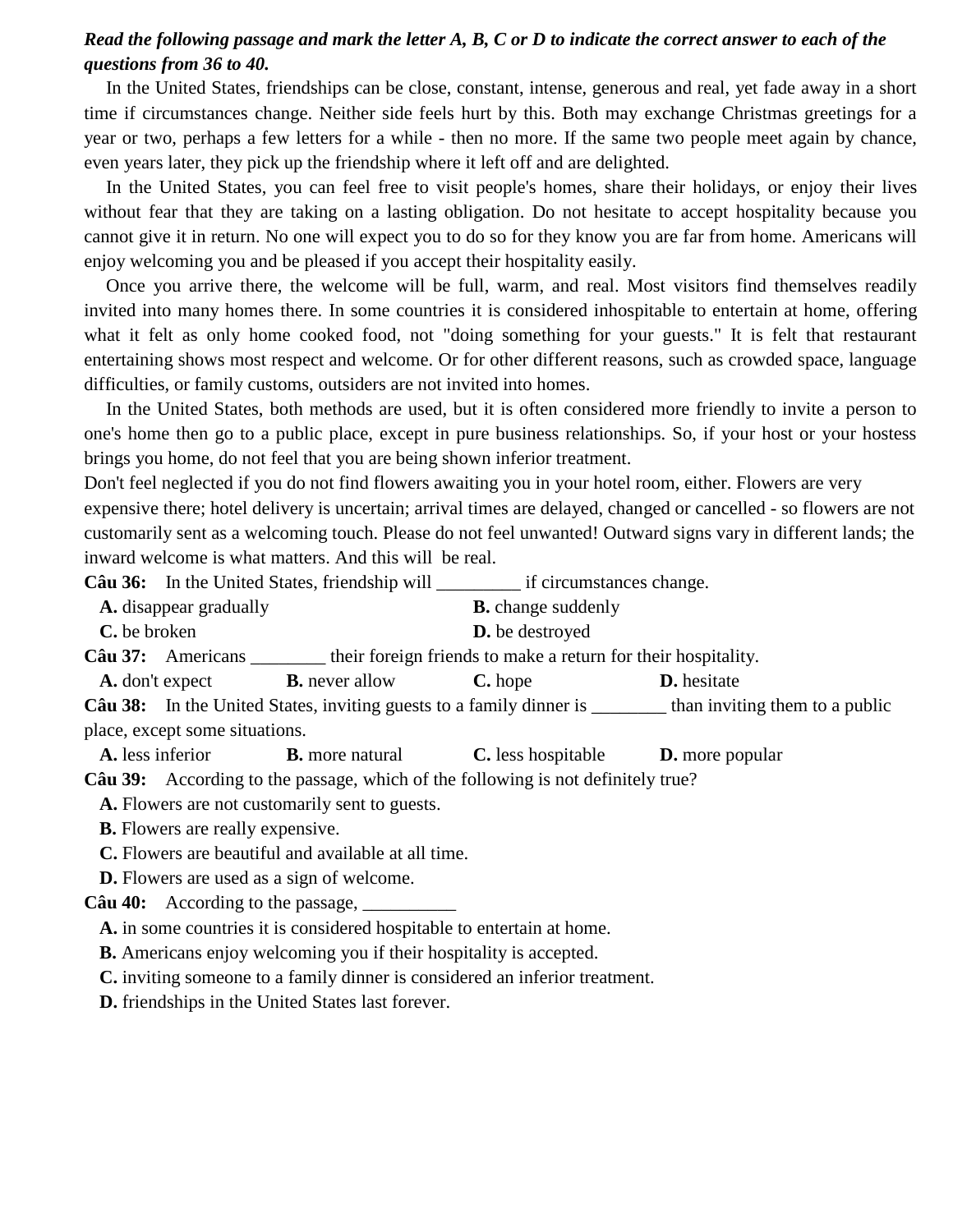***Read the following passage and mark the letter A, B, C or D to indicate the correct answer to each of the questions from 36 to 40.***

In the United States, friendships can be close, constant, intense, generous and real, yet fade away in a short time if circumstances change. Neither side feels hurt by this. Both may exchange Christmas greetings for a year or two, perhaps a few letters for a while - then no more. If the same two people meet again by chance, even years later, they pick up the friendship where it left off and are delighted.

In the United States, you can feel free to visit people's homes, share their holidays, or enjoy their lives without fear that they are taking on a lasting obligation. Do not hesitate to accept hospitality because you cannot give it in return. No one will expect you to do so for they know you are far from home. Americans will enjoy welcoming you and be pleased if you accept their hospitality easily.

Once you arrive there, the welcome will be full, warm, and real. Most visitors find themselves readily invited into many homes there. In some countries it is considered inhospitable to entertain at home, offering what it felt as only home cooked food, not "doing something for your guests." It is felt that restaurant entertaining shows most respect and welcome. Or for other different reasons, such as crowded space, language difficulties, or family customs, outsiders are not invited into homes.

In the United States, both methods are used, but it is often considered more friendly to invite a person to one's home then go to a public place, except in pure business relationships. So, if your host or your hostess brings you home, do not feel that you are being shown inferior treatment.

Don't feel neglected if you do not find flowers awaiting you in your hotel room, either. Flowers are very expensive there; hotel delivery is uncertain; arrival times are delayed, changed or cancelled - so flowers are not customarily sent as a welcoming touch. Please do not feel unwanted! Outward signs vary in different lands; the inward welcome is what matters. And this will be real.

**Câu 36:** In the United States, friendship will _________ if circumstances change.

**A.** disappear gradually
**B.** change suddenly
**C.** be broken
**D.** be destroyed

**Câu 37:** Americans ________ their foreign friends to make a return for their hospitality.

**A.** don't expect
**B.** never allow
**C.** hope
**D.** hesitate

**Câu 38:** In the United States, inviting guests to a family dinner is ________ than inviting them to a public place, except some situations.

**A.** less inferior
**B.** more natural
**C.** less hospitable
**D.** more popular

**Câu 39:** According to the passage, which of the following is not definitely true?

**A.** Flowers are not customarily sent to guests.
**B.** Flowers are really expensive.
**C.** Flowers are beautiful and available at all time.
**D.** Flowers are used as a sign of welcome.

**Câu 40:** According to the passage, __________

**A.** in some countries it is considered hospitable to entertain at home.
**B.** Americans enjoy welcoming you if their hospitality is accepted.
**C.** inviting someone to a family dinner is considered an inferior treatment.
**D.** friendships in the United States last forever.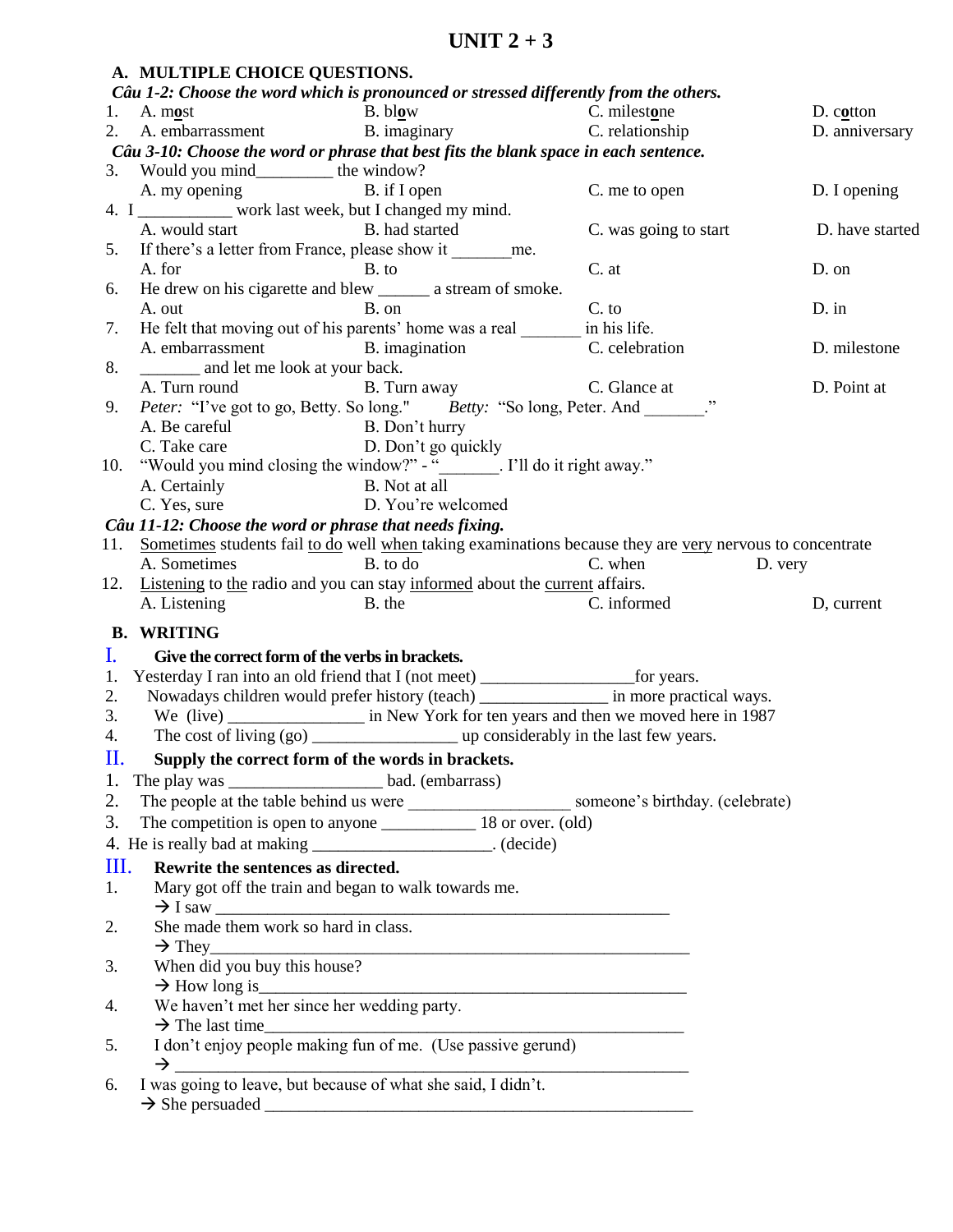# UNIT 2 + 3

## A. MULTIPLE CHOICE QUESTIONS.

***Câu 1-2: Choose the word which is pronounced or stressed differently from the others.***

1. A. m**o**st B. bl**o**w C. milest**o**ne D. c**o**tton
2. A. embarrassment B. imaginary C. relationship D. anniversary

***Câu 3-10: Choose the word or phrase that best fits the blank space in each sentence.***

3. Would you mind_________ the window?
   A. my opening B. if I open C. me to open D. I opening
4. I ___________ work last week, but I changed my mind.
   A. would start B. had started C. was going to start D. have started
5. If there's a letter from France, please show it _______me.
   A. for B. to C. at D. on
6. He drew on his cigarette and blew ______ a stream of smoke.
   A. out B. on C. to D. in
7. He felt that moving out of his parents' home was a real _______ in his life.
   A. embarrassment B. imagination C. celebration D. milestone
8. _______ and let me look at your back.
   A. Turn round B. Turn away C. Glance at D. Point at
9. *Peter:* "I've got to go, Betty. So long." *Betty:* "So long, Peter. And _______."
   A. Be careful B. Don't hurry
   C. Take care D. Don't go quickly
10. "Would you mind closing the window?" - "_______. I'll do it right away."
    A. Certainly B. Not at all
    C. Yes, sure D. You're welcomed

***Câu 11-12: Choose the word or phrase that needs fixing.***

11. <u>Sometimes</u> students fail <u>to do</u> well <u>when</u> taking examinations because they are <u>very</u> nervous to concentrate
    A. Sometimes B. to do C. when D. very
12. <u>Listening</u> to <u>the</u> radio and you can stay <u>informed</u> about the <u>current</u> affairs.
    A. Listening B. the C. informed D, current

## B. WRITING

### I. Give the correct form of the verbs in brackets.

1. Yesterday I ran into an old friend that I (not meet) _________________for years.
2. Nowadays children would prefer history (teach) _______________ in more practical ways.
3. We (live) _____________ in New York for ten years and then we moved here in 1987
4. The cost of living (go) ________________ up considerably in the last few years.

### II. Supply the correct form of the words in brackets.

1. The play was _________________ bad. (embarrass)
2. The people at the table behind us were __________________ someone's birthday. (celebrate)
3. The competition is open to anyone ___________ 18 or over. (old)
4. He is really bad at making ____________________. (decide)

### III. Rewrite the sentences as directed.

1. Mary got off the train and began to walk towards me.
   → I saw ____________________________________________________
2. She made them work so hard in class.
   → They_____________________________________________________
3. When did you buy this house?
   → How long is_______________________________________________
4. We haven't met her since her wedding party.
   → The last time______________________________________________
5. I don't enjoy people making fun of me. (Use passive gerund)
   → ________________________________________________________
6. I was going to leave, but because of what she said, I didn't.
   → She persuaded ____________________________________________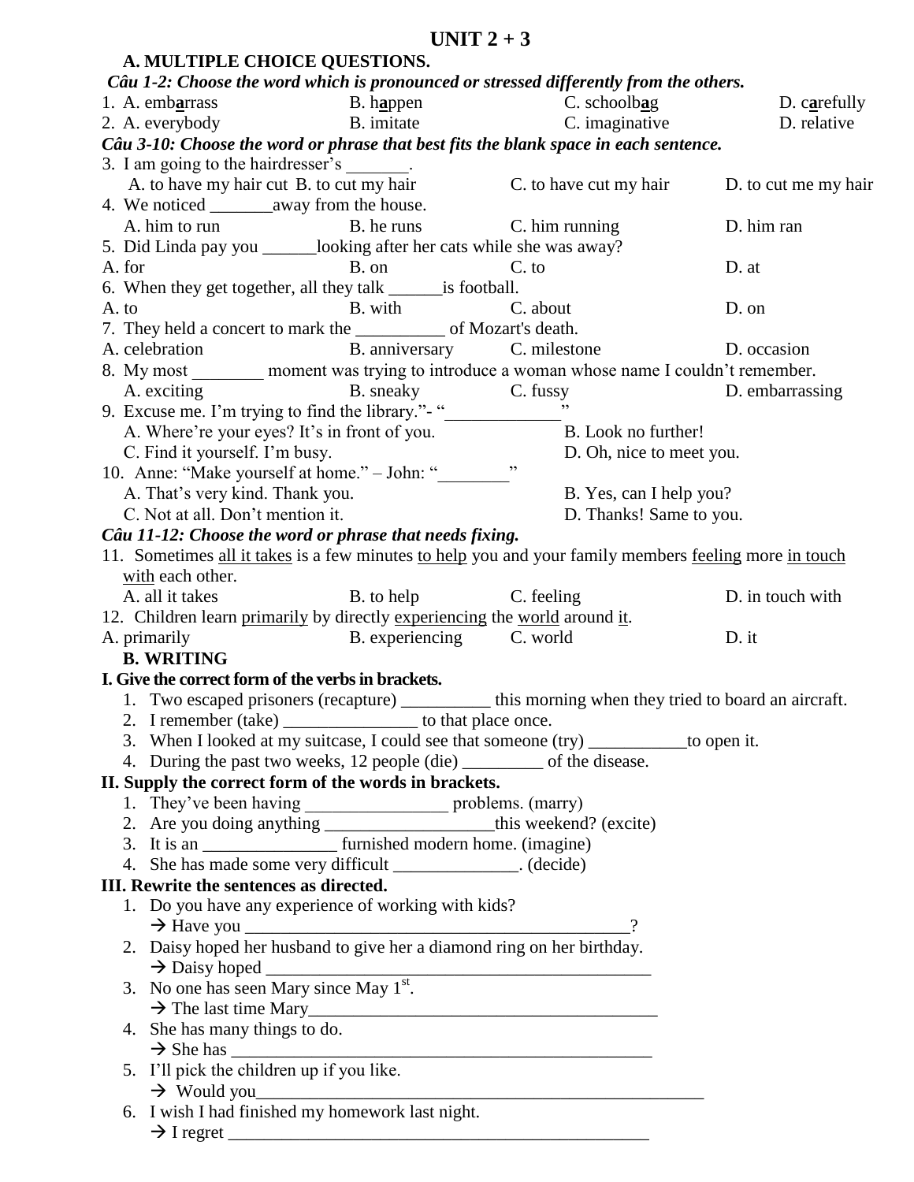# UNIT 2 + 3

## A. MULTIPLE CHOICE QUESTIONS.

***Câu 1-2: Choose the word which is pronounced or stressed differently from the others.***

1. A. emb**a**rrass B. h**a**ppen C. schoolb**a**g D. c**a**refully
2. A. everybody B. imitate C. imaginative D. relative

***Câu 3-10: Choose the word or phrase that best fits the blank space in each sentence.***

3. I am going to the hairdresser's _______.
   A. to have my hair cut B. to cut my hair C. to have cut my hair D. to cut me my hair
4. We noticed _______away from the house.
   A. him to run B. he runs C. him running D. him ran
5. Did Linda pay you ______looking after her cats while she was away?
   A. for B. on C. to D. at
6. When they get together, all they talk ______is football.
   A. to B. with C. about D. on
7. They held a concert to mark the __________ of Mozart's death.
   A. celebration B. anniversary C. milestone D. occasion
8. My most ________ moment was trying to introduce a woman whose name I couldn't remember.
   A. exciting B. sneaky C. fussy D. embarrassing
9. Excuse me. I'm trying to find the library."- "_____________"
   A. Where're your eyes? It's in front of you. B. Look no further!
   C. Find it yourself. I'm busy. D. Oh, nice to meet you.
10. Anne: "Make yourself at home." – John: "________"
    A. That's very kind. Thank you. B. Yes, can I help you?
    C. Not at all. Don't mention it. D. Thanks! Same to you.

***Câu 11-12: Choose the word or phrase that needs fixing.***

11. Sometimes <u>all it takes</u> is a few minutes <u>to help</u> you and your family members <u>feeling</u> more <u>in touch with</u> each other.
    A. all it takes B. to help C. feeling D. in touch with
12. Children learn <u>primarily</u> by directly <u>experiencing</u> the <u>world</u> around <u>it</u>.
    A. primarily B. experiencing C. world D. it

## B. WRITING

### I. Give the correct form of the verbs in brackets.

1. Two escaped prisoners (recapture) __________ this morning when they tried to board an aircraft.
2. I remember (take) _______________ to that place once.
3. When I looked at my suitcase, I could see that someone (try) ___________to open it.
4. During the past two weeks, 12 people (die) _________ of the disease.

### II. Supply the correct form of the words in brackets.

1. They've been having ________________ problems. (marry)
2. Are you doing anything ___________________this weekend? (excite)
3. It is an _______________ furnished modern home. (imagine)
4. She has made some very difficult ______________. (decide)

### III. Rewrite the sentences as directed.

1. Do you have any experience of working with kids?
   → Have you ____________________________________________?
2. Daisy hoped her husband to give her a diamond ring on her birthday.
   → Daisy hoped ____________________________________________
3. No one has seen Mary since May 1st.
   → The last time Mary________________________________________
4. She has many things to do.
   → She has ________________________________________________
5. I'll pick the children up if you like.
   → Would you_____________________________________________________
6. I wish I had finished my homework last night.
   → I regret ________________________________________________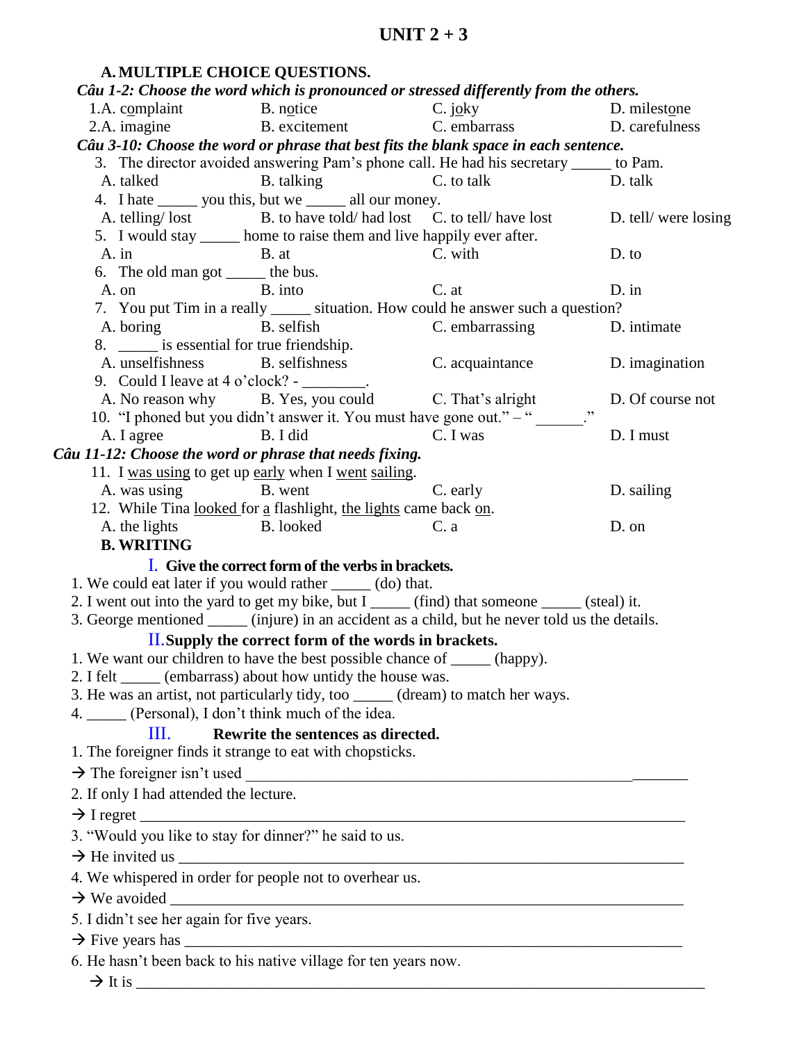# UNIT 2 + 3

## A. MULTIPLE CHOICE QUESTIONS.

***Câu 1-2: Choose the word which is pronounced or stressed differently from the others.***

1. A. complaint B. notice C. joky D. milestone
2. A. imagine B. excitement C. embarrass D. carefulness

***Câu 3-10: Choose the word or phrase that best fits the blank space in each sentence.***

3. The director avoided answering Pam's phone call. He had his secretary _____ to Pam.
   A. talked B. talking C. to talk D. talk
4. I hate _____ you this, but we _____ all our money.
   A. telling/ lost B. to have told/ had lost C. to tell/ have lost D. tell/ were losing
5. I would stay _____ home to raise them and live happily ever after.
   A. in B. at C. with D. to
6. The old man got _____ the bus.
   A. on B. into C. at D. in
7. You put Tim in a really _____ situation. How could he answer such a question?
   A. boring B. selfish C. embarrassing D. intimate
8. _____ is essential for true friendship.
   A. unselfishness B. selfishness C. acquaintance D. imagination
9. Could I leave at 4 o'clock? - ________.
   A. No reason why B. Yes, you could C. That's alright D. Of course not
10. "I phoned but you didn't answer it. You must have gone out." – " ______."
    A. I agree B. I did C. I was D. I must

***Câu 11-12: Choose the word or phrase that needs fixing.***

11. I <u>was using</u> to get up <u>early</u> when I <u>went</u> <u>sailing</u>.
    A. was using B. went C. early D. sailing
12. While Tina <u>looked</u> for <u>a</u> flashlight, <u>the lights</u> came back <u>on</u>.
    A. the lights B. looked C. a D. on

## B. WRITING

### I. Give the correct form of the verbs in brackets.

1. We could eat later if you would rather _____ (do) that.
2. I went out into the yard to get my bike, but I _____ (find) that someone _____ (steal) it.
3. George mentioned _____ (injure) in an accident as a child, but he never told us the details.

### II. Supply the correct form of the words in brackets.

1. We want our children to have the best possible chance of _____ (happy).
2. I felt _____ (embarrass) about how untidy the house was.
3. He was an artist, not particularly tidy, too _____ (dream) to match her ways.
4. _____ (Personal), I don't think much of the idea.

### III. Rewrite the sentences as directed.

1. The foreigner finds it strange to eat with chopsticks.
→ The foreigner isn't used ___________________________________________________
2. If only I had attended the lecture.
→ I regret _______________________________________________________________
3. "Would you like to stay for dinner?" he said to us.
→ He invited us ___________________________________________________________
4. We whispered in order for people not to overhear us.
→ We avoided _____________________________________________________________
5. I didn't see her again for five years.
→ Five years has ___________________________________________________________
6. He hasn't been back to his native village for ten years now.
→ It is ___________________________________________________________________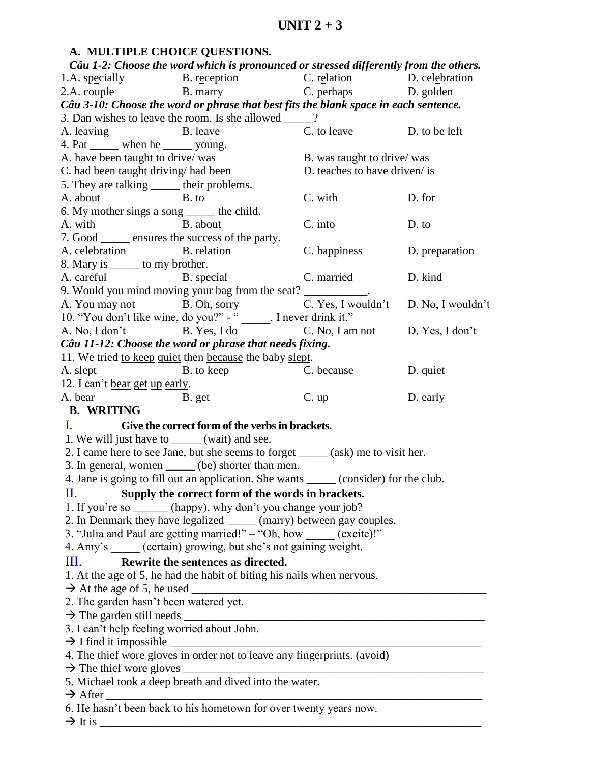# UNIT 2 + 3

## A. MULTIPLE CHOICE QUESTIONS.

***Câu 1-2: Choose the word which is pronounced or stressed differently from the others.***

1.A. sp<u>e</u>cially B. r<u>e</u>ception C. r<u>e</u>lation D. cel<u>e</u>bration

2.A. couple B. marry C. perhaps D. golden

***Câu 3-10: Choose the word or phrase that best fits the blank space in each sentence.***

3. Dan wishes to leave the room. Is she allowed _____?

A. leaving B. leave C. to leave D. to be left

4. Pat _____ when he _____ young.

A. have been taught to drive/ was B. was taught to drive/ was
C. had been taught driving/ had been D. teaches to have driven/ is

5. They are talking _____ their problems.

A. about B. to C. with D. for

6. My mother sings a song _____ the child.

A. with B. about C. into D. to

7. Good _____ ensures the success of the party.

A. celebration B. relation C. happiness D. preparation

8. Mary is _____ to my brother.

A. careful B. special C. married D. kind

9. Would you mind moving your bag from the seat? ___________.

A. You may not B. Oh, sorry C. Yes, I wouldn't D. No, I wouldn't

10. "You don't like wine, do you?" - " _____. I never drink it."

A. No, I don't B. Yes, I do C. No, I am not D. Yes, I don't

***Câu 11-12: Choose the word or phrase that needs fixing.***

11. We tried <u>to keep</u> <u>quiet</u> then <u>because</u> the baby <u>slept</u>.

A. slept B. to keep C. because D. quiet

12. I can't <u>bear</u> <u>get</u> <u>up</u> <u>early</u>.

A. bear B. get C. up D. early

## B. WRITING

### I. Give the correct form of the verbs in brackets.

1. We will just have to _____ (wait) and see.
2. I came here to see Jane, but she seems to forget _____ (ask) me to visit her.
3. In general, women _____ (be) shorter than men.
4. Jane is going to fill out an application. She wants _____ (consider) for the club.

### II. Supply the correct form of the words in brackets.

1. If you're so ______ (happy), why don't you change your job?
2. In Denmark they have legalized _____ (marry) between gay couples.
3. "Julia and Paul are getting married!" – "Oh, how _____ (excite)!"
4. Amy's _____ (certain) growing, but she's not gaining weight.

### III. Rewrite the sentences as directed.

1. At the age of 5, he had the habit of biting his nails when nervous.

→ At the age of 5, he used ____________________________________________________

2. The garden hasn't been watered yet.

→ The garden still needs ______________________________________________________

3. I can't help feeling worried about John.

→ I find it impossible ________________________________________________________

4. The thief wore gloves in order not to leave any fingerprints. (avoid)

→ The thief wore gloves ______________________________________________________

5. Michael took a deep breath and dived into the water.

→ After ___________________________________________________________________

6. He hasn't been back to his hometown for over twenty years now.

→ It is ___________________________________________________________________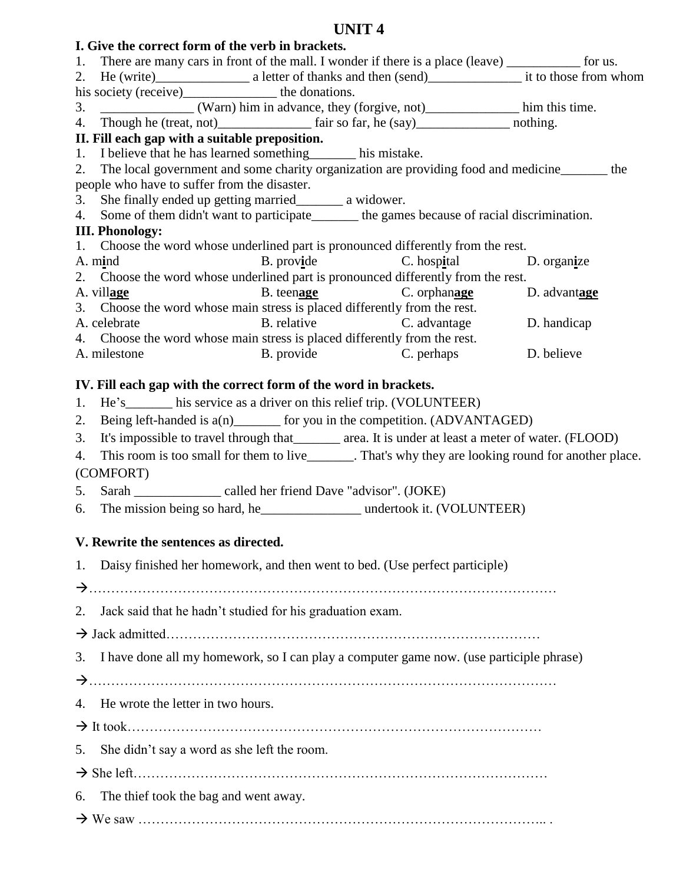# UNIT 4

**I. Give the correct form of the verb in brackets.**

1. There are many cars in front of the mall. I wonder if there is a place (leave) ___________ for us.
2. He (write)______________ a letter of thanks and then (send)______________ it to those from whom his society (receive)______________ the donations.
3. ______________ (Warn) him in advance, they (forgive, not)______________ him this time.
4. Though he (treat, not)______________ fair so far, he (say)______________ nothing.

**II. Fill each gap with a suitable preposition.**

1. I believe that he has learned something_______ his mistake.
2. The local government and some charity organization are providing food and medicine_______ the people who have to suffer from the disaster.
3. She finally ended up getting married_______ a widower.
4. Some of them didn't want to participate_______ the games because of racial discrimination.

**III. Phonology:**

1. Choose the word whose underlined part is pronounced differently from the rest.

A. m**i**nd B. prov**i**de C. hosp**i**tal D. organ**i**ze

2. Choose the word whose underlined part is pronounced differently from the rest.

A. vill**age** B. teen**age** C. orphan**age** D. advant**age**

3. Choose the word whose main stress is placed differently from the rest.

A. celebrate B. relative C. advantage D. handicap

4. Choose the word whose main stress is placed differently from the rest.

A. milestone B. provide C. perhaps D. believe

**IV. Fill each gap with the correct form of the word in brackets.**

1. He's_______ his service as a driver on this relief trip. (VOLUNTEER)
2. Being left-handed is a(n)_______ for you in the competition. (ADVANTAGED)
3. It's impossible to travel through that_______ area. It is under at least a meter of water. (FLOOD)
4. This room is too small for them to live_______. That's why they are looking round for another place. (COMFORT)
5. Sarah _____________ called her friend Dave "advisor". (JOKE)
6. The mission being so hard, he_______________ undertook it. (VOLUNTEER)

**V. Rewrite the sentences as directed.**

1. Daisy finished her homework, and then went to bed. (Use perfect participle)

→…………………………………………………………………………………………

2. Jack said that he hadn't studied for his graduation exam.

→ Jack admitted…………………………………………………………………………

3. I have done all my homework, so I can play a computer game now. (use participle phrase)

→…………………………………………………………………………………………

4. He wrote the letter in two hours.

→ It took…………………………………………………………………………………

5. She didn't say a word as she left the room.

→ She left…………………………………………………………………………………

6. The thief took the bag and went away.

→ We saw ……………………………………………………………………………….. .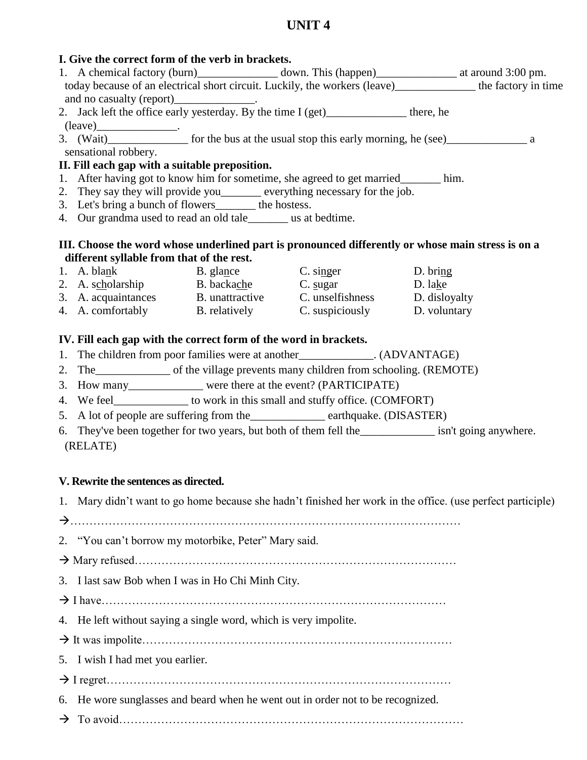# UNIT 4

**I. Give the correct form of the verb in brackets.**

1. A chemical factory (burn)______________ down. This (happen)______________ at around 3:00 pm. today because of an electrical short circuit. Luckily, the workers (leave)______________ the factory in time and no casualty (report)______________.
2. Jack left the office early yesterday. By the time I (get)______________ there, he (leave)______________.
3. (Wait)______________ for the bus at the usual stop this early morning, he (see)______________ a sensational robbery.

**II. Fill each gap with a suitable preposition.**

1. After having got to know him for sometime, she agreed to get married_______ him.
2. They say they will provide you_______ everything necessary for the job.
3. Let's bring a bunch of flowers_______ the hostess.
4. Our grandma used to read an old tale_______ us at bedtime.

**III. Choose the word whose underlined part is pronounced differently or whose main stress is on a different syllable from that of the rest.**

| | | | | |
|---|---|---|---|---|
| 1. | A. bla<u>n</u>k | B. gla<u>n</u>ce | C. si<u>ng</u>er | D. bri<u>ng</u> |
| 2. | A. s<u>ch</u>olarship | B. backa<u>ch</u>e | C. <u>s</u>ugar | D. la<u>k</u>e |
| 3. | A. acquaintances | B. unattractive | C. unselfishness | D. disloyalty |
| 4. | A. comfortably | B. relatively | C. suspiciously | D. voluntary |

**IV. Fill each gap with the correct form of the word in brackets.**

1. The children from poor families were at another_____________. (ADVANTAGE)
2. The_____________ of the village prevents many children from schooling. (REMOTE)
3. How many_____________ were there at the event? (PARTICIPATE)
4. We feel_____________ to work in this small and stuffy office. (COMFORT)
5. A lot of people are suffering from the_____________ earthquake. (DISASTER)
6. They've been together for two years, but both of them fell the_____________ isn't going anywhere. (RELATE)

**V. Rewrite the sentences as directed.**

1. Mary didn't want to go home because she hadn't finished her work in the office. (use perfect participle)

→……………………………………………………………………………………

2. "You can't borrow my motorbike, Peter" Mary said.

→ Mary refused…………………………………………………………………………

3. I last saw Bob when I was in Ho Chi Minh City.

→ I have………………………………………………………………………………

4. He left without saying a single word, which is very impolite.

→ It was impolite………………………………………………………………………

5. I wish I had met you earlier.

→ I regret………………………………………………………………………………

6. He wore sunglasses and beard when he went out in order not to be recognized.

→ To avoid………………………………………………………………………………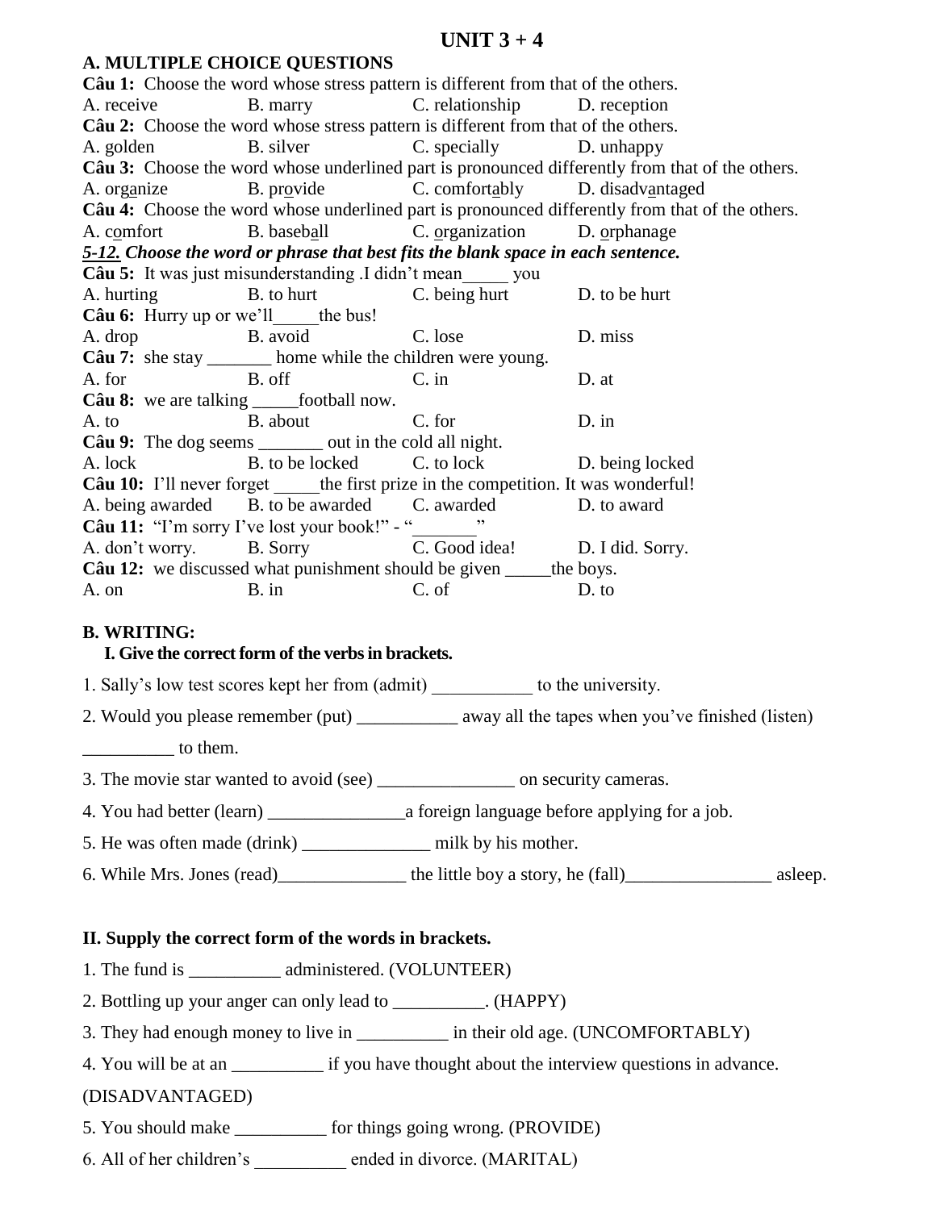# UNIT 3 + 4

## A. MULTIPLE CHOICE QUESTIONS

**Câu 1:** Choose the word whose stress pattern is different from that of the others.

A. receive B. marry C. relationship D. reception

**Câu 2:** Choose the word whose stress pattern is different from that of the others.

A. golden B. silver C. specially D. unhappy

**Câu 3:** Choose the word whose underlined part is pronounced differently from that of the others.

A. org<u>a</u>nize B. pr<u>o</u>vide C. comfort<u>a</u>bly D. disadv<u>a</u>ntaged

**Câu 4:** Choose the word whose underlined part is pronounced differently from that of the others.

A. c<u>o</u>mfort B. baseb<u>a</u>ll C. <u>o</u>rganization D. <u>o</u>rphanage

***<u>5-12.</u> Choose the word or phrase that best fits the blank space in each sentence.***

**Câu 5:** It was just misunderstanding .I didn't mean_____ you

A. hurting B. to hurt C. being hurt D. to be hurt

**Câu 6:** Hurry up or we'll_____the bus!

A. drop B. avoid C. lose D. miss

**Câu 7:** she stay _______ home while the children were young.

A. for B. off C. in D. at

**Câu 8:** we are talking _____football now.

A. to B. about C. for D. in

**Câu 9:** The dog seems _______ out in the cold all night.

A. lock B. to be locked C. to lock D. being locked

**Câu 10:** I'll never forget _____the first prize in the competition. It was wonderful!

A. being awarded B. to be awarded C. awarded D. to award

**Câu 11:** "I'm sorry I've lost your book!" - "_______"

A. don't worry. B. Sorry C. Good idea! D. I did. Sorry.

**Câu 12:** we discussed what punishment should be given _____the boys.

A. on B. in C. of D. to

## B. WRITING:

### I. Give the correct form of the verbs in brackets.

1. Sally's low test scores kept her from (admit) ___________ to the university.
2. Would you please remember (put) ___________ away all the tapes when you've finished (listen) __________ to them.
3. The movie star wanted to avoid (see) _______________ on security cameras.
4. You had better (learn) _______________a foreign language before applying for a job.
5. He was often made (drink) ______________ milk by his mother.
6. While Mrs. Jones (read)______________ the little boy a story, he (fall)________________ asleep.

### II. Supply the correct form of the words in brackets.

1. The fund is __________ administered. (VOLUNTEER)
2. Bottling up your anger can only lead to __________. (HAPPY)
3. They had enough money to live in __________ in their old age. (UNCOMFORTABLY)
4. You will be at an __________ if you have thought about the interview questions in advance. (DISADVANTAGED)
5. You should make __________ for things going wrong. (PROVIDE)
6. All of her children's __________ ended in divorce. (MARITAL)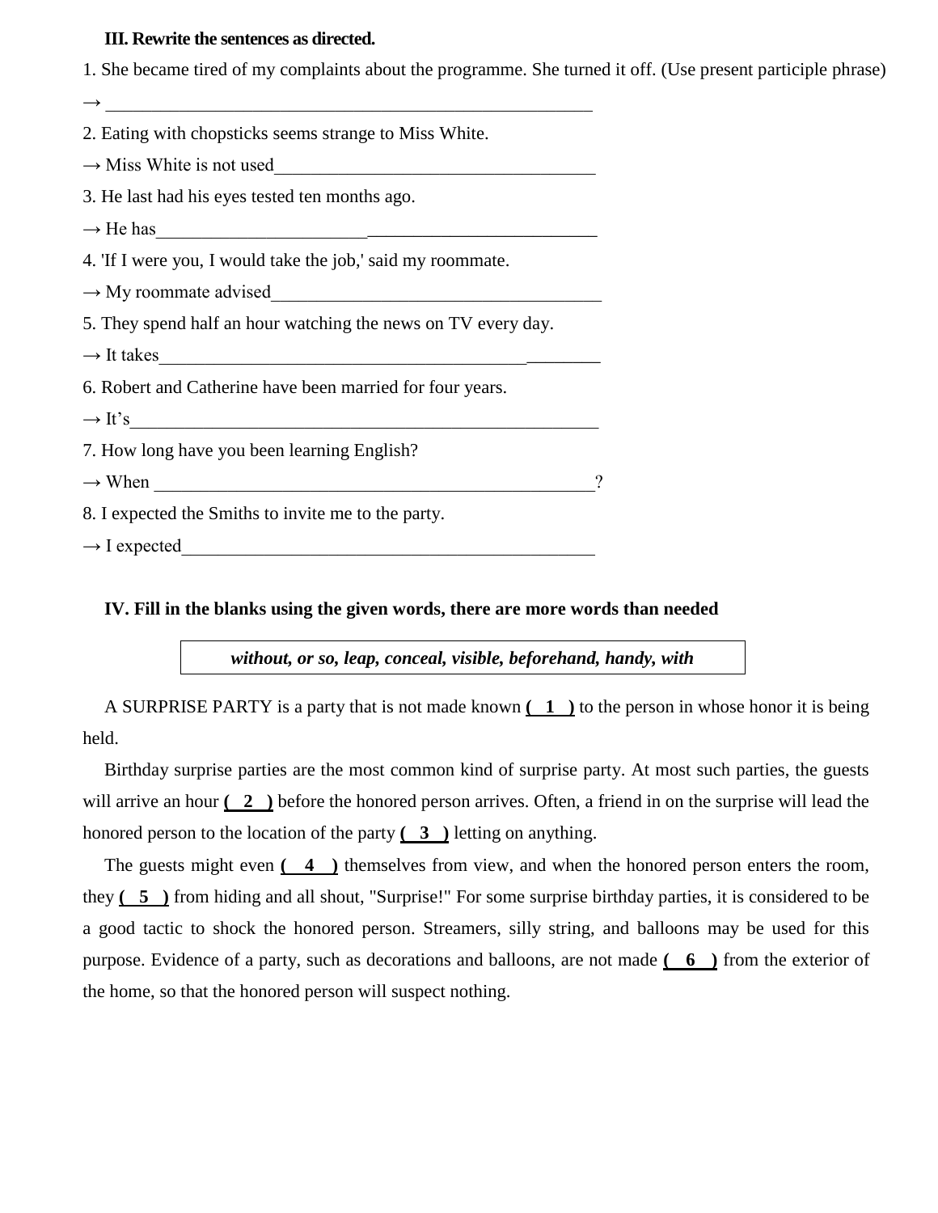**III. Rewrite the sentences as directed.**

1. She became tired of my complaints about the programme. She turned it off. (Use present participle phrase)

→ ________________________________________________________

2. Eating with chopsticks seems strange to Miss White.

→ Miss White is not used_____________________________________

3. He last had his eyes tested ten months ago.

→ He has__________________________________________________

4. 'If I were you, I would take the job,' said my roommate.

→ My roommate advised______________________________________

5. They spend half an hour watching the news on TV every day.

→ It takes_________________________________________________

6. Robert and Catherine have been married for four years.

→ It's_____________________________________________________

7. How long have you been learning English?

→ When ___________________________________________________?

8. I expected the Smiths to invite me to the party.

→ I expected_______________________________________________

**IV. Fill in the blanks using the given words, there are more words than needed**

| ***without, or so, leap, conceal, visible, beforehand, handy, with*** |
|---|

A SURPRISE PARTY is a party that is not made known **( 1 )** to the person in whose honor it is being held.

Birthday surprise parties are the most common kind of surprise party. At most such parties, the guests will arrive an hour **( 2 )** before the honored person arrives. Often, a friend in on the surprise will lead the honored person to the location of the party **( 3 )** letting on anything.

The guests might even **( 4 )** themselves from view, and when the honored person enters the room, they **( 5 )** from hiding and all shout, "Surprise!" For some surprise birthday parties, it is considered to be a good tactic to shock the honored person. Streamers, silly string, and balloons may be used for this purpose. Evidence of a party, such as decorations and balloons, are not made **( 6 )** from the exterior of the home, so that the honored person will suspect nothing.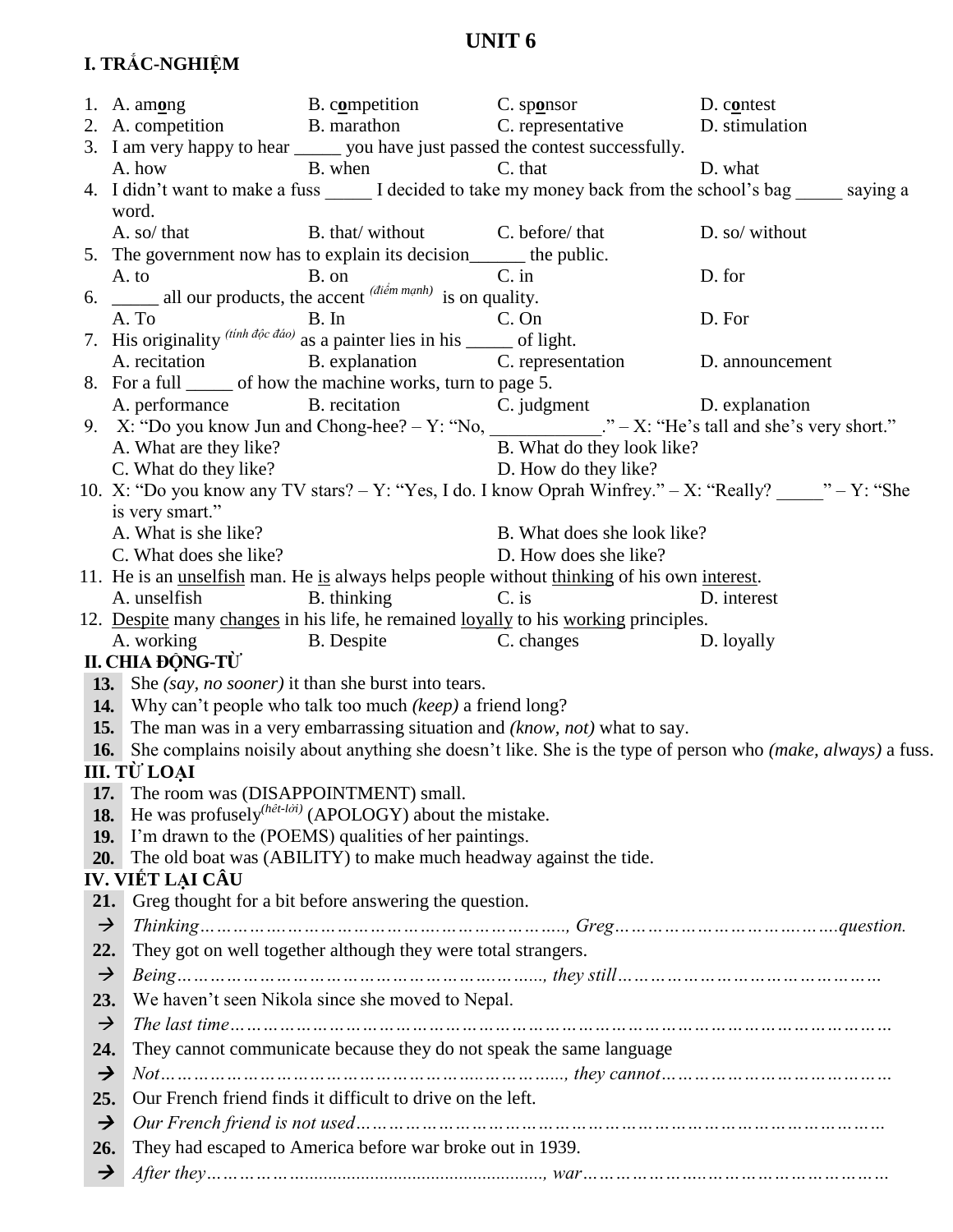# UNIT 6

## I. TRẮC-NGHIỆM

1. A. am**<u>o</u>**ng    B. c**<u>o</u>**mpetition    C. sp**<u>o</u>**nsor    D. c**<u>o</u>**ntest
2. A. competition    B. marathon    C. representative    D. stimulation
3. I am very happy to hear _____ you have just passed the contest successfully.
   A. how    B. when    C. that    D. what
4. I didn't want to make a fuss _____ I decided to take my money back from the school's bag _____ saying a word.
   A. so/ that    B. that/ without    C. before/ that    D. so/ without
5. The government now has to explain its decision______ the public.
   A. to    B. on    C. in    D. for
6. _____ all our products, the accent *(điểm mạnh)* is on quality.
   A. To    B. In    C. On    D. For
7. His originality *(tính độc đáo)* as a painter lies in his _____ of light.
   A. recitation    B. explanation    C. representation    D. announcement
8. For a full _____ of how the machine works, turn to page 5.
   A. performance    B. recitation    C. judgment    D. explanation
9. X: "Do you know Jun and Chong-hee? – Y: "No, ____________." – X: "He's tall and she's very short."
   A. What are they like?    B. What do they look like?
   C. What do they like?    D. How do they like?
10. X: "Do you know any TV stars? – Y: "Yes, I do. I know Oprah Winfrey." – X: "Really? _____" – Y: "She is very smart."
    A. What is she like?    B. What does she look like?
    C. What does she like?    D. How does she like?
11. He is an <u>unselfish</u> man. He <u>is</u> always helps people without <u>thinking</u> of his own <u>interest</u>.
    A. unselfish    B. thinking    C. is    D. interest
12. <u>Despite</u> many <u>changes</u> in his life, he remained <u>loyally</u> to his <u>working</u> principles.
    A. working    B. Despite    C. changes    D. loyally

## II. CHIA ĐỘNG-TỪ

13. She *(say, no sooner)* it than she burst into tears.
14. Why can't people who talk too much *(keep)* a friend long?
15. The man was in a very embarrassing situation and *(know, not)* what to say.
16. She complains noisily about anything she doesn't like. She is the type of person who *(make, always)* a fuss.

## III. TỪ LOẠI

17. The room was (DISAPPOINTMENT) small.
18. He was profusely*(hết-lời)* (APOLOGY) about the mistake.
19. I'm drawn to the (POEMS) qualities of her paintings.
20. The old boat was (ABILITY) to make much headway against the tide.

## IV. VIẾT LẠI CÂU

21. Greg thought for a bit before answering the question.
    → *Thinking……………………………………………………………, Greg……………………………………question.*
22. They got on well together although they were total strangers.
    → *Being………………………………………………………., they still…………………………………………*
23. We haven't seen Nikola since she moved to Nepal.
    → *The last time……………………………………………………………………………………………………*
24. They cannot communicate because they do not speak the same language
    → *Not……………………………………………………………., they cannot……………………………………*
25. Our French friend finds it difficult to drive on the left.
    → *Our French friend is not used…………………………………………………………………………………*
26. They had escaped to America before war broke out in 1939.
    → *After they……………………………………………………., war………………………………………………*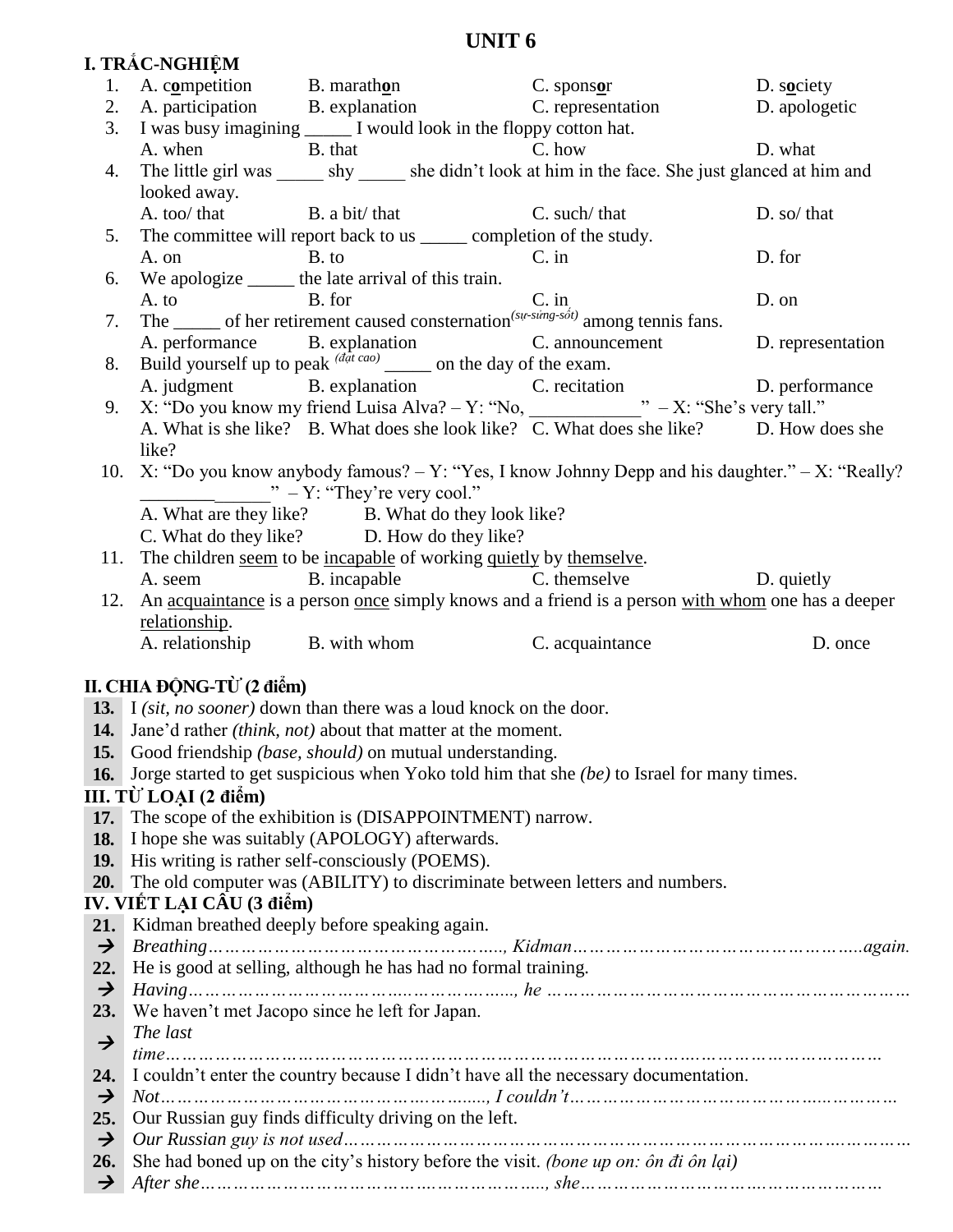# UNIT 6

## I. TRẮC-NGHIỆM

1. A. c**o**mpetition B. marath**o**n C. spons**o**r D. s**o**ciety
2. A. participation B. explanation C. representation D. apologetic
3. I was busy imagining _____ I would look in the floppy cotton hat.
   A. when B. that C. how D. what
4. The little girl was _____ shy _____ she didn't look at him in the face. She just glanced at him and looked away.
   A. too/ that B. a bit/ that C. such/ that D. so/ that
5. The committee will report back to us _____ completion of the study.
   A. on B. to C. in D. for
6. We apologize _____ the late arrival of this train.
   A. to B. for C. in D. on
7. The _____ of her retirement caused consternation(sự-sửng-sốt) among tennis fans.
   A. performance B. explanation C. announcement D. representation
8. Build yourself up to peak (đạt cao) _____ on the day of the exam.
   A. judgment B. explanation C. recitation D. performance
9. X: "Do you know my friend Luisa Alva? – Y: "No, ____________" – X: "She's very tall."
   A. What is she like? B. What does she look like? C. What does she like? D. How does she like?
10. X: "Do you know anybody famous? – Y: "Yes, I know Johnny Depp and his daughter." – X: "Really? ______________" – Y: "They're very cool."
    A. What are they like? B. What do they look like?
    C. What do they like? D. How do they like?
11. The children <u>seem</u> to be <u>incapable</u> of working <u>quietly</u> by <u>themselve</u>.
    A. seem B. incapable C. themselve D. quietly
12. An <u>acquaintance</u> is a person <u>once</u> simply knows and a friend is a person <u>with whom</u> one has a deeper <u>relationship</u>.
    A. relationship B. with whom C. acquaintance D. once

## II. CHIA ĐỘNG-TỪ (2 điểm)

**13.** I *(sit, no sooner)* down than there was a loud knock on the door.

**14.** Jane'd rather *(think, not)* about that matter at the moment.

**15.** Good friendship *(base, should)* on mutual understanding.

**16.** Jorge started to get suspicious when Yoko told him that she *(be)* to Israel for many times.

## III. TỪ LOẠI (2 điểm)

**17.** The scope of the exhibition is (DISAPPOINTMENT) narrow.

**18.** I hope she was suitably (APOLOGY) afterwards.

**19.** His writing is rather self-consciously (POEMS).

**20.** The old computer was (ABILITY) to discriminate between letters and numbers.

## IV. VIẾT LẠI CÂU (3 điểm)

**21.** Kidman breathed deeply before speaking again.
→ *Breathing………………………………………………., Kidman………………………………………………again.*

**22.** He is good at selling, although he has had no formal training.
→ *Having…………………………………………………….., he …………………………………………………………*

**23.** We haven't met Jacopo since he left for Japan.
→ *The last time………………………………………………………………………………………………………………*

**24.** I couldn't enter the country because I didn't have all the necessary documentation.
→ *Not…………………………………………………., I couldn't……………………………………………………*

**25.** Our Russian guy finds difficulty driving on the left.
→ *Our Russian guy is not used………………………………………………………………………………………*

**26.** She had boned up on the city's history before the visit. *(bone up on: ôn đi ôn lại)*
→ *After she………………………………………………………., she…………………………………………………*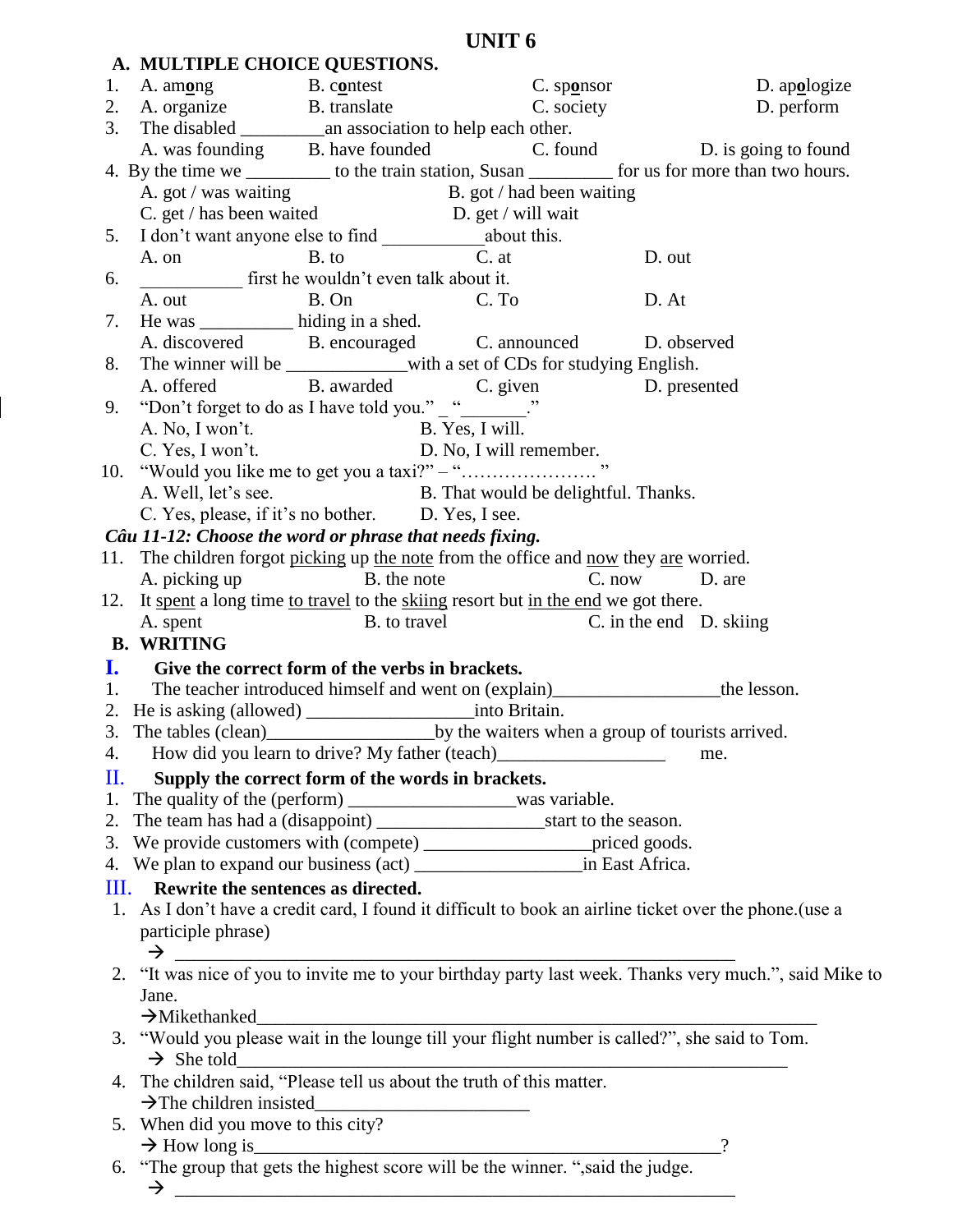# UNIT 6

## A. MULTIPLE CHOICE QUESTIONS.

1. A. am**o**ng B. c**o**ntest C. sp**o**nsor D. ap**o**logize
2. A. organize B. translate C. society D. perform
3. The disabled _________an association to help each other.
   A. was founding B. have founded C. found D. is going to found
4. By the time we _________ to the train station, Susan _________ for us for more than two hours.
   A. got / was waiting B. got / had been waiting
   C. get / has been waited D. get / will wait
5. I don't want anyone else to find ___________about this.
   A. on B. to C. at D. out
6. ___________ first he wouldn't even talk about it.
   A. out B. On C. To D. At
7. He was __________ hiding in a shed.
   A. discovered B. encouraged C. announced D. observed
8. The winner will be _____________with a set of CDs for studying English.
   A. offered B. awarded C. given D. presented
9. "Don't forget to do as I have told you." _ "_______."
   A. No, I won't. B. Yes, I will.
   C. Yes, I won't. D. No, I will remember.
10. "Would you like me to get you a taxi?" – "…………………. "
    A. Well, let's see. B. That would be delightful. Thanks.
    C. Yes, please, if it's no bother. D. Yes, I see.

***Câu 11-12: Choose the word or phrase that needs fixing.***

11. The children forgot <u>picking</u> up <u>the note</u> from the office and <u>now</u> they <u>are</u> worried.
    A. picking up B. the note C. now D. are
12. It <u>spent</u> a long time <u>to travel</u> to the <u>skiing</u> resort but <u>in the end</u> we got there.
    A. spent B. to travel C. in the end D. skiing

## B. WRITING

### I. Give the correct form of the verbs in brackets.

1. The teacher introduced himself and went on (explain)_________________the lesson.
2. He is asking (allowed) _________________into Britain.
3. The tables (clean)_________________by the waiters when a group of tourists arrived.
4. How did you learn to drive? My father (teach)_________________ me.

### II. Supply the correct form of the words in brackets.

1. The quality of the (perform) _________________was variable.
2. The team has had a (disappoint) _________________start to the season.
3. We provide customers with (compete) _________________priced goods.
4. We plan to expand our business (act) _________________in East Africa.

### III. Rewrite the sentences as directed.

1. As I don't have a credit card, I found it difficult to book an airline ticket over the phone.(use a participle phrase)
   → _______________________________________________________________
2. "It was nice of you to invite me to your birthday party last week. Thanks very much.", said Mike to Jane.
   →Mikethanked_______________________________________________________________
3. "Would you please wait in the lounge till your flight number is called?", she said to Tom.
   → She told_______________________________________________________________
4. The children said, "Please tell us about the truth of this matter.
   →The children insisted______________________
5. When did you move to this city?
   → How long is___________________________________________________?
6. "The group that gets the highest score will be the winner. ",said the judge.
   → _______________________________________________________________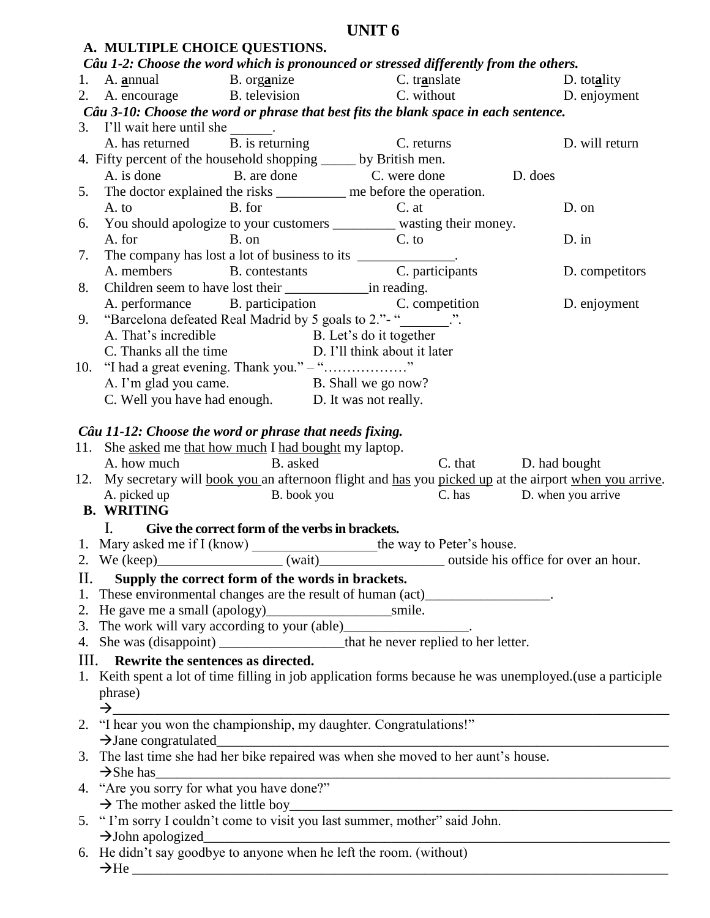# UNIT 6

## A. MULTIPLE CHOICE QUESTIONS.

***Câu 1-2: Choose the word which is pronounced or stressed differently from the others.***

1. A. **a**nnual  B. org**a**nize  C. tr**a**nslate  D. tot**a**lity
2. A. encourage  B. television  C. without  D. enjoyment

***Câu 3-10: Choose the word or phrase that best fits the blank space in each sentence.***

3. I'll wait here until she ______.
   A. has returned  B. is returning  C. returns  D. will return
4. Fifty percent of the household shopping _____ by British men.
   A. is done  B. are done  C. were done  D. does
5. The doctor explained the risks __________ me before the operation.
   A. to  B. for  C. at  D. on
6. You should apologize to your customers _________ wasting their money.
   A. for  B. on  C. to  D. in
7. The company has lost a lot of business to its ______________.
   A. members  B. contestants  C. participants  D. competitors
8. Children seem to have lost their ____________in reading.
   A. performance  B. participation  C. competition  D. enjoyment
9. "Barcelona defeated Real Madrid by 5 goals to 2."- "_______.".
   A. That's incredible  B. Let's do it together
   C. Thanks all the time  D. I'll think about it later
10. "I had a great evening. Thank you." – "………………"
    A. I'm glad you came.  B. Shall we go now?
    C. Well you have had enough.  D. It was not really.

***Câu 11-12: Choose the word or phrase that needs fixing.***

11. She <u>asked</u> me <u>that how much</u> I <u>had bought</u> my laptop.
    A. how much  B. asked  C. that  D. had bought
12. My secretary will <u>book you</u> an afternoon flight and <u>has</u> you <u>picked up</u> at the airport <u>when you arrive</u>.
    A. picked up  B. book you  C. has  D. when you arrive

## B. WRITING

### I. Give the correct form of the verbs in brackets.

1. Mary asked me if I (know) __________________the way to Peter's house.
2. We (keep)__________________ (wait)__________________ outside his office for over an hour.

### II. Supply the correct form of the words in brackets.

1. These environmental changes are the result of human (act)__________________.
2. He gave me a small (apology)__________________smile.
3. The work will vary according to your (able)__________________.
4. She was (disappoint) __________________that he never replied to her letter.

### III. Rewrite the sentences as directed.

1. Keith spent a lot of time filling in job application forms because he was unemployed.(use a participle phrase)
   →__________________________________________________________________________________
2. "I hear you won the championship, my daughter. Congratulations!"
   →Jane congratulated_______________________________________________________________
3. The last time she had her bike repaired was when she moved to her aunt's house.
   →She has__________________________________________________________________________
4. "Are you sorry for what you have done?"
   → The mother asked the little boy_____________________________________________________
5. " I'm sorry I couldn't come to visit you last summer, mother" said John.
   →John apologized_________________________________________________________________
6. He didn't say goodbye to anyone when he left the room. (without)
   →He ______________________________________________________________________________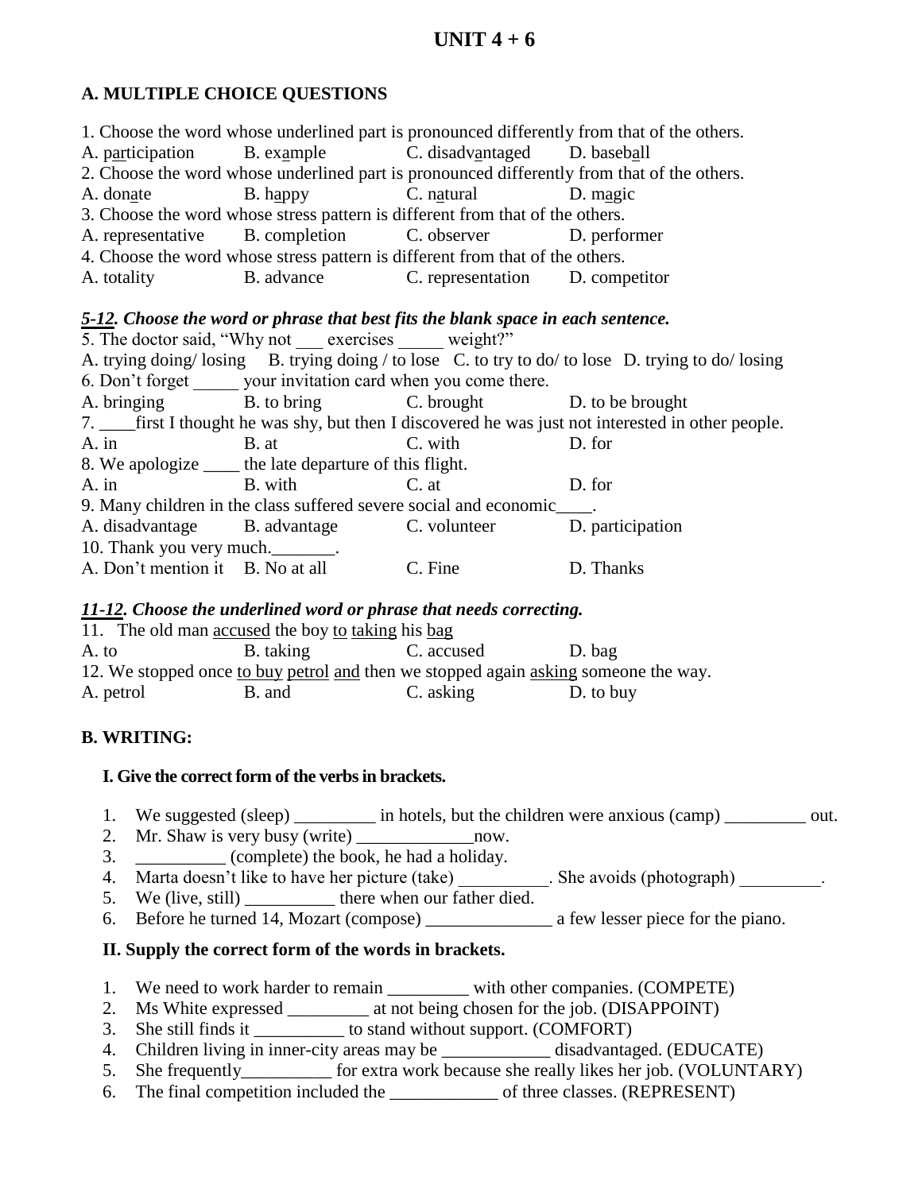# UNIT 4 + 6

## A. MULTIPLE CHOICE QUESTIONS

1. Choose the word whose underlined part is pronounced differently from that of the others.
A. p<u>ar</u>ticipation B. ex<u>a</u>mple C. disadv<u>a</u>ntaged D. baseb<u>a</u>ll
2. Choose the word whose underlined part is pronounced differently from that of the others.
A. don<u>a</u>te B. h<u>a</u>ppy C. n<u>a</u>tural D. m<u>a</u>gic
3. Choose the word whose stress pattern is different from that of the others.
A. representative B. completion C. observer D. performer
4. Choose the word whose stress pattern is different from that of the others.
A. totality B. advance C. representation D. competitor

***<u>5-12</u>. Choose the word or phrase that best fits the blank space in each sentence.***

5. The doctor said, "Why not ___ exercises _____ weight?"
A. trying doing/ losing B. trying doing / to lose C. to try to do/ to lose D. trying to do/ losing
6. Don't forget _____ your invitation card when you come there.
A. bringing B. to bring C. brought D. to be brought
7. ____first I thought he was shy, but then I discovered he was just not interested in other people.
A. in B. at C. with D. for
8. We apologize ____ the late departure of this flight.
A. in B. with C. at D. for
9. Many children in the class suffered severe social and economic____.
A. disadvantage B. advantage C. volunteer D. participation
10. Thank you very much._______.
A. Don't mention it B. No at all C. Fine D. Thanks

***<u>11-12</u>. Choose the underlined word or phrase that needs correcting.***

11. The old man <u>accused</u> the boy <u>to</u> <u>taking</u> his <u>bag</u>
A. to B. taking C. accused D. bag
12. We stopped once <u>to buy</u> <u>petrol</u> <u>and</u> then we stopped again <u>asking</u> someone the way.
A. petrol B. and C. asking D. to buy

## B. WRITING:

### I. Give the correct form of the verbs in brackets.

1. We suggested (sleep) _________ in hotels, but the children were anxious (camp) _________ out.
2. Mr. Shaw is very busy (write) _____________now.
3. __________ (complete) the book, he had a holiday.
4. Marta doesn't like to have her picture (take) __________. She avoids (photograph) _________.
5. We (live, still) __________ there when our father died.
6. Before he turned 14, Mozart (compose) ______________ a few lesser piece for the piano.

### II. Supply the correct form of the words in brackets.

1. We need to work harder to remain _________ with other companies. (COMPETE)
2. Ms White expressed _________ at not being chosen for the job. (DISAPPOINT)
3. She still finds it __________ to stand without support. (COMFORT)
4. Children living in inner-city areas may be ____________ disadvantaged. (EDUCATE)
5. She frequently__________ for extra work because she really likes her job. (VOLUNTARY)
6. The final competition included the ____________ of three classes. (REPRESENT)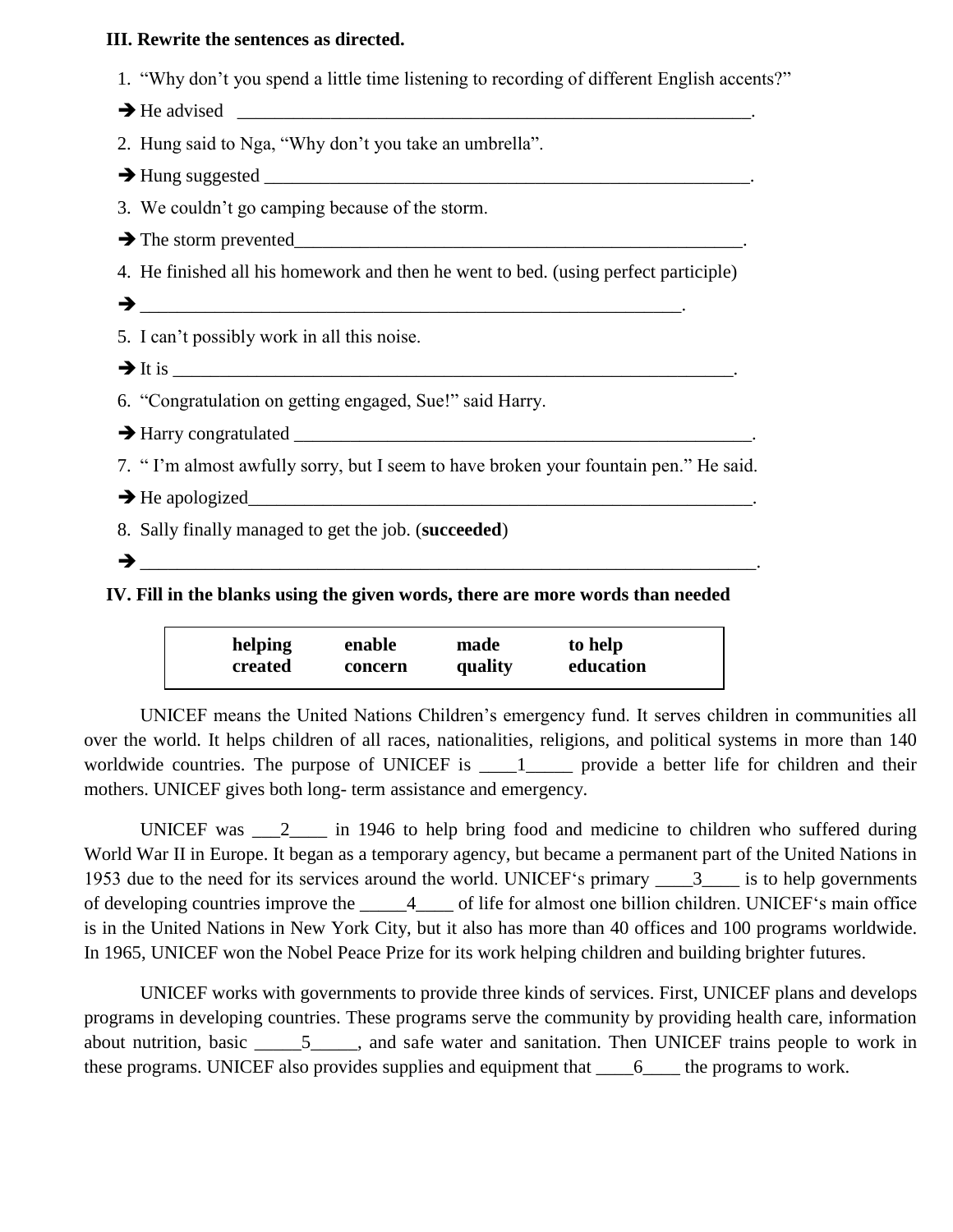**III. Rewrite the sentences as directed.**

1. "Why don't you spend a little time listening to recording of different English accents?"

➔ He advised ___________________________________________________________.

2. Hung said to Nga, "Why don't you take an umbrella".

➔ Hung suggested _______________________________________________________.

3. We couldn't go camping because of the storm.

➔ The storm prevented___________________________________________________.

4. He finished all his homework and then he went to bed. (using perfect participle)

➔ ___________________________________________________________.

5. I can't possibly work in all this noise.

➔ It is _______________________________________________________________.

6. "Congratulation on getting engaged, Sue!" said Harry.

➔ Harry congratulated ___________________________________________________.

7. " I'm almost awfully sorry, but I seem to have broken your fountain pen." He said.

➔ He apologized________________________________________________________.

8. Sally finally managed to get the job. (**succeeded**)

➔ _________________________________________________________________.

**IV. Fill in the blanks using the given words, there are more words than needed**

| **helping** | **enable** | **made** | **to help** |
|---|---|---|---|
| **created** | **concern** | **quality** | **education** |

UNICEF means the United Nations Children's emergency fund. It serves children in communities all over the world. It helps children of all races, nationalities, religions, and political systems in more than 140 worldwide countries. The purpose of UNICEF is ____1_____ provide a better life for children and their mothers. UNICEF gives both long- term assistance and emergency.

UNICEF was ___2____ in 1946 to help bring food and medicine to children who suffered during World War II in Europe. It began as a temporary agency, but became a permanent part of the United Nations in 1953 due to the need for its services around the world. UNICEF's primary ____3____ is to help governments of developing countries improve the _____4____ of life for almost one billion children. UNICEF's main office is in the United Nations in New York City, but it also has more than 40 offices and 100 programs worldwide. In 1965, UNICEF won the Nobel Peace Prize for its work helping children and building brighter futures.

UNICEF works with governments to provide three kinds of services. First, UNICEF plans and develops programs in developing countries. These programs serve the community by providing health care, information about nutrition, basic _____5_____, and safe water and sanitation. Then UNICEF trains people to work in these programs. UNICEF also provides supplies and equipment that ____6____ the programs to work.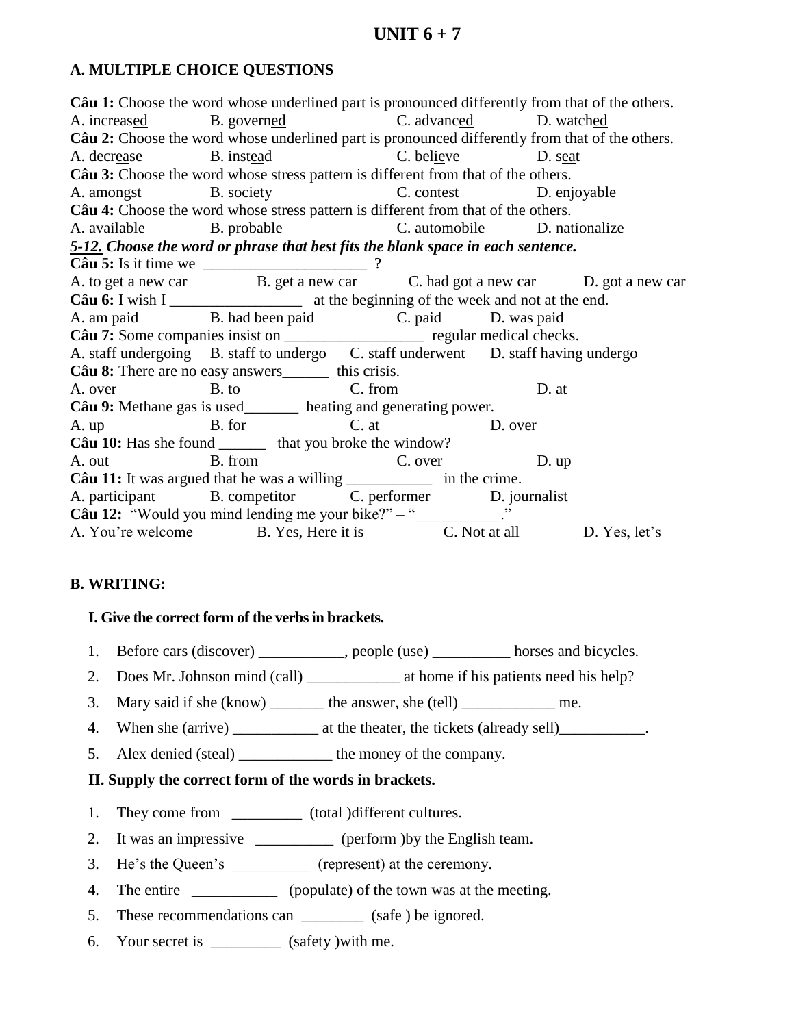# UNIT 6 + 7

## A. MULTIPLE CHOICE QUESTIONS

**Câu 1:** Choose the word whose underlined part is pronounced differently from that of the others.
A. increas<u>ed</u> B. govern<u>ed</u> C. advanc<u>ed</u> D. watch<u>ed</u>

**Câu 2:** Choose the word whose underlined part is pronounced differently from that of the others.
A. decr<u>ea</u>se B. inst<u>ea</u>d C. bel<u>ie</u>ve D. s<u>ea</u>t

**Câu 3:** Choose the word whose stress pattern is different from that of the others.
A. amongst B. society C. contest D. enjoyable

**Câu 4:** Choose the word whose stress pattern is different from that of the others.
A. available B. probable C. automobile D. nationalize

***<u>5-12.</u> Choose the word or phrase that best fits the blank space in each sentence.***

**Câu 5:** Is it time we _____________________ ?
A. to get a new car B. get a new car C. had got a new car D. got a new car

**Câu 6:** I wish I _________________ at the beginning of the week and not at the end.
A. am paid B. had been paid C. paid D. was paid

**Câu 7:** Some companies insist on __________________ regular medical checks.
A. staff undergoing B. staff to undergo C. staff underwent D. staff having undergo

**Câu 8:** There are no easy answers______ this crisis.
A. over B. to C. from D. at

**Câu 9:** Methane gas is used_______ heating and generating power.
A. up B. for C. at D. over

**Câu 10:** Has she found ______ that you broke the window?
A. out B. from C. over D. up

**Câu 11:** It was argued that he was a willing ___________ in the crime.
A. participant B. competitor C. performer D. journalist

**Câu 12:** "Would you mind lending me your bike?" – "___________."
A. You're welcome B. Yes, Here it is C. Not at all D. Yes, let's

## B. WRITING:

### I. Give the correct form of the verbs in brackets.

1. Before cars (discover) ___________, people (use) __________ horses and bicycles.
2. Does Mr. Johnson mind (call) ____________ at home if his patients need his help?
3. Mary said if she (know) _______ the answer, she (tell) ____________ me.
4. When she (arrive) ___________ at the theater, the tickets (already sell)___________.
5. Alex denied (steal) ____________ the money of the company.

### II. Supply the correct form of the words in brackets.

1. They come from _________ (total )different cultures.
2. It was an impressive __________ (perform )by the English team.
3. He's the Queen's __________ (represent) at the ceremony.
4. The entire ___________ (populate) of the town was at the meeting.
5. These recommendations can ________ (safe ) be ignored.
6. Your secret is _________ (safety )with me.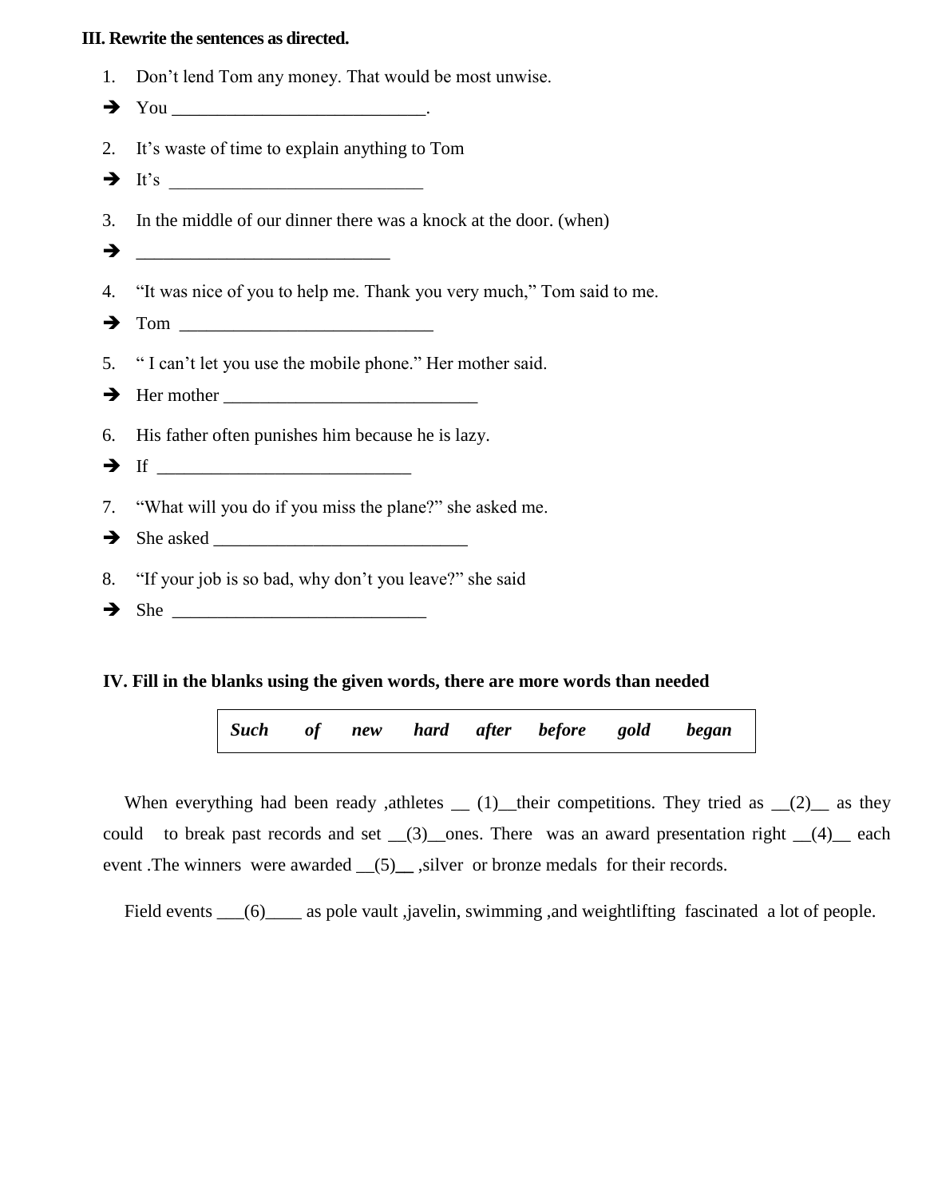**III. Rewrite the sentences as directed.**

1. Don’t lend Tom any money. That would be most unwise.

➔ You ____________________________.

2. It’s waste of time to explain anything to Tom

➔ It’s ____________________________

3. In the middle of our dinner there was a knock at the door. (when)

➔ ____________________________

4. “It was nice of you to help me. Thank you very much,” Tom said to me.

➔ Tom ____________________________

5. “ I can’t let you use the mobile phone.” Her mother said.

➔ Her mother ____________________________

6. His father often punishes him because he is lazy.

➔ If ____________________________

7. “What will you do if you miss the plane?” she asked me.

➔ She asked ____________________________

8. “If your job is so bad, why don’t you leave?” she said

➔ She ____________________________

**IV. Fill in the blanks using the given words, there are more words than needed**

| *Such* | *of* | *new* | *hard* | *after* | *before* | *gold* | *began* |
|---|---|---|---|---|---|---|---|

When everything had been ready ,athletes __ (1)__their competitions. They tried as __(2)__ as they could to break past records and set __(3)__ones. There was an award presentation right __(4)__ each event .The winners were awarded __(5)__ ,silver or bronze medals for their records.

Field events ___(6)____ as pole vault ,javelin, swimming ,and weightlifting fascinated a lot of people.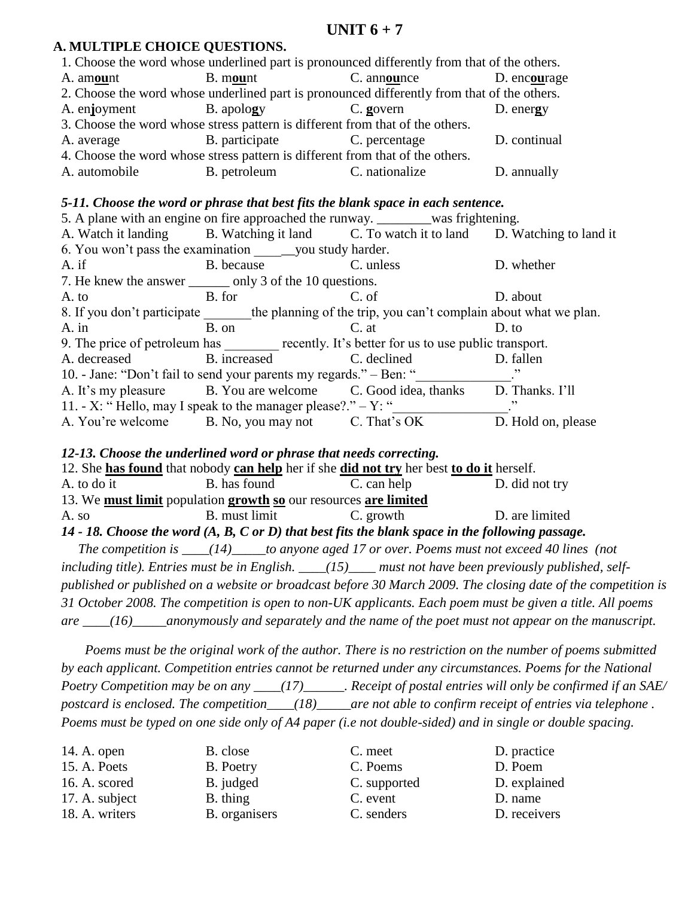# UNIT 6 + 7

## A. MULTIPLE CHOICE QUESTIONS.

1. Choose the word whose underlined part is pronounced differently from that of the others.

A. am**ou**nt B. m**ou**nt C. ann**ou**nce D. enc**ou**rage

2. Choose the word whose underlined part is pronounced differently from that of the others.

A. en**j**oyment B. apolo**g**y C. **g**overn D. ener**g**y

3. Choose the word whose stress pattern is different from that of the others.

A. average B. participate C. percentage D. continual

4. Choose the word whose stress pattern is different from that of the others.

A. automobile B. petroleum C. nationalize D. annually

***5-11. Choose the word or phrase that best fits the blank space in each sentence.***

5. A plane with an engine on fire approached the runway. ________was frightening.

A. Watch it landing B. Watching it land C. To watch it to land D. Watching to land it

6. You won't pass the examination _______you study harder.

A. if B. because C. unless D. whether

7. He knew the answer ______ only 3 of the 10 questions.

A. to B. for C. of D. about

8. If you don't participate _______the planning of the trip, you can't complain about what we plan.

A. in B. on C. at D. to

9. The price of petroleum has ________ recently. It's better for us to use public transport.

A. decreased B. increased C. declined D. fallen

10. - Jane: "Don't fail to send your parents my regards." – Ben: "______________."

A. It's my pleasure B. You are welcome C. Good idea, thanks D. Thanks. I'll

11. - X: " Hello, may I speak to the manager please?." – Y: "________________."

A. You're welcome B. No, you may not C. That's OK D. Hold on, please

***12-13. Choose the underlined word or phrase that needs correcting.***

12. She **has found** that nobody **can help** her if she **did not try** her best **to do it** herself.

A. to do it B. has found C. can help D. did not try

13. We **must limit** population **growth** **so** our resources **are limited**

A. so B. must limit C. growth D. are limited

***14 - 18. Choose the word (A, B, C or D) that best fits the blank space in the following passage.***

*The competition is ____(14)_____to anyone aged 17 or over. Poems must not exceed 40 lines (not including title). Entries must be in English. ____(15)____ must not have been previously published, self-published or published on a website or broadcast before 30 March 2009. The closing date of the competition is 31 October 2008. The competition is open to non-UK applicants. Each poem must be given a title. All poems are ____(16)_____anonymously and separately and the name of the poet must not appear on the manuscript.*

*Poems must be the original work of the author. There is no restriction on the number of poems submitted by each applicant. Competition entries cannot be returned under any circumstances. Poems for the National Poetry Competition may be on any ____(17)______. Receipt of postal entries will only be confirmed if an SAE/ postcard is enclosed. The competition____(18)_____are not able to confirm receipt of entries via telephone . Poems must be typed on one side only of A4 paper (i.e not double-sided) and in single or double spacing.*

14. A. open B. close C. meet D. practice

15. A. Poets B. Poetry C. Poems D. Poem

16. A. scored B. judged C. supported D. explained

17. A. subject B. thing C. event D. name

18. A. writers B. organisers C. senders D. receivers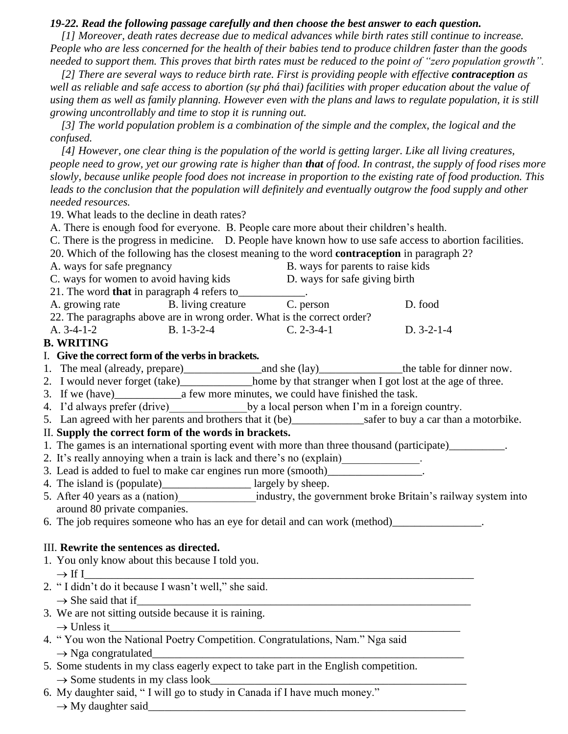***19-22. Read the following passage carefully and then choose the best answer to each question.***

*[1] Moreover, death rates decrease due to medical advances while birth rates still continue to increase. People who are less concerned for the health of their babies tend to produce children faster than the goods needed to support them. This proves that birth rates must be reduced to the point of "zero population growth".*

*[2] There are several ways to reduce birth rate. First is providing people with effective* ***contraception*** *as well as reliable and safe access to abortion (sự phá thai) facilities with proper education about the value of using them as well as family planning. However even with the plans and laws to regulate population, it is still growing uncontrollably and time to stop it is running out.*

*[3] The world population problem is a combination of the simple and the complex, the logical and the confused.*

*[4] However, one clear thing is the population of the world is getting larger. Like all living creatures, people need to grow, yet our growing rate is higher than* ***that*** *of food. In contrast, the supply of food rises more slowly, because unlike people food does not increase in proportion to the existing rate of food production. This leads to the conclusion that the population will definitely and eventually outgrow the food supply and other needed resources.*

19. What leads to the decline in death rates?

A. There is enough food for everyone. B. People care more about their children's health.
C. There is the progress in medicine. D. People have known how to use safe access to abortion facilities.

20. Which of the following has the closest meaning to the word **contraception** in paragraph 2?

A. ways for safe pregnancy B. ways for parents to raise kids
C. ways for women to avoid having kids D. ways for safe giving birth

21. The word **that** in paragraph 4 refers to____________.

A. growing rate B. living creature C. person D. food

22. The paragraphs above are in wrong order. What is the correct order?

A. 3-4-1-2 B. 1-3-2-4 C. 2-3-4-1 D. 3-2-1-4

## B. WRITING

### I. Give the correct form of the verbs in brackets.

1. The meal (already, prepare)______________and she (lay)_______________the table for dinner now.
2. I would never forget (take)_____________home by that stranger when I got lost at the age of three.
3. If we (have)____________a few more minutes, we could have finished the task.
4. I'd always prefer (drive)______________by a local person when I'm in a foreign country.
5. Lan agreed with her parents and brothers that it (be)_____________safer to buy a car than a motorbike.

### II. Supply the correct form of the words in brackets.

1. The games is an international sporting event with more than three thousand (participate)__________.
2. It's really annoying when a train is lack and there's no (explain)______________.
3. Lead is added to fuel to make car engines run more (smooth)_________________.
4. The island is (populate)________________ largely by sheep.
5. After 40 years as a (nation)______________industry, the government broke Britain's railway system into around 80 private companies.
6. The job requires someone who has an eye for detail and can work (method)________________.

### III. Rewrite the sentences as directed.

1. You only know about this because I told you.
   → If I______________________________________________________________________
2. " I didn't do it because I wasn't well," she said.
   → She said that if_____________________________________________________________
3. We are not sitting outside because it is raining.
   → Unless it__________________________________________________________________
4. " You won the National Poetry Competition. Congratulations, Nam." Nga said
   → Nga congratulated___________________________________________________________
5. Some students in my class eagerly expect to take part in the English competition.
   → Some students in my class look_______________________________________________
6. My daughter said, " I will go to study in Canada if I have much money."
   → My daughter said___________________________________________________________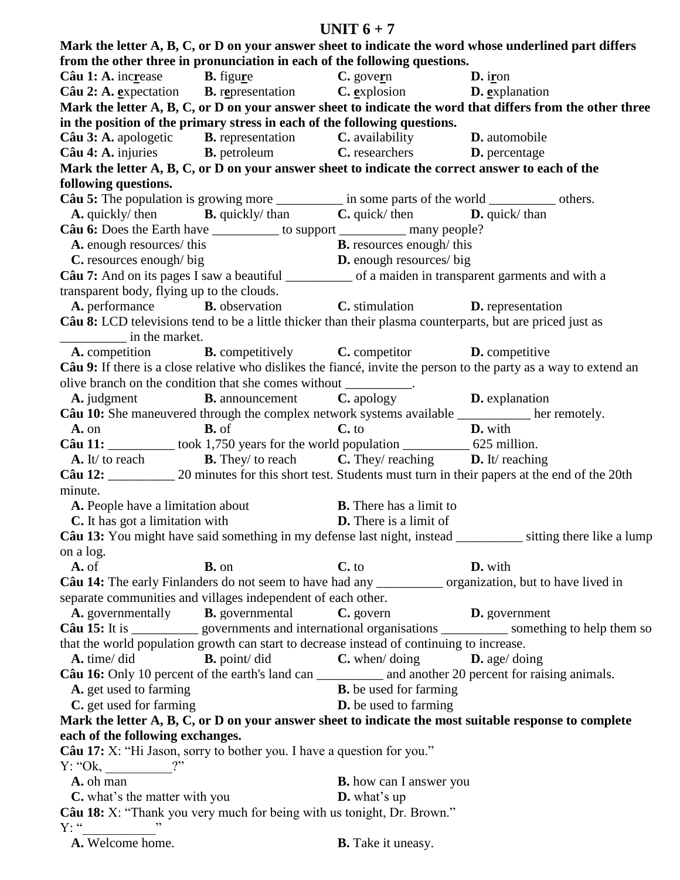# UNIT 6 + 7

**Mark the letter A, B, C, or D on your answer sheet to indicate the word whose underlined part differs from the other three in pronunciation in each of the following questions.**

**Câu 1:** **A.** inc**r**ease **B.** figu**r**e **C.** gove**r**n **D.** i**r**on

**Câu 2:** **A.** **e**xpectation **B.** r**e**presentation **C.** **e**xplosion **D.** **e**xplanation

**Mark the letter A, B, C, or D on your answer sheet to indicate the word that differs from the other three in the position of the primary stress in each of the following questions.**

**Câu 3:** **A.** apologetic **B.** representation **C.** availability **D.** automobile

**Câu 4:** **A.** injuries **B.** petroleum **C.** researchers **D.** percentage

**Mark the letter A, B, C, or D on your answer sheet to indicate the correct answer to each of the following questions.**

**Câu 5:** The population is growing more __________ in some parts of the world __________ others.
**A.** quickly/ then **B.** quickly/ than **C.** quick/ then **D.** quick/ than

**Câu 6:** Does the Earth have __________ to support __________ many people?
**A.** enough resources/ this **B.** resources enough/ this
**C.** resources enough/ big **D.** enough resources/ big

**Câu 7:** And on its pages I saw a beautiful __________ of a maiden in transparent garments and with a transparent body, flying up to the clouds.
**A.** performance **B.** observation **C.** stimulation **D.** representation

**Câu 8:** LCD televisions tend to be a little thicker than their plasma counterparts, but are priced just as __________ in the market.
**A.** competition **B.** competitively **C.** competitor **D.** competitive

**Câu 9:** If there is a close relative who dislikes the fiancé, invite the person to the party as a way to extend an olive branch on the condition that she comes without __________.
**A.** judgment **B.** announcement **C.** apology **D.** explanation

**Câu 10:** She maneuvered through the complex network systems available ___________ her remotely.
**A.** on **B.** of **C.** to **D.** with

**Câu 11:** __________ took 1,750 years for the world population __________ 625 million.
**A.** It/ to reach **B.** They/ to reach **C.** They/ reaching **D.** It/ reaching

**Câu 12:** __________ 20 minutes for this short test. Students must turn in their papers at the end of the 20th minute.
**A.** People have a limitation about **B.** There has a limit to
**C.** It has got a limitation with **D.** There is a limit of

**Câu 13:** You might have said something in my defense last night, instead __________ sitting there like a lump on a log.
**A.** of **B.** on **C.** to **D.** with

**Câu 14:** The early Finlanders do not seem to have had any __________ organization, but to have lived in separate communities and villages independent of each other.
**A.** governmentally **B.** governmental **C.** govern **D.** government

**Câu 15:** It is __________ governments and international organisations __________ something to help them so that the world population growth can start to decrease instead of continuing to increase.
**A.** time/ did **B.** point/ did **C.** when/ doing **D.** age/ doing

**Câu 16:** Only 10 percent of the earth's land can __________ and another 20 percent for raising animals.
**A.** get used to farming **B.** be used for farming
**C.** get used for farming **D.** be used to farming

**Mark the letter A, B, C, or D on your answer sheet to indicate the most suitable response to complete each of the following exchanges.**

**Câu 17:** X: "Hi Jason, sorry to bother you. I have a question for you."
Y: "Ok, __________?"
**A.** oh man **B.** how can I answer you
**C.** what's the matter with you **D.** what's up

**Câu 18:** X: "Thank you very much for being with us tonight, Dr. Brown."
Y: "___________"
**A.** Welcome home. **B.** Take it uneasy.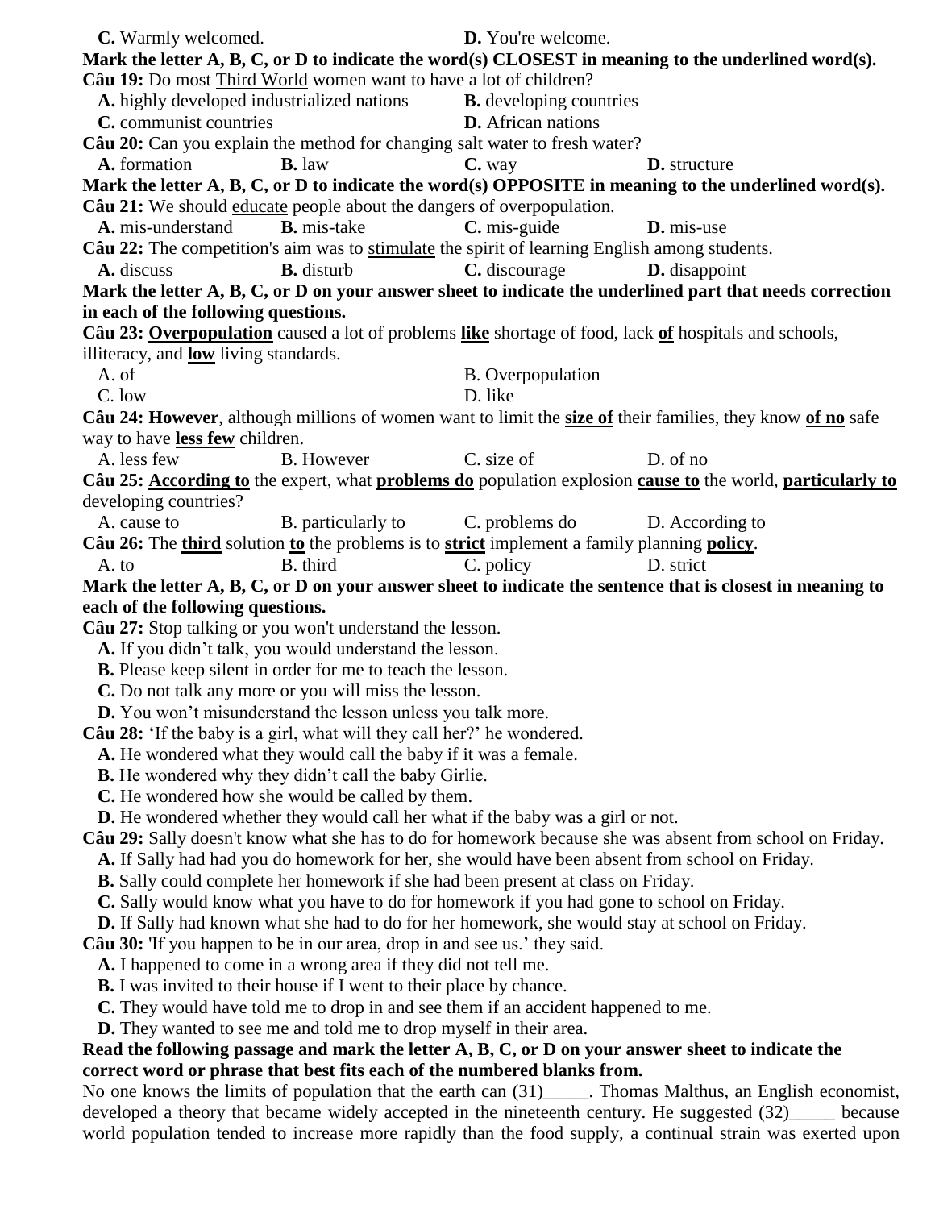**C.** Warmly welcomed. **D.** You're welcome.

**Mark the letter A, B, C, or D to indicate the word(s) CLOSEST in meaning to the underlined word(s).**

**Câu 19:** Do most <u>Third World</u> women want to have a lot of children?

**A.** highly developed industrialized nations **B.** developing countries
**C.** communist countries **D.** African nations

**Câu 20:** Can you explain the <u>method</u> for changing salt water to fresh water?

**A.** formation **B.** law **C.** way **D.** structure

**Mark the letter A, B, C, or D to indicate the word(s) OPPOSITE in meaning to the underlined word(s).**

**Câu 21:** We should <u>educate</u> people about the dangers of overpopulation.

**A.** mis-understand **B.** mis-take **C.** mis-guide **D.** mis-use

**Câu 22:** The competition's aim was to <u>stimulate</u> the spirit of learning English among students.

**A.** discuss **B.** disturb **C.** discourage **D.** disappoint

**Mark the letter A, B, C, or D on your answer sheet to indicate the underlined part that needs correction in each of the following questions.**

**Câu 23:** <u>**Overpopulation**</u> caused a lot of problems <u>**like**</u> shortage of food, lack <u>**of**</u> hospitals and schools, illiteracy, and <u>**low**</u> living standards.

A. of B. Overpopulation
C. low D. like

**Câu 24:** <u>**However**</u>, although millions of women want to limit the <u>**size of**</u> their families, they know <u>**of no**</u> safe way to have <u>**less few**</u> children.

A. less few B. However C. size of D. of no

**Câu 25:** <u>**According to**</u> the expert, what <u>**problems do**</u> population explosion <u>**cause to**</u> the world, <u>**particularly to**</u> developing countries?

A. cause to B. particularly to C. problems do D. According to

**Câu 26:** The <u>**third**</u> solution <u>**to**</u> the problems is to <u>**strict**</u> implement a family planning <u>**policy**</u>.

A. to B. third C. policy D. strict

**Mark the letter A, B, C, or D on your answer sheet to indicate the sentence that is closest in meaning to each of the following questions.**

**Câu 27:** Stop talking or you won't understand the lesson.

**A.** If you didn't talk, you would understand the lesson.
**B.** Please keep silent in order for me to teach the lesson.
**C.** Do not talk any more or you will miss the lesson.
**D.** You won't misunderstand the lesson unless you talk more.

**Câu 28:** 'If the baby is a girl, what will they call her?' he wondered.

**A.** He wondered what they would call the baby if it was a female.
**B.** He wondered why they didn't call the baby Girlie.
**C.** He wondered how she would be called by them.
**D.** He wondered whether they would call her what if the baby was a girl or not.

**Câu 29:** Sally doesn't know what she has to do for homework because she was absent from school on Friday.

**A.** If Sally had had you do homework for her, she would have been absent from school on Friday.
**B.** Sally could complete her homework if she had been present at class on Friday.
**C.** Sally would know what you have to do for homework if you had gone to school on Friday.
**D.** If Sally had known what she had to do for her homework, she would stay at school on Friday.

**Câu 30:** 'If you happen to be in our area, drop in and see us.' they said.

**A.** I happened to come in a wrong area if they did not tell me.
**B.** I was invited to their house if I went to their place by chance.
**C.** They would have told me to drop in and see them if an accident happened to me.
**D.** They wanted to see me and told me to drop myself in their area.

**Read the following passage and mark the letter A, B, C, or D on your answer sheet to indicate the correct word or phrase that best fits each of the numbered blanks from.**

No one knows the limits of population that the earth can (31)_____. Thomas Malthus, an English economist, developed a theory that became widely accepted in the nineteenth century. He suggested (32)_____ because world population tended to increase more rapidly than the food supply, a continual strain was exerted upon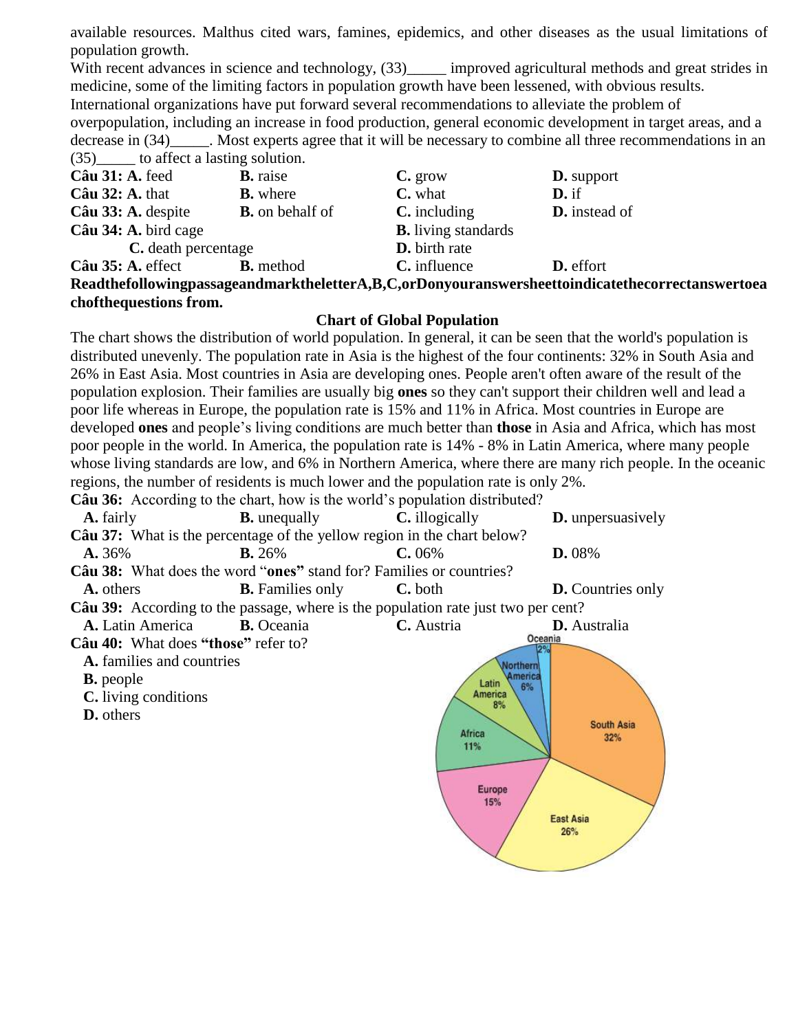available resources. Malthus cited wars, famines, epidemics, and other diseases as the usual limitations of population growth.

With recent advances in science and technology, (33)_____ improved agricultural methods and great strides in medicine, some of the limiting factors in population growth have been lessened, with obvious results.

International organizations have put forward several recommendations to alleviate the problem of overpopulation, including an increase in food production, general economic development in target areas, and a decrease in (34)_____. Most experts agree that it will be necessary to combine all three recommendations in an (35)_____ to affect a lasting solution.

**Câu 31: A.** feed **B.** raise **C.** grow **D.** support

**Câu 32: A.** that **B.** where **C.** what **D.** if

**Câu 33: A.** despite **B.** on behalf of **C.** including **D.** instead of

**Câu 34: A.** bird cage **B.** living standards **C.** death percentage **D.** birth rate

**Câu 35: A.** effect **B.** method **C.** influence **D.** effort

**ReadthefollowingpassageandmarktheletterA,B,C,orDonyouranswersheettoindicatethecorrectanswertoeachofthequestions from.**

**Chart of Global Population**

The chart shows the distribution of world population. In general, it can be seen that the world's population is distributed unevenly. The population rate in Asia is the highest of the four continents: 32% in South Asia and 26% in East Asia. Most countries in Asia are developing ones. People aren't often aware of the result of the population explosion. Their families are usually big **ones** so they can't support their children well and lead a poor life whereas in Europe, the population rate is 15% and 11% in Africa. Most countries in Europe are developed **ones** and people's living conditions are much better than **those** in Asia and Africa, which has most poor people in the world. In America, the population rate is 14% - 8% in Latin America, where many people whose living standards are low, and 6% in Northern America, where there are many rich people. In the oceanic regions, the number of residents is much lower and the population rate is only 2%.

**Câu 36:** According to the chart, how is the world's population distributed?

**A.** fairly **B.** unequally **C.** illogically **D.** unpersuasively

**Câu 37:** What is the percentage of the yellow region in the chart below?

**A.** 36% **B.** 26% **C.** 06% **D.** 08%

**Câu 38:** What does the word "**ones**" stand for? Families or countries?

**A.** others **B.** Families only **C.** both **D.** Countries only

**Câu 39:** According to the passage, where is the population rate just two per cent?

**A.** Latin America **B.** Oceania **C.** Austria **D.** Australia

**Câu 40:** What does **"those"** refer to?

**A.** families and countries

**B.** people

**C.** living conditions

**D.** others

Oceania 2%
Northern America 6%
Latin America 8%
Africa 11%
Europe 15%
East Asia 26%
South Asia 32%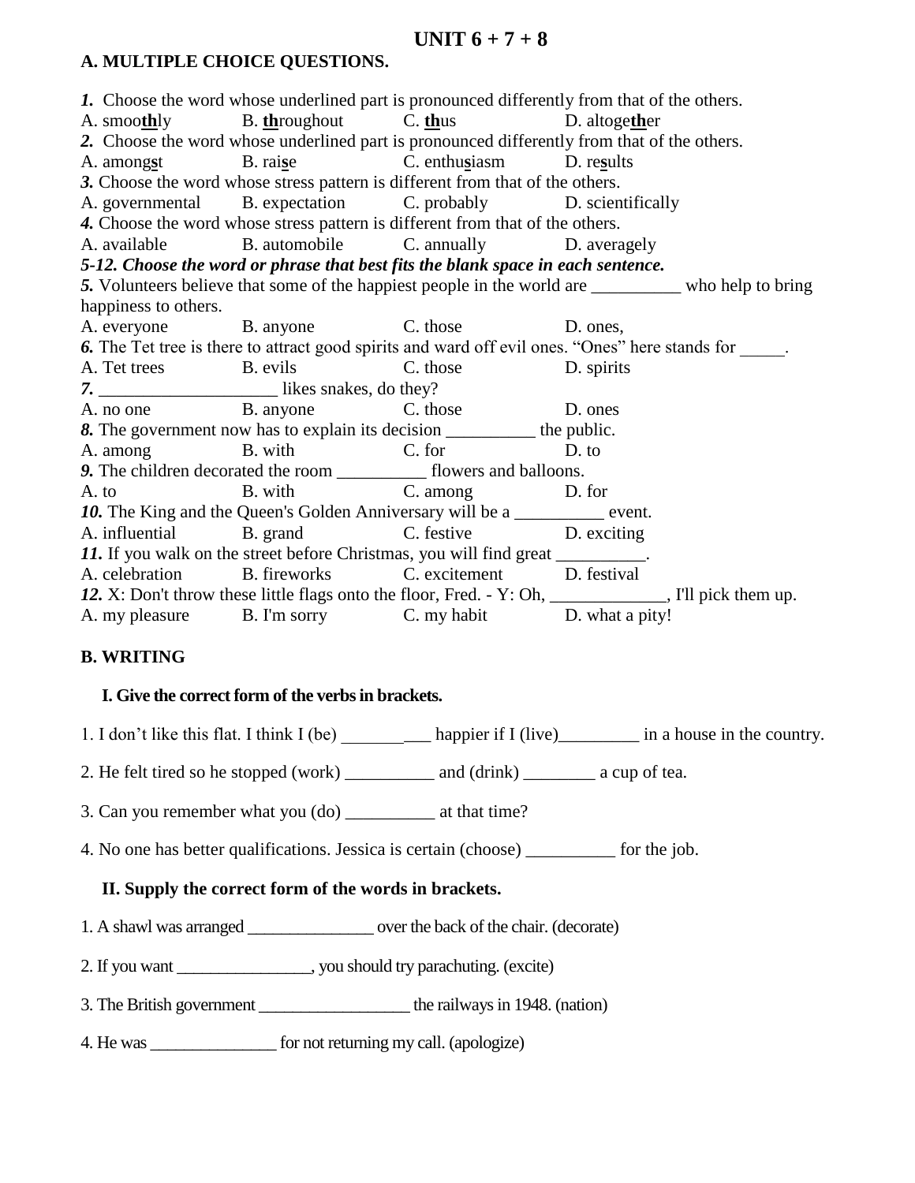# UNIT 6 + 7 + 8

## A. MULTIPLE CHOICE QUESTIONS.

***1.*** Choose the word whose underlined part is pronounced differently from that of the others.
A. smoo**th**ly B. **th**roughout C. **th**us D. altoge**th**er

***2.*** Choose the word whose underlined part is pronounced differently from that of the others.
A. among**s**t B. rai**s**e C. enthu**s**iasm D. re**s**ults

***3.*** Choose the word whose stress pattern is different from that of the others.
A. governmental B. expectation C. probably D. scientifically

***4.*** Choose the word whose stress pattern is different from that of the others.
A. available B. automobile C. annually D. averagely

***5-12. Choose the word or phrase that best fits the blank space in each sentence.***

***5.*** Volunteers believe that some of the happiest people in the world are __________ who help to bring happiness to others.
A. everyone B. anyone C. those D. ones,

***6.*** The Tet tree is there to attract good spirits and ward off evil ones. "Ones" here stands for _____.
A. Tet trees B. evils C. those D. spirits

***7.*** ____________________ likes snakes, do they?
A. no one B. anyone C. those D. ones

***8.*** The government now has to explain its decision __________ the public.
A. among B. with C. for D. to

***9.*** The children decorated the room __________ flowers and balloons.
A. to B. with C. among D. for

***10.*** The King and the Queen's Golden Anniversary will be a __________ event.
A. influential B. grand C. festive D. exciting

***11.*** If you walk on the street before Christmas, you will find great __________.
A. celebration B. fireworks C. excitement D. festival

***12.*** X: Don't throw these little flags onto the floor, Fred. - Y: Oh, _____________, I'll pick them up.
A. my pleasure B. I'm sorry C. my habit D. what a pity!

## B. WRITING

### I. Give the correct form of the verbs in brackets.

1. I don't like this flat. I think I (be) __________ happier if I (live)_________ in a house in the country.

2. He felt tired so he stopped (work) __________ and (drink) ________ a cup of tea.

3. Can you remember what you (do) __________ at that time?

4. No one has better qualifications. Jessica is certain (choose) __________ for the job.

### II. Supply the correct form of the words in brackets.

1. A shawl was arranged _______________ over the back of the chair. (decorate)

2. If you want ________________, you should try parachuting. (excite)

3. The British government __________________ the railways in 1948. (nation)

4. He was _______________ for not returning my call. (apologize)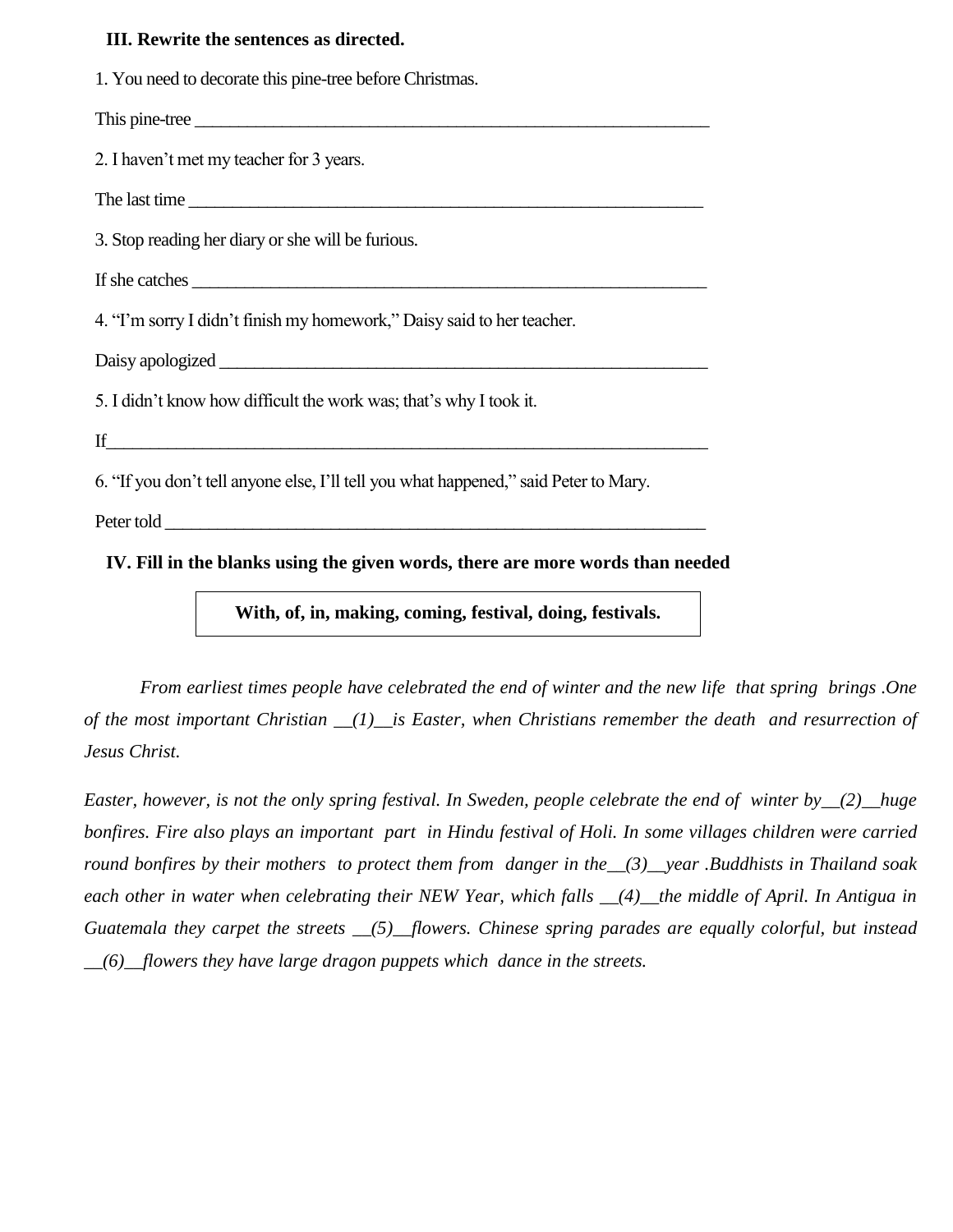**III. Rewrite the sentences as directed.**

1. You need to decorate this pine-tree before Christmas.

This pine-tree ____________________________________________________________

2. I haven't met my teacher for 3 years.

The last time ____________________________________________________________

3. Stop reading her diary or she will be furious.

If she catches ____________________________________________________________

4. "I'm sorry I didn't finish my homework," Daisy said to her teacher.

Daisy apologized ____________________________________________________________

5. I didn't know how difficult the work was; that's why I took it.

If____________________________________________________________

6. "If you don't tell anyone else, I'll tell you what happened," said Peter to Mary.

Peter told ____________________________________________________________

**IV. Fill in the blanks using the given words, there are more words than needed**

| **With, of, in, making, coming, festival, doing, festivals.** |
|---|

*From earliest times people have celebrated the end of winter and the new life that spring brings .One of the most important Christian __(1)__is Easter, when Christians remember the death and resurrection of Jesus Christ.*

*Easter, however, is not the only spring festival. In Sweden, people celebrate the end of winter by__(2)__huge bonfires. Fire also plays an important part in Hindu festival of Holi. In some villages children were carried round bonfires by their mothers to protect them from danger in the__(3)__year .Buddhists in Thailand soak each other in water when celebrating their NEW Year, which falls __(4)__the middle of April. In Antigua in Guatemala they carpet the streets __(5)__flowers. Chinese spring parades are equally colorful, but instead __(6)__flowers they have large dragon puppets which dance in the streets.*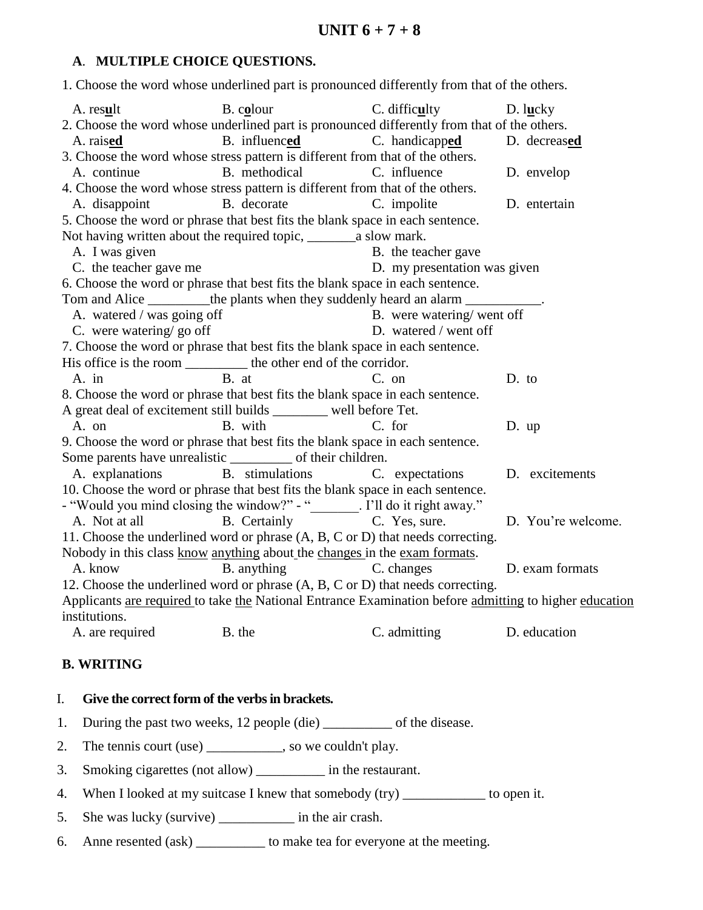# UNIT 6 + 7 + 8

## A. MULTIPLE CHOICE QUESTIONS.

1. Choose the word whose underlined part is pronounced differently from that of the others.

A. res**<u>u</u>**lt B. c**<u>o</u>**lour C. diffic**<u>u</u>**lty D. l**<u>u</u>**cky

2. Choose the word whose underlined part is pronounced differently from that of the others.

A. rais**<u>ed</u>** B. influenc**<u>ed</u>** C. handicapp**<u>ed</u>** D. decreas**<u>ed</u>**

3. Choose the word whose stress pattern is different from that of the others.

A. continue B. methodical C. influence D. envelop

4. Choose the word whose stress pattern is different from that of the others.

A. disappoint B. decorate C. impolite D. entertain

5. Choose the word or phrase that best fits the blank space in each sentence.

Not having written about the required topic, _______a slow mark.

A. I was given B. the teacher gave
C. the teacher gave me D. my presentation was given

6. Choose the word or phrase that best fits the blank space in each sentence.

Tom and Alice _________the plants when they suddenly heard an alarm ___________.

A. watered / was going off B. were watering/ went off
C. were watering/ go off D. watered / went off

7. Choose the word or phrase that best fits the blank space in each sentence.

His office is the room _________ the other end of the corridor.

A. in B. at C. on D. to

8. Choose the word or phrase that best fits the blank space in each sentence.

A great deal of excitement still builds ________ well before Tet.

A. on B. with C. for D. up

9. Choose the word or phrase that best fits the blank space in each sentence.

Some parents have unrealistic _________ of their children.

A. explanations B. stimulations C. expectations D. excitements

10. Choose the word or phrase that best fits the blank space in each sentence.

- "Would you mind closing the window?" - "_______. I'll do it right away."

A. Not at all B. Certainly C. Yes, sure. D. You're welcome.

11. Choose the underlined word or phrase (A, B, C or D) that needs correcting.

Nobody in this class <u>know</u> <u>anything</u> about the <u>changes</u> in the <u>exam formats</u>.

A. know B. anything C. changes D. exam formats

12. Choose the underlined word or phrase (A, B, C or D) that needs correcting.

Applicants <u>are required</u> to take <u>the</u> National Entrance Examination before <u>admitting</u> to higher <u>education</u> institutions.

A. are required B. the C. admitting D. education

## B. WRITING

I. **Give the correct form of the verbs in brackets.**

1. During the past two weeks, 12 people (die) __________ of the disease.
2. The tennis court (use) ___________, so we couldn't play.
3. Smoking cigarettes (not allow) __________ in the restaurant.
4. When I looked at my suitcase I knew that somebody (try) ____________ to open it.
5. She was lucky (survive) ___________ in the air crash.
6. Anne resented (ask) __________ to make tea for everyone at the meeting.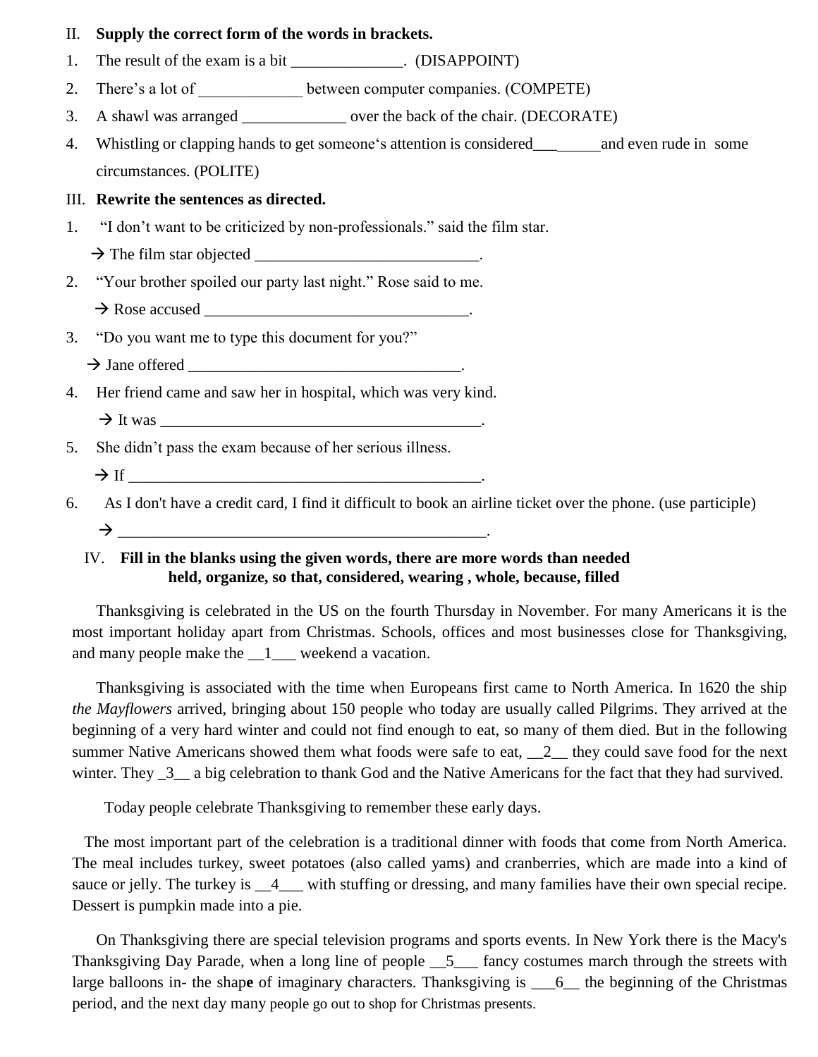II. **Supply the correct form of the words in brackets.**

1. The result of the exam is a bit ______________. (DISAPPOINT)
2. There's a lot of _____________ between computer companies. (COMPETE)
3. A shawl was arranged _____________ over the back of the chair. (DECORATE)
4. Whistling or clapping hands to get someone's attention is considered_________and even rude in some circumstances. (POLITE)

III. **Rewrite the sentences as directed.**

1. "I don't want to be criticized by non-professionals." said the film star.
   → The film star objected ____________________________.
2. "Your brother spoiled our party last night." Rose said to me.
   → Rose accused __________________________________.
3. "Do you want me to type this document for you?"
   → Jane offered __________________________________.
4. Her friend came and saw her in hospital, which was very kind.
   → It was _________________________________________.
5. She didn't pass the exam because of her serious illness.
   → If ____________________________________________.
6. As I don't have a credit card, I find it difficult to book an airline ticket over the phone. (use participle)
   → _______________________________________________.

IV. **Fill in the blanks using the given words, there are more words than needed**
**held, organize, so that, considered, wearing , whole, because, filled**

Thanksgiving is celebrated in the US on the fourth Thursday in November. For many Americans it is the most important holiday apart from Christmas. Schools, offices and most businesses close for Thanksgiving, and many people make the __1___ weekend a vacation.

Thanksgiving is associated with the time when Europeans first came to North America. In 1620 the ship *the Mayflowers* arrived, bringing about 150 people who today are usually called Pilgrims. They arrived at the beginning of a very hard winter and could not find enough to eat, so many of them died. But in the following summer Native Americans showed them what foods were safe to eat, __2__ they could save food for the next winter. They _3__ a big celebration to thank God and the Native Americans for the fact that they had survived.

Today people celebrate Thanksgiving to remember these early days.

The most important part of the celebration is a traditional dinner with foods that come from North America. The meal includes turkey, sweet potatoes (also called yams) and cranberries, which are made into a kind of sauce or jelly. The turkey is __4___ with stuffing or dressing, and many families have their own special recipe. Dessert is pumpkin made into a pie.

On Thanksgiving there are special television programs and sports events. In New York there is the Macy's Thanksgiving Day Parade, when a long line of people __5___ fancy costumes march through the streets with large balloons in- the shape of imaginary characters. Thanksgiving is ___6__ the beginning of the Christmas period, and the next day many people go out to shop for Christmas presents.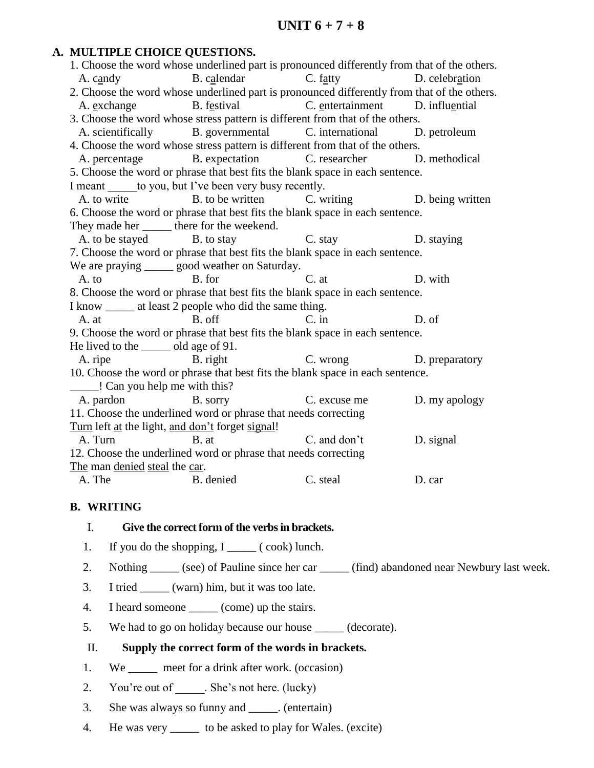# UNIT 6 + 7 + 8

## A. MULTIPLE CHOICE QUESTIONS.

1. Choose the word whose underlined part is pronounced differently from that of the others.
   A. c<u>a</u>ndy B. c<u>a</u>lendar C. f<u>a</u>tty D. celebr<u>a</u>tion
2. Choose the word whose underlined part is pronounced differently from that of the others.
   A. <u>e</u>xchange B. f<u>e</u>stival C. <u>e</u>ntertainment D. influ<u>e</u>ntial
3. Choose the word whose stress pattern is different from that of the others.
   A. scientifically B. governmental C. international D. petroleum
4. Choose the word whose stress pattern is different from that of the others.
   A. percentage B. expectation C. researcher D. methodical
5. Choose the word or phrase that best fits the blank space in each sentence.
   I meant _____to you, but I've been very busy recently.
   A. to write B. to be written C. writing D. being written
6. Choose the word or phrase that best fits the blank space in each sentence.
   They made her _____ there for the weekend.
   A. to be stayed B. to stay C. stay D. staying
7. Choose the word or phrase that best fits the blank space in each sentence.
   We are praying _____ good weather on Saturday.
   A. to B. for C. at D. with
8. Choose the word or phrase that best fits the blank space in each sentence.
   I know _____ at least 2 people who did the same thing.
   A. at B. off C. in D. of
9. Choose the word or phrase that best fits the blank space in each sentence.
   He lived to the _____ old age of 91.
   A. ripe B. right C. wrong D. preparatory
10. Choose the word or phrase that best fits the blank space in each sentence.
    _____! Can you help me with this?
    A. pardon B. sorry C. excuse me D. my apology
11. Choose the underlined word or phrase that needs correcting
    <u>Turn</u> left <u>at</u> the light, <u>and don't</u> forget <u>signal</u>!
    A. Turn B. at C. and don't D. signal
12. Choose the underlined word or phrase that needs correcting
    <u>The</u> man <u>denied</u> <u>steal</u> the <u>car</u>.
    A. The B. denied C. steal D. car

## B. WRITING

### I. Give the correct form of the verbs in brackets.

1. If you do the shopping, I _____ ( cook) lunch.
2. Nothing _____ (see) of Pauline since her car _____ (find) abandoned near Newbury last week.
3. I tried _____ (warn) him, but it was too late.
4. I heard someone _____ (come) up the stairs.
5. We had to go on holiday because our house _____ (decorate).

### II. Supply the correct form of the words in brackets.

1. We _____ meet for a drink after work. (occasion)
2. You're out of _____. She's not here. (lucky)
3. She was always so funny and _____. (entertain)
4. He was very _____ to be asked to play for Wales. (excite)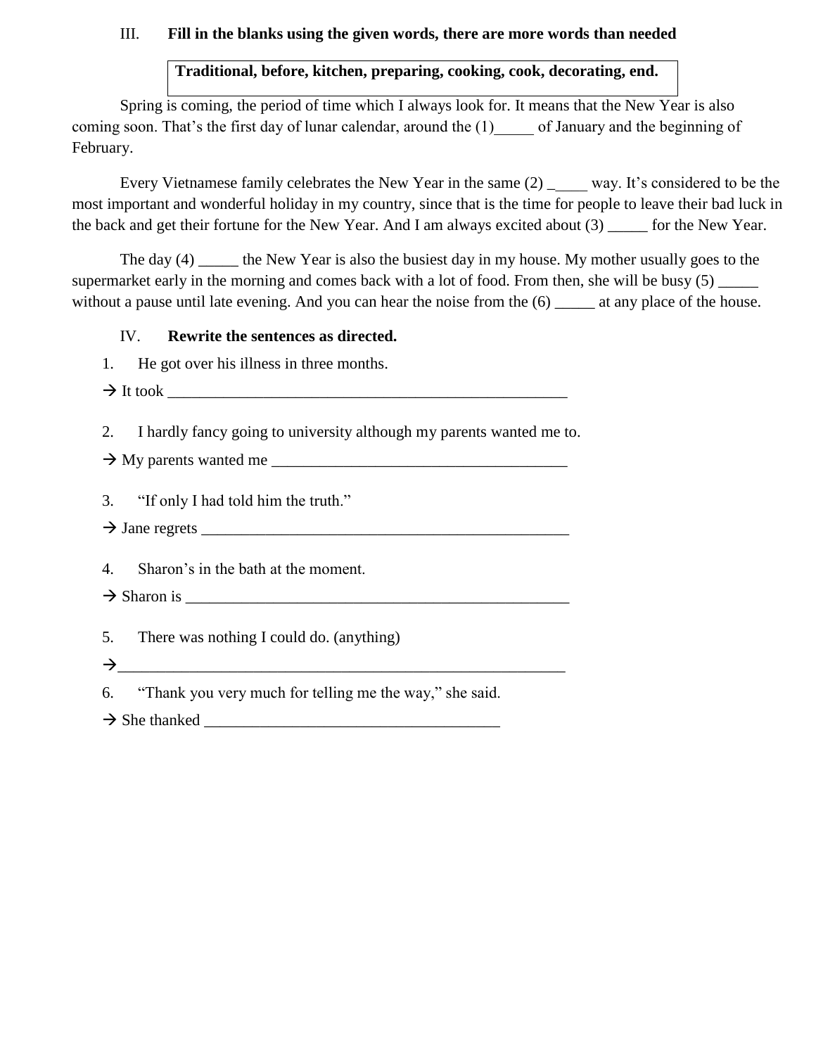III. **Fill in the blanks using the given words, there are more words than needed**

**Traditional, before, kitchen, preparing, cooking, cook, decorating, end.**

Spring is coming, the period of time which I always look for. It means that the New Year is also coming soon. That's the first day of lunar calendar, around the (1)_____ of January and the beginning of February.

Every Vietnamese family celebrates the New Year in the same (2) _____ way. It's considered to be the most important and wonderful holiday in my country, since that is the time for people to leave their bad luck in the back and get their fortune for the New Year. And I am always excited about (3) _____ for the New Year.

The day (4) _____ the New Year is also the busiest day in my house. My mother usually goes to the supermarket early in the morning and comes back with a lot of food. From then, she will be busy (5) _____ without a pause until late evening. And you can hear the noise from the (6) _____ at any place of the house.

IV. **Rewrite the sentences as directed.**

1. He got over his illness in three months.

→ It took ___________________________________________________

2. I hardly fancy going to university although my parents wanted me to.

→ My parents wanted me ______________________________________

3. "If only I had told him the truth."

→ Jane regrets _______________________________________________

4. Sharon's in the bath at the moment.

→ Sharon is _________________________________________________

5. There was nothing I could do. (anything)

→___________________________________________________________

6. "Thank you very much for telling me the way," she said.

→ She thanked _______________________________________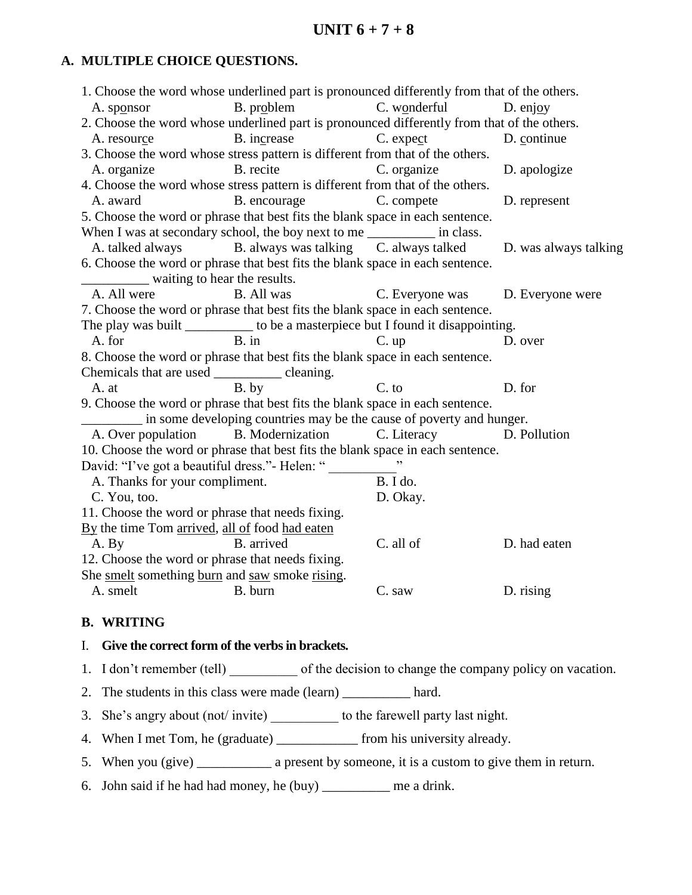# UNIT 6 + 7 + 8

## A. MULTIPLE CHOICE QUESTIONS.

1. Choose the word whose underlined part is pronounced differently from that of the others.
   A. sp<u>o</u>nsor B. pr<u>o</u>blem C. w<u>o</u>nderful D. enj<u>o</u>y
2. Choose the word whose underlined part is pronounced differently from that of the others.
   A. resour<u>c</u>e B. in<u>c</u>rease C. expe<u>c</u>t D. <u>c</u>ontinue
3. Choose the word whose stress pattern is different from that of the others.
   A. organize B. recite C. organize D. apologize
4. Choose the word whose stress pattern is different from that of the others.
   A. award B. encourage C. compete D. represent
5. Choose the word or phrase that best fits the blank space in each sentence.
   When I was at secondary school, the boy next to me __________ in class.
   A. talked always B. always was talking C. always talked D. was always talking
6. Choose the word or phrase that best fits the blank space in each sentence.
   __________ waiting to hear the results.
   A. All were B. All was C. Everyone was D. Everyone were
7. Choose the word or phrase that best fits the blank space in each sentence.
   The play was built __________ to be a masterpiece but I found it disappointing.
   A. for B. in C. up D. over
8. Choose the word or phrase that best fits the blank space in each sentence.
   Chemicals that are used __________ cleaning.
   A. at B. by C. to D. for
9. Choose the word or phrase that best fits the blank space in each sentence.
   _________ in some developing countries may be the cause of poverty and hunger.
   A. Over population B. Modernization C. Literacy D. Pollution
10. Choose the word or phrase that best fits the blank space in each sentence.
    David: "I've got a beautiful dress."- Helen: " __________"
    A. Thanks for your compliment. B. I do.
    C. You, too. D. Okay.
11. Choose the word or phrase that needs fixing.
    <u>By</u> the time Tom <u>arrived</u>, <u>all of</u> food <u>had eaten</u>
    A. By B. arrived C. all of D. had eaten
12. Choose the word or phrase that needs fixing.
    She <u>smelt</u> something <u>burn</u> and <u>saw</u> smoke <u>rising</u>.
    A. smelt B. burn C. saw D. rising

## B. WRITING

### I. Give the correct form of the verbs in brackets.

1. I don't remember (tell) __________ of the decision to change the company policy on vacation.
2. The students in this class were made (learn) __________ hard.
3. She's angry about (not/ invite) __________ to the farewell party last night.
4. When I met Tom, he (graduate) ____________ from his university already.
5. When you (give) ___________ a present by someone, it is a custom to give them in return.
6. John said if he had had money, he (buy) __________ me a drink.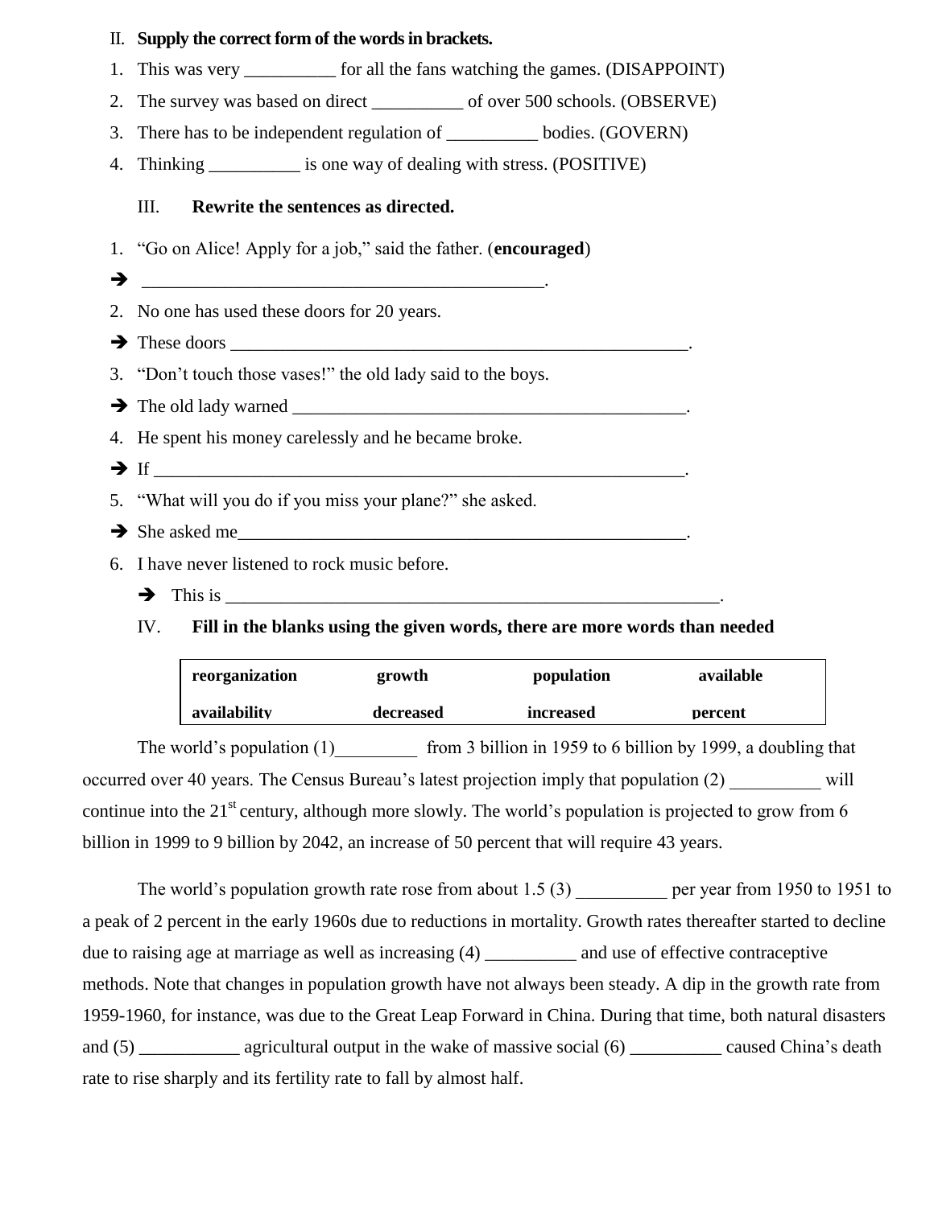II. **Supply the correct form of the words in brackets.**

1. This was very __________ for all the fans watching the games. (DISAPPOINT)
2. The survey was based on direct __________ of over 500 schools. (OBSERVE)
3. There has to be independent regulation of __________ bodies. (GOVERN)
4. Thinking __________ is one way of dealing with stress. (POSITIVE)

III. **Rewrite the sentences as directed.**

1. "Go on Alice! Apply for a job," said the father. (**encouraged**)

➔ ____________________________________________.

2. No one has used these doors for 20 years.

➔ These doors ____________________________________________________.

3. "Don't touch those vases!" the old lady said to the boys.

➔ The old lady warned ____________________________________________.

4. He spent his money carelessly and he became broke.

➔ If __________________________________________________________.

5. "What will you do if you miss your plane?" she asked.

➔ She asked me__________________________________________________.

6. I have never listened to rock music before.

➔ This is ______________________________________________________.

IV. **Fill in the blanks using the given words, there are more words than needed**

| reorganization | growth | population | available |
|---|---|---|---|
| availability | decreased | increased | percent |

The world's population (1)_________ from 3 billion in 1959 to 6 billion by 1999, a doubling that occurred over 40 years. The Census Bureau's latest projection imply that population (2) __________ will continue into the 21st century, although more slowly. The world's population is projected to grow from 6 billion in 1999 to 9 billion by 2042, an increase of 50 percent that will require 43 years.

The world's population growth rate rose from about 1.5 (3) __________ per year from 1950 to 1951 to a peak of 2 percent in the early 1960s due to reductions in mortality. Growth rates thereafter started to decline due to raising age at marriage as well as increasing (4) __________ and use of effective contraceptive methods. Note that changes in population growth have not always been steady. A dip in the growth rate from 1959-1960, for instance, was due to the Great Leap Forward in China. During that time, both natural disasters and (5) ___________ agricultural output in the wake of massive social (6) __________ caused China's death rate to rise sharply and its fertility rate to fall by almost half.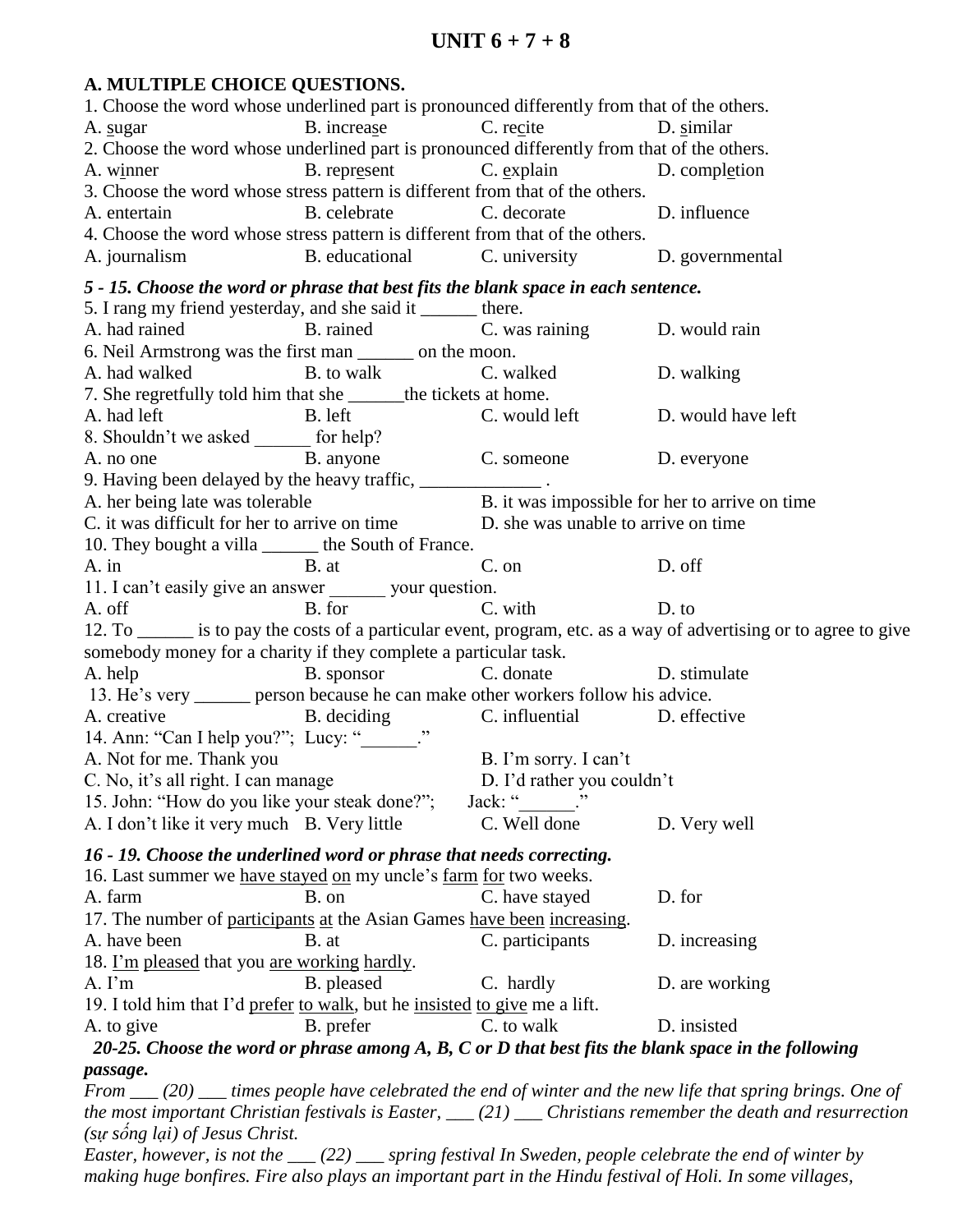# UNIT 6 + 7 + 8

**A. MULTIPLE CHOICE QUESTIONS.**

1. Choose the word whose underlined part is pronounced differently from that of the others.

A. <u>s</u>ugar B. increa<u>s</u>e C. re<u>c</u>ite D. <u>s</u>imilar

2. Choose the word whose underlined part is pronounced differently from that of the others.

A. w<u>i</u>nner B. repr<u>e</u>sent C. <u>e</u>xplain D. compl<u>e</u>tion

3. Choose the word whose stress pattern is different from that of the others.

A. entertain B. celebrate C. decorate D. influence

4. Choose the word whose stress pattern is different from that of the others.

A. journalism B. educational C. university D. governmental

***5 - 15. Choose the word or phrase that best fits the blank space in each sentence.***

5. I rang my friend yesterday, and she said it ______ there.

A. had rained B. rained C. was raining D. would rain

6. Neil Armstrong was the first man ______ on the moon.

A. had walked B. to walk C. walked D. walking

7. She regretfully told him that she ______the tickets at home.

A. had left B. left C. would left D. would have left

8. Shouldn't we asked ______ for help?

A. no one B. anyone C. someone D. everyone

9. Having been delayed by the heavy traffic, _____________ .

A. her being late was tolerable
B. it was impossible for her to arrive on time
C. it was difficult for her to arrive on time
D. she was unable to arrive on time

10. They bought a villa ______ the South of France.

A. in B. at C. on D. off

11. I can't easily give an answer ______ your question.

A. off B. for C. with D. to

12. To ______ is to pay the costs of a particular event, program, etc. as a way of advertising or to agree to give somebody money for a charity if they complete a particular task.

A. help B. sponsor C. donate D. stimulate

13. He's very ______ person because he can make other workers follow his advice.

A. creative B. deciding C. influential D. effective

14. Ann: "Can I help you?"; Lucy: "______."

A. Not for me. Thank you
B. I'm sorry. I can't
C. No, it's all right. I can manage
D. I'd rather you couldn't

15. John: "How do you like your steak done?"; Jack: "______."

A. I don't like it very much B. Very little C. Well done D. Very well

***16 - 19. Choose the underlined word or phrase that needs correcting.***

16. Last summer we <u>have stayed</u> <u>on</u> my uncle's <u>farm</u> <u>for</u> two weeks.

A. farm B. on C. have stayed D. for

17. The number of <u>participants</u> <u>at</u> the Asian Games <u>have been</u> <u>increasing</u>.

A. have been B. at C. participants D. increasing

18. <u>I'm</u> <u>pleased</u> that you <u>are working</u> <u>hardly</u>.

A. I'm B. pleased C. hardly D. are working

19. I told him that I'd <u>prefer</u> <u>to walk</u>, but he <u>insisted</u> <u>to give</u> me a lift.

A. to give B. prefer C. to walk D. insisted

***20-25. Choose the word or phrase among A, B, C or D that best fits the blank space in the following passage.***

*From ___ (20) ___ times people have celebrated the end of winter and the new life that spring brings. One of the most important Christian festivals is Easter, ___ (21) ___ Christians remember the death and resurrection (sự sống lại) of Jesus Christ.*

*Easter, however, is not the ___ (22) ___ spring festival In Sweden, people celebrate the end of winter by making huge bonfires. Fire also plays an important part in the Hindu festival of Holi. In some villages,*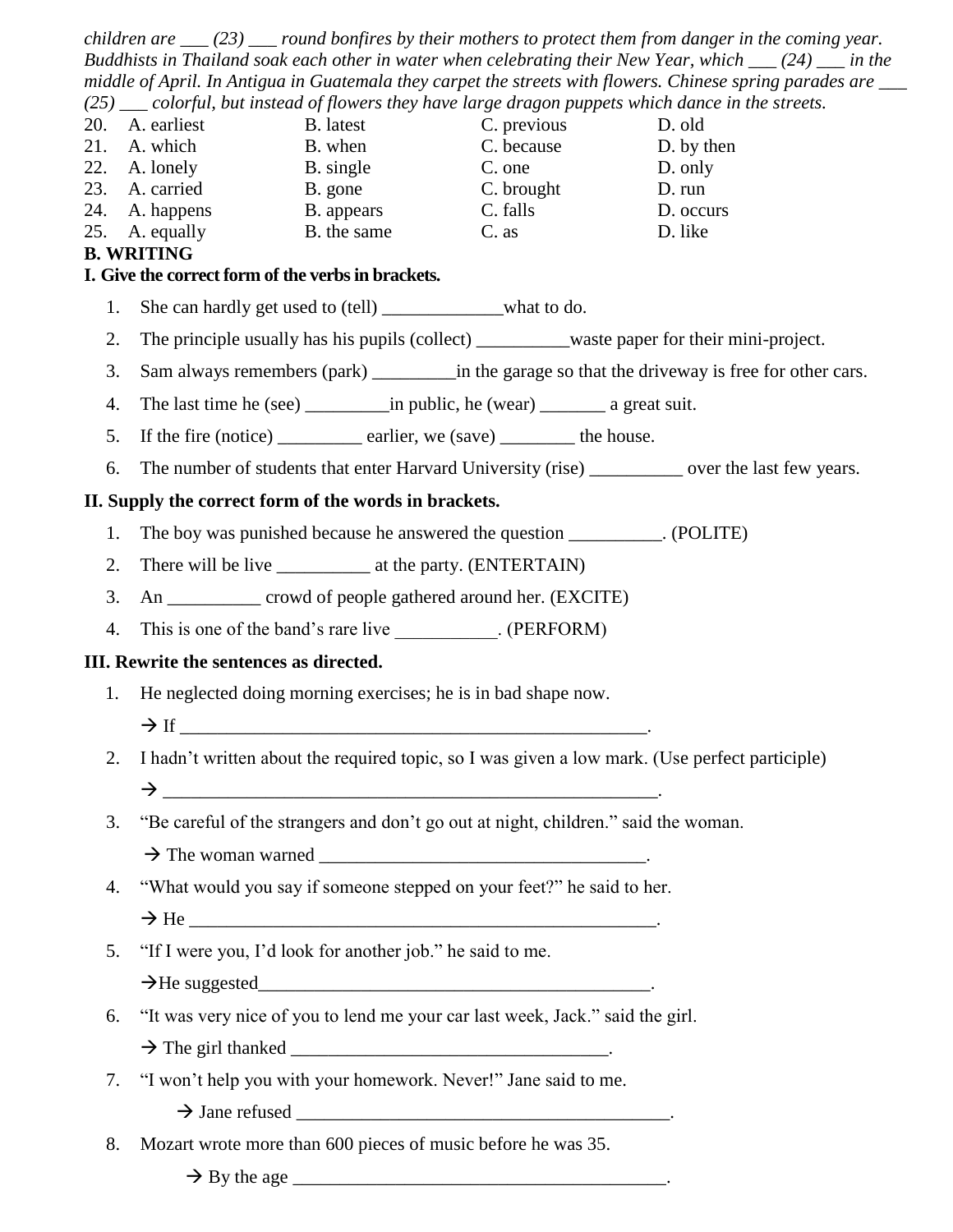*children are ___ (23) ___ round bonfires by their mothers to protect them from danger in the coming year. Buddhists in Thailand soak each other in water when celebrating their New Year, which ___ (24) ___ in the middle of April. In Antigua in Guatemala they carpet the streets with flowers. Chinese spring parades are ___ (25) ___ colorful, but instead of flowers they have large dragon puppets which dance in the streets.*

| | A | B | C | D |
|---|---|---|---|---|
| 20. | A. earliest | B. latest | C. previous | D. old |
| 21. | A. which | B. when | C. because | D. by then |
| 22. | A. lonely | B. single | C. one | D. only |
| 23. | A. carried | B. gone | C. brought | D. run |
| 24. | A. happens | B. appears | C. falls | D. occurs |
| 25. | A. equally | B. the same | C. as | D. like |

**B. WRITING**

**I. Give the correct form of the verbs in brackets.**

1. She can hardly get used to (tell) _____________what to do.
2. The principle usually has his pupils (collect) __________waste paper for their mini-project.
3. Sam always remembers (park) _________in the garage so that the driveway is free for other cars.
4. The last time he (see) _________in public, he (wear) _______ a great suit.
5. If the fire (notice) _________ earlier, we (save) ________ the house.
6. The number of students that enter Harvard University (rise) __________ over the last few years.

**II. Supply the correct form of the words in brackets.**

1. The boy was punished because he answered the question __________. (POLITE)
2. There will be live __________ at the party. (ENTERTAIN)
3. An __________ crowd of people gathered around her. (EXCITE)
4. This is one of the band's rare live ___________. (PERFORM)

**III. Rewrite the sentences as directed.**

1. He neglected doing morning exercises; he is in bad shape now.
   → If ____________________________________________________.
2. I hadn't written about the required topic, so I was given a low mark. (Use perfect participle)
   → ________________________________________________________.
3. "Be careful of the strangers and don't go out at night, children." said the woman.
   → The woman warned ___________________________________.
4. "What would you say if someone stepped on your feet?" he said to her.
   → He ____________________________________________________.
5. "If I were you, I'd look for another job." he said to me.
   →He suggested____________________________________________.
6. "It was very nice of you to lend me your car last week, Jack." said the girl.
   → The girl thanked __________________________________.
7. "I won't help you with your homework. Never!" Jane said to me.
   → Jane refused ________________________________________.
8. Mozart wrote more than 600 pieces of music before he was 35.
   → By the age ________________________________________.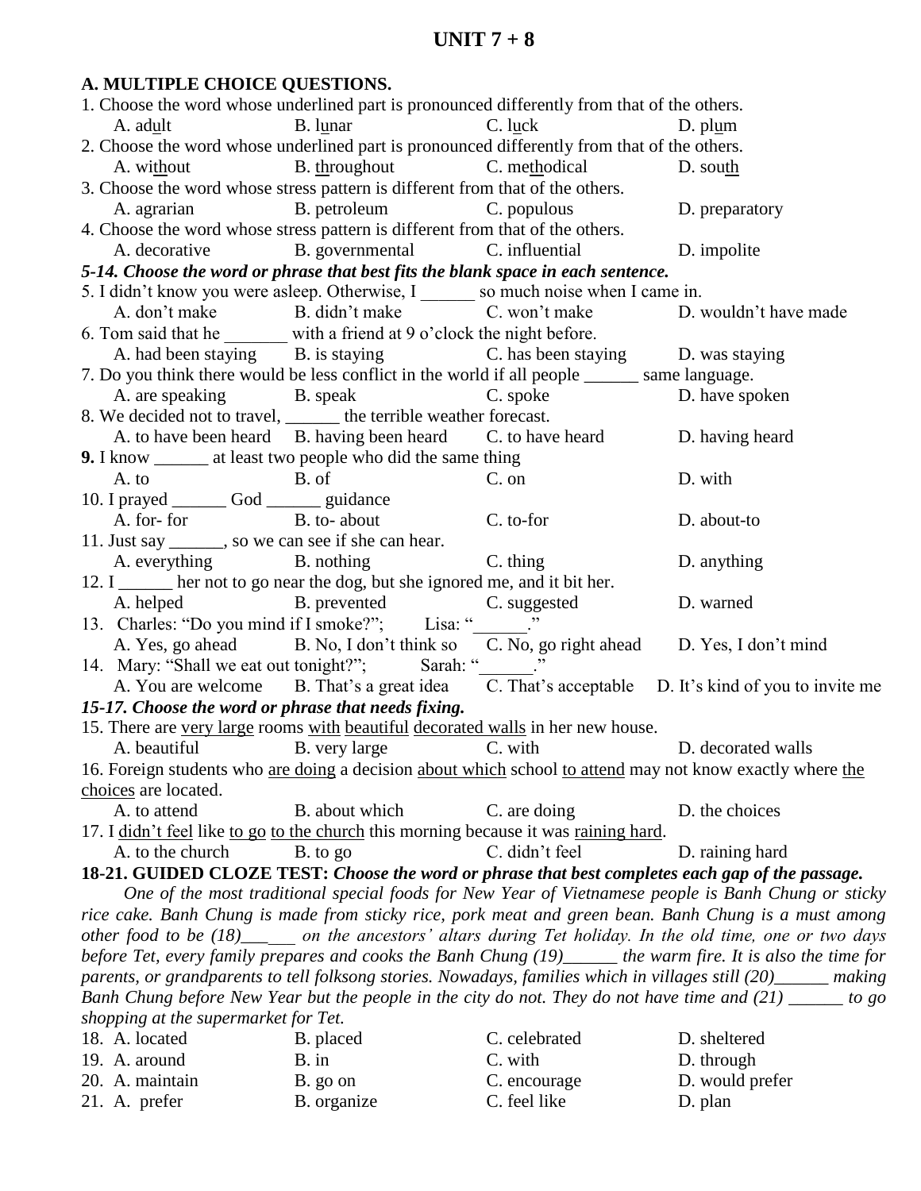# UNIT 7 + 8

## A. MULTIPLE CHOICE QUESTIONS.

1. Choose the word whose underlined part is pronounced differently from that of the others.
   A. adult    B. lunar    C. luck    D. plum

2. Choose the word whose underlined part is pronounced differently from that of the others.
   A. without    B. throughout    C. methodical    D. south

3. Choose the word whose stress pattern is different from that of the others.
   A. agrarian    B. petroleum    C. populous    D. preparatory

4. Choose the word whose stress pattern is different from that of the others.
   A. decorative    B. governmental    C. influential    D. impolite

***5-14. Choose the word or phrase that best fits the blank space in each sentence.***

5. I didn't know you were asleep. Otherwise, I ______ so much noise when I came in.
   A. don't make    B. didn't make    C. won't make    D. wouldn't have made

6. Tom said that he _______ with a friend at 9 o'clock the night before.
   A. had been staying    B. is staying    C. has been staying    D. was staying

7. Do you think there would be less conflict in the world if all people ______ same language.
   A. are speaking    B. speak    C. spoke    D. have spoken

8. We decided not to travel, ______ the terrible weather forecast.
   A. to have been heard    B. having been heard    C. to have heard    D. having heard

**9.** I know ______ at least two people who did the same thing
   A. to    B. of    C. on    D. with

10. I prayed ______ God ______ guidance
   A. for- for    B. to- about    C. to-for    D. about-to

11. Just say ______, so we can see if she can hear.
   A. everything    B. nothing    C. thing    D. anything

12. I ______ her not to go near the dog, but she ignored me, and it bit her.
   A. helped    B. prevented    C. suggested    D. warned

13. Charles: "Do you mind if I smoke?";    Lisa: "______."
   A. Yes, go ahead    B. No, I don't think so    C. No, go right ahead    D. Yes, I don't mind

14. Mary: "Shall we eat out tonight?";    Sarah: "______."
   A. You are welcome    B. That's a great idea    C. That's acceptable    D. It's kind of you to invite me

***15-17. Choose the word or phrase that needs fixing.***

15. There are very large rooms with beautiful decorated walls in her new house.
   A. beautiful    B. very large    C. with    D. decorated walls

16. Foreign students who are doing a decision about which school to attend may not know exactly where the choices are located.
   A. to attend    B. about which    C. are doing    D. the choices

17. I didn't feel like to go to the church this morning because it was raining hard.
   A. to the church    B. to go    C. didn't feel    D. raining hard

**18-21. GUIDED CLOZE TEST:** ***Choose the word or phrase that best completes each gap of the passage.***

*One of the most traditional special foods for New Year of Vietnamese people is Banh Chung or sticky rice cake. Banh Chung is made from sticky rice, pork meat and green bean. Banh Chung is a must among other food to be (18)______ on the ancestors' altars during Tet holiday. In the old time, one or two days before Tet, every family prepares and cooks the Banh Chung (19)______ the warm fire. It is also the time for parents, or grandparents to tell folksong stories. Nowadays, families which in villages still (20)______ making Banh Chung before New Year but the people in the city do not. They do not have time and (21) ______ to go shopping at the supermarket for Tet.*

18. A. located    B. placed    C. celebrated    D. sheltered
19. A. around    B. in    C. with    D. through
20. A. maintain    B. go on    C. encourage    D. would prefer
21. A. prefer    B. organize    C. feel like    D. plan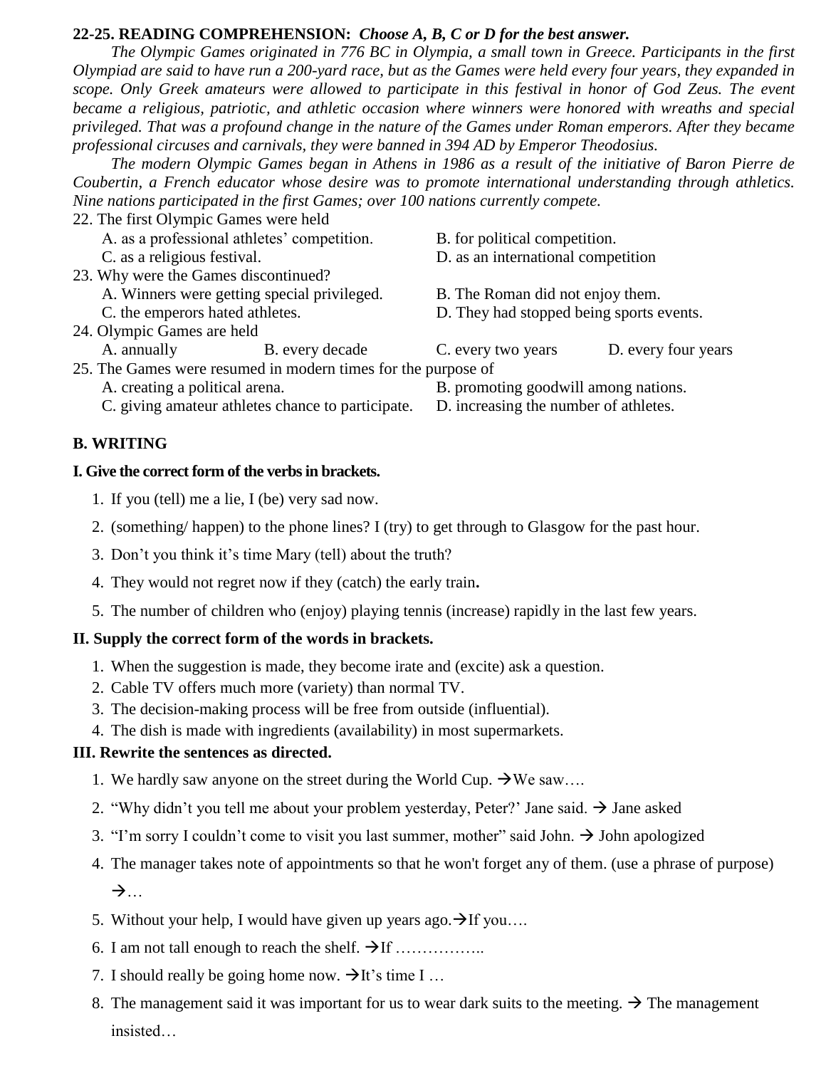**22-25. READING COMPREHENSION:** ***Choose A, B, C or D for the best answer.***

*The Olympic Games originated in 776 BC in Olympia, a small town in Greece. Participants in the first Olympiad are said to have run a 200-yard race, but as the Games were held every four years, they expanded in scope. Only Greek amateurs were allowed to participate in this festival in honor of God Zeus. The event became a religious, patriotic, and athletic occasion where winners were honored with wreaths and special privileged. That was a profound change in the nature of the Games under Roman emperors. After they became professional circuses and carnivals, they were banned in 394 AD by Emperor Theodosius.*

*The modern Olympic Games began in Athens in 1986 as a result of the initiative of Baron Pierre de Coubertin, a French educator whose desire was to promote international understanding through athletics. Nine nations participated in the first Games; over 100 nations currently compete.*

22. The first Olympic Games were held
    A. as a professional athletes' competition.
    B. for political competition.
    C. as a religious festival.
    D. as an international competition

23. Why were the Games discontinued?
    A. Winners were getting special privileged.
    B. The Roman did not enjoy them.
    C. the emperors hated athletes.
    D. They had stopped being sports events.

24. Olympic Games are held
    A. annually
    B. every decade
    C. every two years
    D. every four years

25. The Games were resumed in modern times for the purpose of
    A. creating a political arena.
    B. promoting goodwill among nations.
    C. giving amateur athletes chance to participate.
    D. increasing the number of athletes.

## B. WRITING

### I. Give the correct form of the verbs in brackets.

1. If you (tell) me a lie, I (be) very sad now.
2. (something/ happen) to the phone lines? I (try) to get through to Glasgow for the past hour.
3. Don't you think it's time Mary (tell) about the truth?
4. They would not regret now if they (catch) the early train**.**
5. The number of children who (enjoy) playing tennis (increase) rapidly in the last few years.

### II. Supply the correct form of the words in brackets.

1. When the suggestion is made, they become irate and (excite) ask a question.
2. Cable TV offers much more (variety) than normal TV.
3. The decision-making process will be free from outside (influential).
4. The dish is made with ingredients (availability) in most supermarkets.

### III. Rewrite the sentences as directed.

1. We hardly saw anyone on the street during the World Cup. →We saw….
2. "Why didn't you tell me about your problem yesterday, Peter?' Jane said. → Jane asked
3. "I'm sorry I couldn't come to visit you last summer, mother" said John. → John apologized
4. The manager takes note of appointments so that he won't forget any of them. (use a phrase of purpose) →…
5. Without your help, I would have given up years ago.→If you….
6. I am not tall enough to reach the shelf. →If ……………..
7. I should really be going home now. →It's time I …
8. The management said it was important for us to wear dark suits to the meeting. → The management insisted…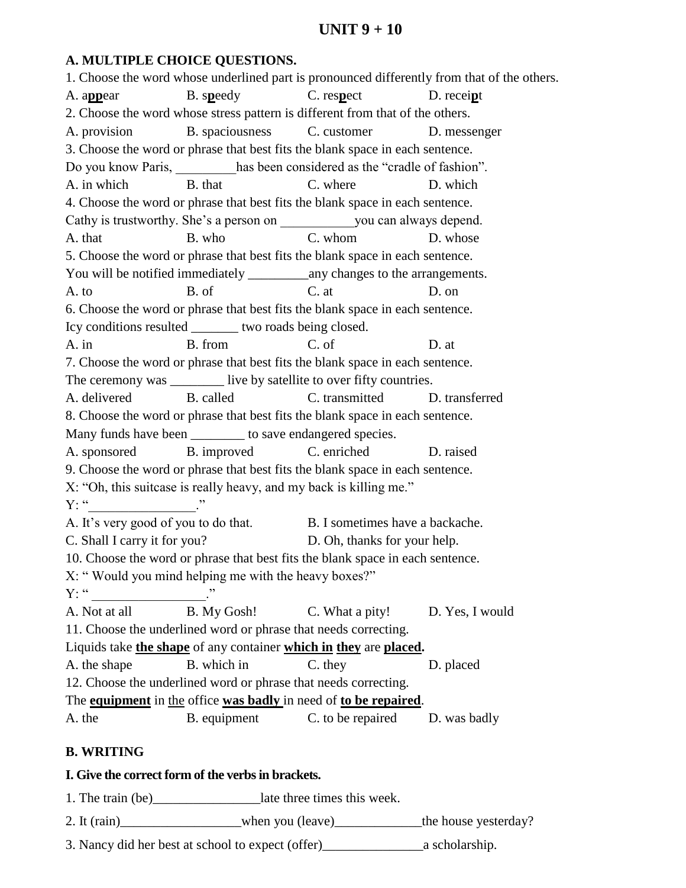# UNIT 9 + 10

**A. MULTIPLE CHOICE QUESTIONS.**

1. Choose the word whose underlined part is pronounced differently from that of the others.

A. a**<u>pp</u>**ear B. s**<u>p</u>**eedy C. res**<u>p</u>**ect D. recei**<u>p</u>**t

2. Choose the word whose stress pattern is different from that of the others.

A. provision B. spaciousness C. customer D. messenger

3. Choose the word or phrase that best fits the blank space in each sentence.

Do you know Paris, _________has been considered as the "cradle of fashion".

A. in which B. that C. where D. which

4. Choose the word or phrase that best fits the blank space in each sentence.

Cathy is trustworthy. She's a person on ___________you can always depend.

A. that B. who C. whom D. whose

5. Choose the word or phrase that best fits the blank space in each sentence.

You will be notified immediately _________any changes to the arrangements.

A. to B. of C. at D. on

6. Choose the word or phrase that best fits the blank space in each sentence.

Icy conditions resulted _______ two roads being closed.

A. in B. from C. of D. at

7. Choose the word or phrase that best fits the blank space in each sentence.

The ceremony was ________ live by satellite to over fifty countries.

A. delivered B. called C. transmitted D. transferred

8. Choose the word or phrase that best fits the blank space in each sentence.

Many funds have been ________ to save endangered species.

A. sponsored B. improved C. enriched D. raised

9. Choose the word or phrase that best fits the blank space in each sentence.

X: "Oh, this suitcase is really heavy, and my back is killing me."

Y: "________________."

A. It's very good of you to do that. B. I sometimes have a backache.

C. Shall I carry it for you? D. Oh, thanks for your help.

10. Choose the word or phrase that best fits the blank space in each sentence.

X: " Would you mind helping me with the heavy boxes?"

Y: " _________________."

A. Not at all B. My Gosh! C. What a pity! D. Yes, I would

11. Choose the underlined word or phrase that needs correcting.

Liquids take **<u>the shape</u>** of any container **<u>which in</u>** **<u>they</u>** are **<u>placed</u>**.

A. the shape B. which in C. they D. placed

12. Choose the underlined word or phrase that needs correcting.

The **<u>equipment</u>** in <u>the</u> office **<u>was badly</u>** in need of **<u>to be repaired</u>**.

A. the B. equipment C. to be repaired D. was badly

**B. WRITING**

**I. Give the correct form of the verbs in brackets.**

1. The train (be)________________late three times this week.

2. It (rain)__________________when you (leave)_____________the house yesterday?

3. Nancy did her best at school to expect (offer)_______________a scholarship.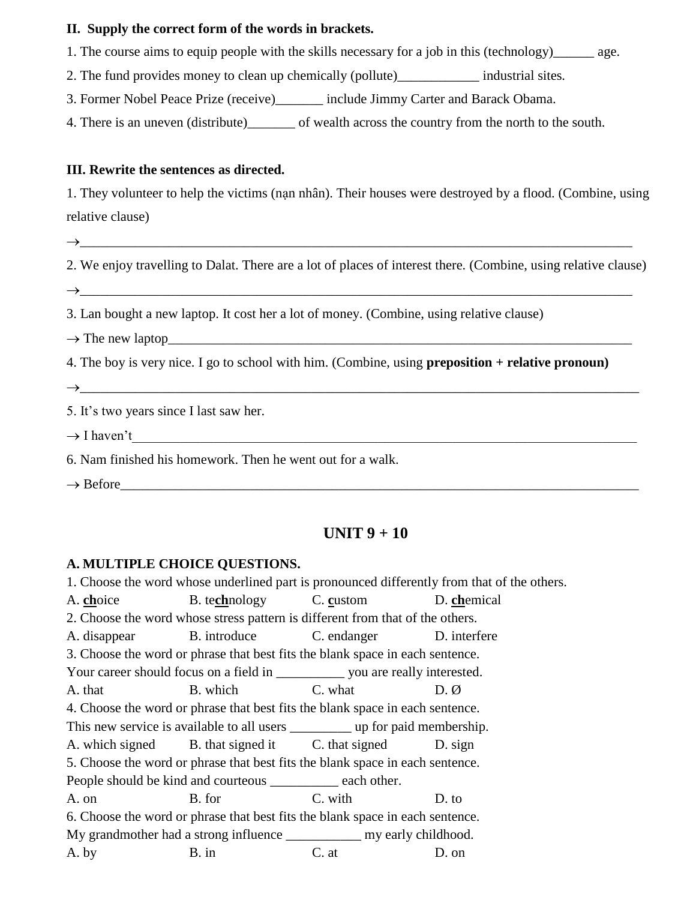**II. Supply the correct form of the words in brackets.**

1. The course aims to equip people with the skills necessary for a job in this (technology)______ age.

2. The fund provides money to clean up chemically (pollute)____________ industrial sites.

3. Former Nobel Peace Prize (receive)_______ include Jimmy Carter and Barack Obama.

4. There is an uneven (distribute)_______ of wealth across the country from the north to the south.

**III. Rewrite the sentences as directed.**

1. They volunteer to help the victims (nạn nhân). Their houses were destroyed by a flood. (Combine, using relative clause)

→_____________________________________________________________________________________

2. We enjoy travelling to Dalat. There are a lot of places of interest there. (Combine, using relative clause)

→_____________________________________________________________________________________

3. Lan bought a new laptop. It cost her a lot of money. (Combine, using relative clause)

→ The new laptop_________________________________________________________________________

4. The boy is very nice. I go to school with him. (Combine, using **preposition + relative pronoun)**

→_____________________________________________________________________________________

5. It's two years since I last saw her.

→ I haven't___________________________________________________________________________

6. Nam finished his homework. Then he went out for a walk.

→ Before_____________________________________________________________________________

## UNIT 9 + 10

**A. MULTIPLE CHOICE QUESTIONS.**

1. Choose the word whose underlined part is pronounced differently from that of the others.

A. **ch**oice B. te**ch**nology C. **c**ustom D. **ch**emical

2. Choose the word whose stress pattern is different from that of the others.

A. disappear B. introduce C. endanger D. interfere

3. Choose the word or phrase that best fits the blank space in each sentence.

Your career should focus on a field in __________ you are really interested.

A. that B. which C. what D. Ø

4. Choose the word or phrase that best fits the blank space in each sentence.

This new service is available to all users _________ up for paid membership.

A. which signed B. that signed it C. that signed D. sign

5. Choose the word or phrase that best fits the blank space in each sentence.

People should be kind and courteous __________ each other.

A. on B. for C. with D. to

6. Choose the word or phrase that best fits the blank space in each sentence.

My grandmother had a strong influence ___________ my early childhood.

A. by B. in C. at D. on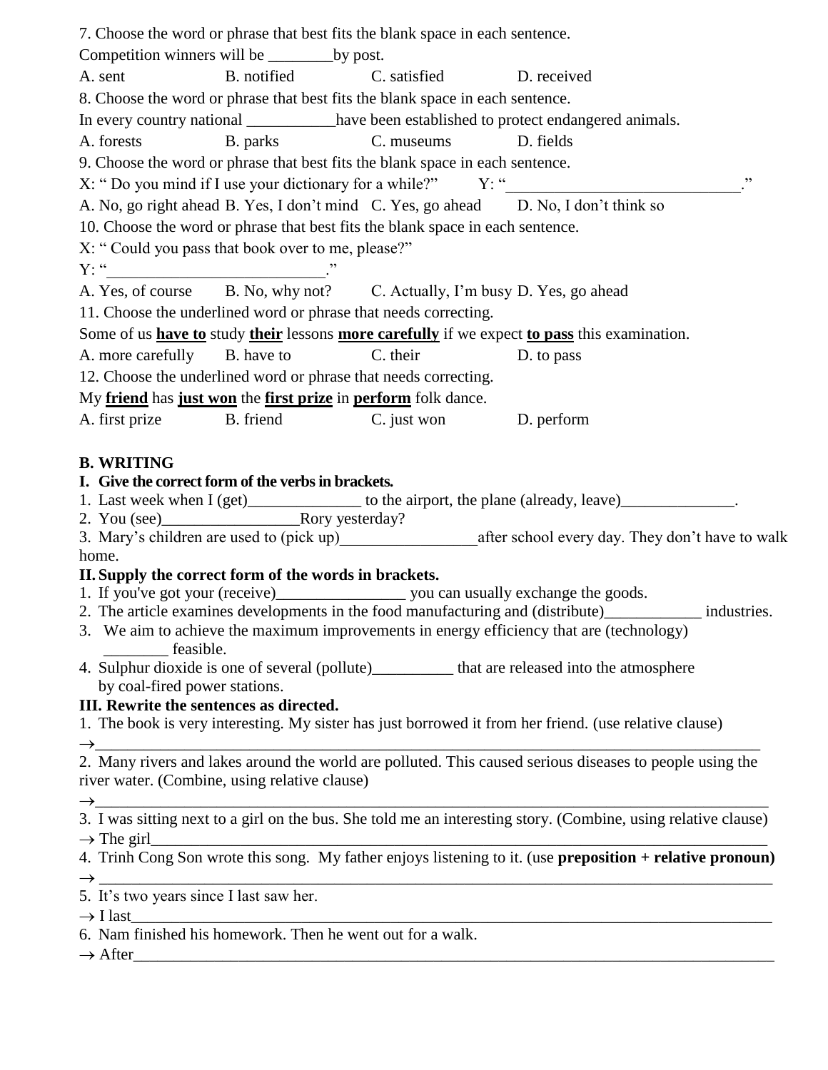7. Choose the word or phrase that best fits the blank space in each sentence.

Competition winners will be ________by post.

A. sent B. notified C. satisfied D. received

8. Choose the word or phrase that best fits the blank space in each sentence.

In every country national ___________have been established to protect endangered animals.

A. forests B. parks C. museums D. fields

9. Choose the word or phrase that best fits the blank space in each sentence.

X: " Do you mind if I use your dictionary for a while?" Y: "_____________________________."

A. No, go right ahead B. Yes, I don't mind C. Yes, go ahead D. No, I don't think so

10. Choose the word or phrase that best fits the blank space in each sentence.

X: " Could you pass that book over to me, please?"

Y: "___________________________."

A. Yes, of course B. No, why not? C. Actually, I'm busy D. Yes, go ahead

11. Choose the underlined word or phrase that needs correcting.

Some of us **have to** study **their** lessons **more carefully** if we expect **to pass** this examination.

A. more carefully B. have to C. their D. to pass

12. Choose the underlined word or phrase that needs correcting.

My **friend** has **just won** the **first prize** in **perform** folk dance.

A. first prize B. friend C. just won D. perform

## B. WRITING

### I. Give the correct form of the verbs in brackets.

1. Last week when I (get)______________ to the airport, the plane (already, leave)______________.
2. You (see)_________________Rory yesterday?
3. Mary's children are used to (pick up)_________________after school every day. They don't have to walk home.

### II. Supply the correct form of the words in brackets.

1. If you've got your (receive)________________ you can usually exchange the goods.
2. The article examines developments in the food manufacturing and (distribute)____________ industries.
3. We aim to achieve the maximum improvements in energy efficiency that are (technology) ________ feasible.
4. Sulphur dioxide is one of several (pollute)__________ that are released into the atmosphere by coal-fired power stations.

### III. Rewrite the sentences as directed.

1. The book is very interesting. My sister has just borrowed it from her friend. (use relative clause)

→_________________________________________________________________________________

2. Many rivers and lakes around the world are polluted. This caused serious diseases to people using the river water. (Combine, using relative clause)

→_________________________________________________________________________________

3. I was sitting next to a girl on the bus. She told me an interesting story. (Combine, using relative clause)

→ The girl_____________________________________________________________________________

4. Trinh Cong Son wrote this song. My father enjoys listening to it. (use **preposition + relative pronoun)**

→ _________________________________________________________________________________

5. It's two years since I last saw her.

→ I last_______________________________________________________________________________

6. Nam finished his homework. Then he went out for a walk.

→ After_______________________________________________________________________________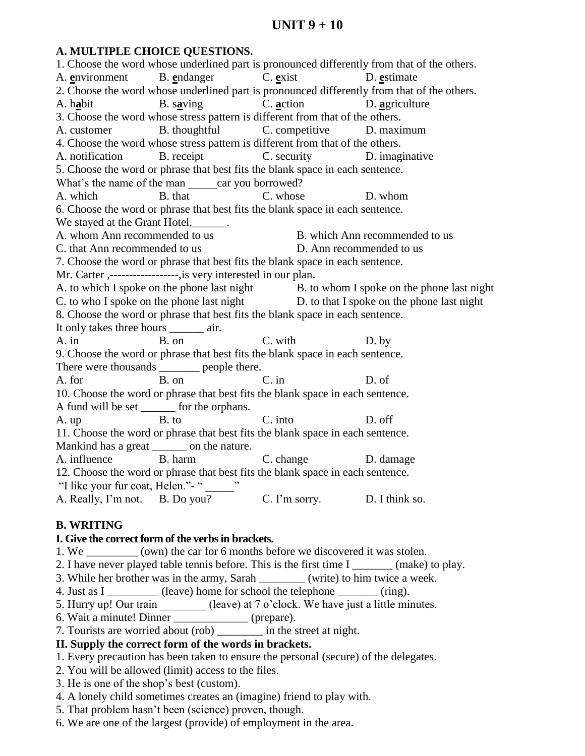# UNIT 9 + 10

## A. MULTIPLE CHOICE QUESTIONS.

1. Choose the word whose underlined part is pronounced differently from that of the others.
A. **e**nvironment B. **e**ndanger C. **e**xist D. **e**stimate

2. Choose the word whose underlined part is pronounced differently from that of the others.
A. h**a**bit B. s**a**ving C. **a**ction D. **a**griculture

3. Choose the word whose stress pattern is different from that of the others.
A. customer B. thoughtful C. competitive D. maximum

4. Choose the word whose stress pattern is different from that of the others.
A. notification B. receipt C. security D. imaginative

5. Choose the word or phrase that best fits the blank space in each sentence.
What's the name of the man _____car you borrowed?
A. which B. that C. whose D. whom

6. Choose the word or phrase that best fits the blank space in each sentence.
We stayed at the Grant Hotel,______.
A. whom Ann recommended to us B. which Ann recommended to us
C. that Ann recommended to us D. Ann recommended to us

7. Choose the word or phrase that best fits the blank space in each sentence.
Mr. Carter ,------------------,is very interested in our plan.
A. to which I spoke on the phone last night B. to whom I spoke on the phone last night
C. to who I spoke on the phone last night D. to that I spoke on the phone last night

8. Choose the word or phrase that best fits the blank space in each sentence.
It only takes three hours ______ air.
A. in B. on C. with D. by

9. Choose the word or phrase that best fits the blank space in each sentence.
There were thousands _______ people there.
A. for B. on C. in D. of

10. Choose the word or phrase that best fits the blank space in each sentence.
A fund will be set ______ for the orphans.
A. up B. to C. into D. off

11. Choose the word or phrase that best fits the blank space in each sentence.
Mankind has a great ______ on the nature.
A. influence B. harm C. change D. damage

12. Choose the word or phrase that best fits the blank space in each sentence.
"I like your fur coat, Helen."- " _____"
A. Really, I'm not. B. Do you? C. I'm sorry. D. I think so.

## B. WRITING

### I. Give the correct form of the verbs in brackets.

1. We _________ (own) the car for 6 months before we discovered it was stolen.
2. I have never played table tennis before. This is the first time I _______ (make) to play.
3. While her brother was in the army, Sarah ________ (write) to him twice a week.
4. Just as I _________ (leave) home for school the telephone _______ (ring).
5. Hurry up! Our train ________ (leave) at 7 o'clock. We have just a little minutes.
6. Wait a minute! Dinner _____________ (prepare).
7. Tourists are worried about (rob) ________ in the street at night.

### II. Supply the correct form of the words in brackets.

1. Every precaution has been taken to ensure the personal (secure) of the delegates.
2. You will be allowed (limit) access to the files.
3. He is one of the shop's best (custom).
4. A lonely child sometimes creates an (imagine) friend to play with.
5. That problem hasn't been (science) proven, though.
6. We are one of the largest (provide) of employment in the area.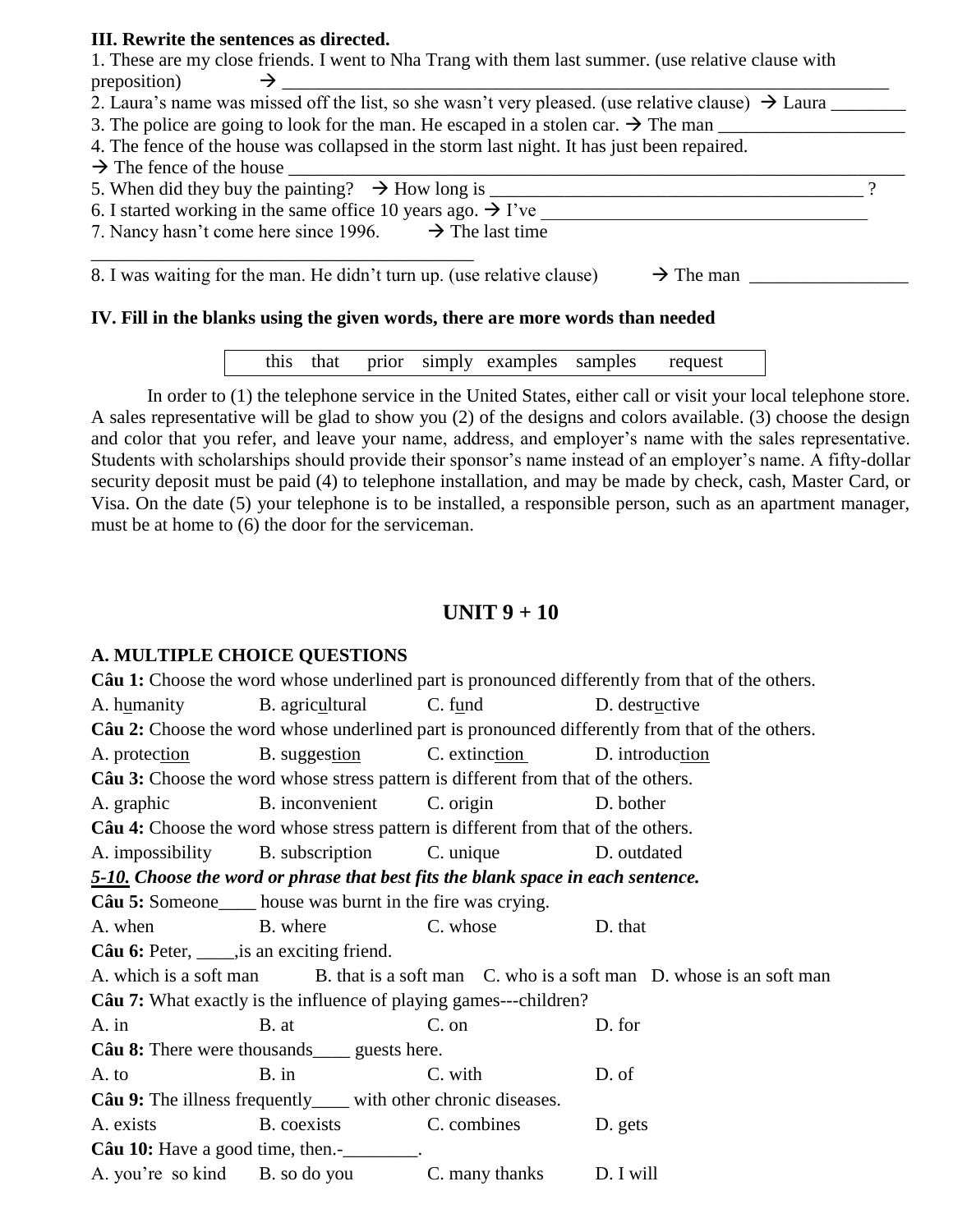**III. Rewrite the sentences as directed.**

1. These are my close friends. I went to Nha Trang with them last summer. (use relative clause with preposition) → ____________________________________________________________________
2. Laura's name was missed off the list, so she wasn't very pleased. (use relative clause) → Laura ________
3. The police are going to look for the man. He escaped in a stolen car. → The man ____________________
4. The fence of the house was collapsed in the storm last night. It has just been repaired.
→ The fence of the house ____________________________________________________________________
5. When did they buy the painting? → How long is __________________________________________ ?
6. I started working in the same office 10 years ago. → I've ____________________________________
7. Nancy hasn't come here since 1996. → The last time
____________________________________________
8. I was waiting for the man. He didn't turn up. (use relative clause) → The man _________________

**IV. Fill in the blanks using the given words, there are more words than needed**

| this | that | prior | simply | examples | samples | request |
|---|---|---|---|---|---|---|

In order to (1) the telephone service in the United States, either call or visit your local telephone store. A sales representative will be glad to show you (2) of the designs and colors available. (3) choose the design and color that you refer, and leave your name, address, and employer's name with the sales representative. Students with scholarships should provide their sponsor's name instead of an employer's name. A fifty-dollar security deposit must be paid (4) to telephone installation, and may be made by check, cash, Master Card, or Visa. On the date (5) your telephone is to be installed, a responsible person, such as an apartment manager, must be at home to (6) the door for the serviceman.

# UNIT 9 + 10

## A. MULTIPLE CHOICE QUESTIONS

**Câu 1:** Choose the word whose underlined part is pronounced differently from that of the others.

A. h<u>u</u>manity B. agric<u>u</u>ltural C. f<u>u</u>nd D. destr<u>u</u>ctive

**Câu 2:** Choose the word whose underlined part is pronounced differently from that of the others.

A. protec<u>tion</u> B. sugges<u>tion</u> C. extinc<u>tion</u> D. introduc<u>tion</u>

**Câu 3:** Choose the word whose stress pattern is different from that of the others.

A. graphic B. inconvenient C. origin D. bother

**Câu 4:** Choose the word whose stress pattern is different from that of the others.

A. impossibility B. subscription C. unique D. outdated

***<u>5-10.</u> Choose the word or phrase that best fits the blank space in each sentence.***

**Câu 5:** Someone____ house was burnt in the fire was crying.

A. when B. where C. whose D. that

**Câu 6:** Peter, ____,is an exciting friend.

A. which is a soft man B. that is a soft man C. who is a soft man D. whose is an soft man

**Câu 7:** What exactly is the influence of playing games---children?

A. in B. at C. on D. for

**Câu 8:** There were thousands____ guests here.

A. to B. in C. with D. of

**Câu 9:** The illness frequently____ with other chronic diseases.

A. exists B. coexists C. combines D. gets

**Câu 10:** Have a good time, then.-________.

A. you're so kind B. so do you C. many thanks D. I will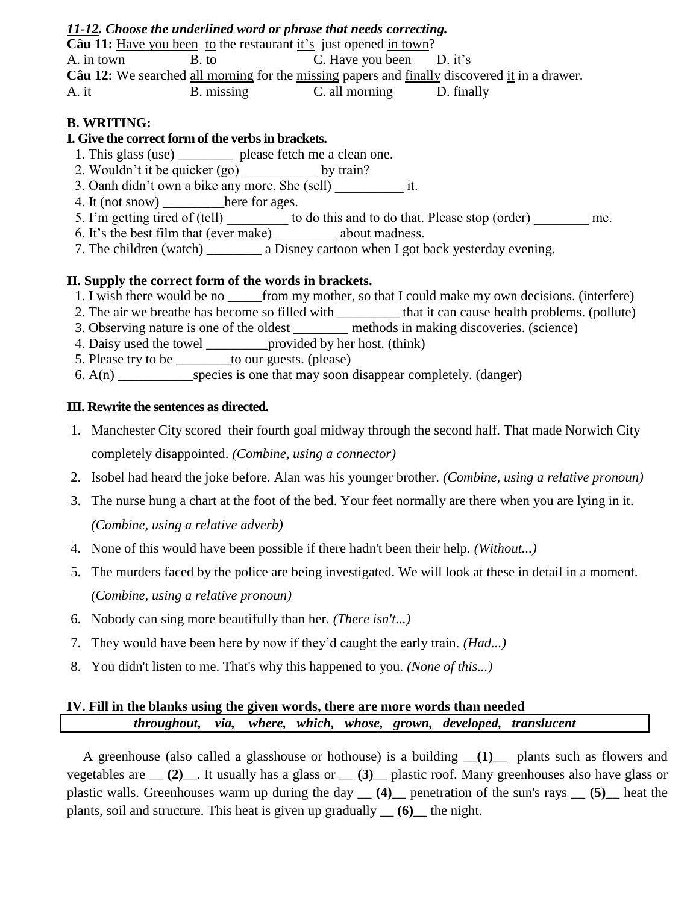***11-12. Choose the underlined word or phrase that needs correcting.***

**Câu 11:** Have you been to the restaurant it's just opened in town?

A. in town　　B. to　　C. Have you been　　D. it's

**Câu 12:** We searched all morning for the missing papers and finally discovered it in a drawer.

A. it　　B. missing　　C. all morning　　D. finally

**B. WRITING:**

**I. Give the correct form of the verbs in brackets.**

1. This glass (use) ________ please fetch me a clean one.
2. Wouldn't it be quicker (go) ___________ by train?
3. Oanh didn't own a bike any more. She (sell) __________ it.
4. It (not snow) _________here for ages.
5. I'm getting tired of (tell) _________ to do this and to do that. Please stop (order) ________ me.
6. It's the best film that (ever make) _________ about madness.
7. The children (watch) ________ a Disney cartoon when I got back yesterday evening.

**II. Supply the correct form of the words in brackets.**

1. I wish there would be no _____from my mother, so that I could make my own decisions. (interfere)
2. The air we breathe has become so filled with _________ that it can cause health problems. (pollute)
3. Observing nature is one of the oldest ________ methods in making discoveries. (science)
4. Daisy used the towel _________provided by her host. (think)
5. Please try to be ________to our guests. (please)
6. A(n) ___________species is one that may soon disappear completely. (danger)

**III. Rewrite the sentences as directed.**

1. Manchester City scored their fourth goal midway through the second half. That made Norwich City completely disappointed. *(Combine, using a connector)*
2. Isobel had heard the joke before. Alan was his younger brother. *(Combine, using a relative pronoun)*
3. The nurse hung a chart at the foot of the bed. Your feet normally are there when you are lying in it. *(Combine, using a relative adverb)*
4. None of this would have been possible if there hadn't been their help. *(Without...)*
5. The murders faced by the police are being investigated. We will look at these in detail in a moment. *(Combine, using a relative pronoun)*
6. Nobody can sing more beautifully than her. *(There isn't...)*
7. They would have been here by now if they'd caught the early train. *(Had...)*
8. You didn't listen to me. That's why this happened to you. *(None of this...)*

**IV. Fill in the blanks using the given words, there are more words than needed**

| ***throughout, via, where, which, whose, grown, developed, translucent*** |
|---|

A greenhouse (also called a glasshouse or hothouse) is a building __**(1)**__ plants such as flowers and vegetables are __ **(2)**__. It usually has a glass or __ **(3)**__ plastic roof. Many greenhouses also have glass or plastic walls. Greenhouses warm up during the day __ **(4)**__ penetration of the sun's rays __ **(5)**__ heat the plants, soil and structure. This heat is given up gradually __ **(6)**__ the night.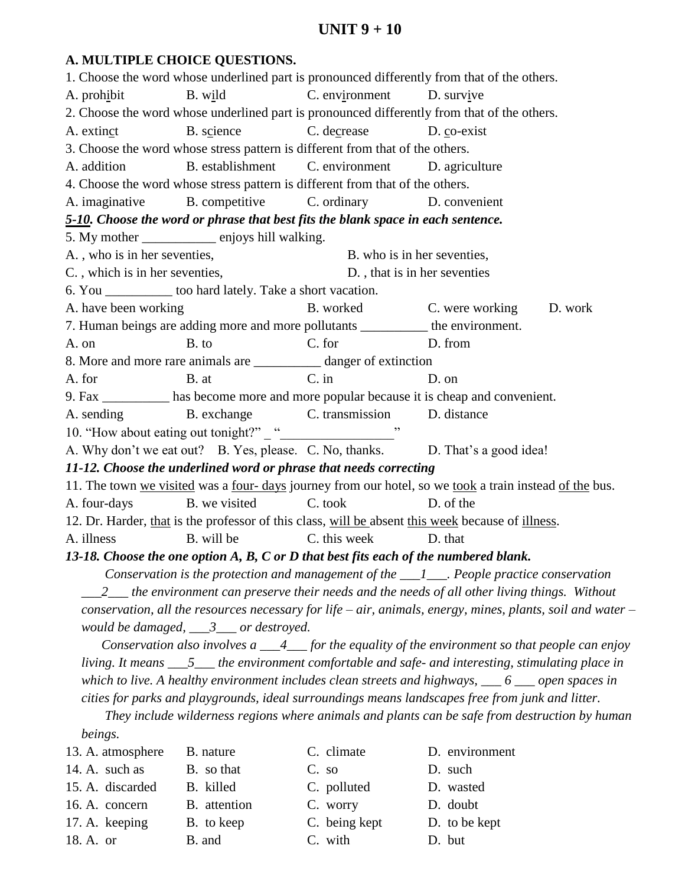# UNIT 9 + 10

**A. MULTIPLE CHOICE QUESTIONS.**

1. Choose the word whose underlined part is pronounced differently from that of the others.

A. prohibit B. wild C. environment D. survive

2. Choose the word whose underlined part is pronounced differently from that of the others.

A. extinct B. science C. decrease D. co-exist

3. Choose the word whose stress pattern is different from that of the others.

A. addition B. establishment C. environment D. agriculture

4. Choose the word whose stress pattern is different from that of the others.

A. imaginative B. competitive C. ordinary D. convenient

***5-10. Choose the word or phrase that best fits the blank space in each sentence.***

5. My mother ___________ enjoys hill walking.

A. , who is in her seventies, B. who is in her seventies,

C. , which is in her seventies, D. , that is in her seventies

6. You __________ too hard lately. Take a short vacation.

A. have been working B. worked C. were working D. work

7. Human beings are adding more and more pollutants __________ the environment.

A. on B. to C. for D. from

8. More and more rare animals are __________ danger of extinction

A. for B. at C. in D. on

9. Fax __________ has become more and more popular because it is cheap and convenient.

A. sending B. exchange C. transmission D. distance

10. "How about eating out tonight?" _ "_________________"

A. Why don't we eat out? B. Yes, please. C. No, thanks. D. That's a good idea!

***11-12. Choose the underlined word or phrase that needs correcting***

11. The town we visited was a four- days journey from our hotel, so we took a train instead of the bus.

A. four-days B. we visited C. took D. of the

12. Dr. Harder, that is the professor of this class, will be absent this week because of illness.

A. illness B. will be C. this week D. that

***13-18. Choose the one option A, B, C or D that best fits each of the numbered blank.***

*Conservation is the protection and management of the ___1___. People practice conservation ___2___ the environment can preserve their needs and the needs of all other living things. Without conservation, all the resources necessary for life – air, animals, energy, mines, plants, soil and water – would be damaged, ___3___ or destroyed.*

*Conservation also involves a ___4___ for the equality of the environment so that people can enjoy living. It means ___5___ the environment comfortable and safe- and interesting, stimulating place in which to live. A healthy environment includes clean streets and highways, ___ 6 ___ open spaces in cities for parks and playgrounds, ideal surroundings means landscapes free from junk and litter.*

*They include wilderness regions where animals and plants can be safe from destruction by human beings.*

13. A. atmosphere B. nature C. climate D. environment

14. A. such as B. so that C. so D. such

15. A. discarded B. killed C. polluted D. wasted

16. A. concern B. attention C. worry D. doubt

17. A. keeping B. to keep C. being kept D. to be kept

18. A. or B. and C. with D. but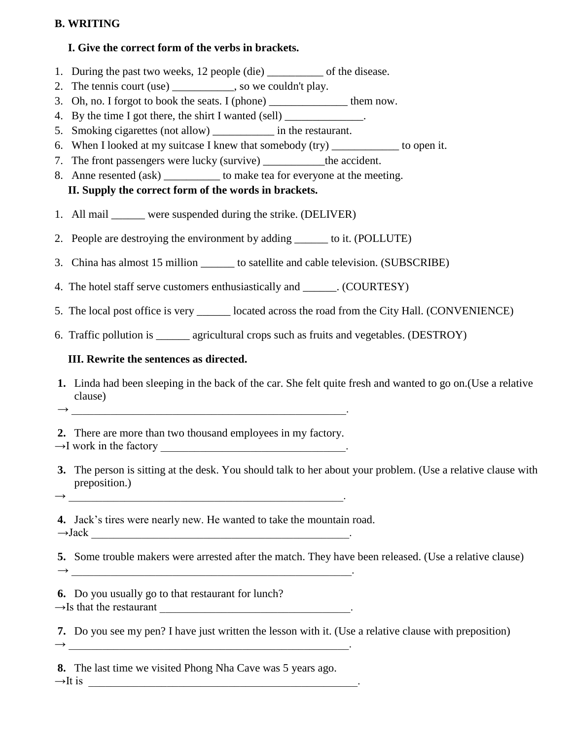**B. WRITING**

**I. Give the correct form of the verbs in brackets.**

1. During the past two weeks, 12 people (die) __________ of the disease.
2. The tennis court (use) ___________, so we couldn't play.
3. Oh, no. I forgot to book the seats. I (phone) ______________ them now.
4. By the time I got there, the shirt I wanted (sell) ______________.
5. Smoking cigarettes (not allow) ___________ in the restaurant.
6. When I looked at my suitcase I knew that somebody (try) ____________ to open it.
7. The front passengers were lucky (survive) ___________the accident.
8. Anne resented (ask) __________ to make tea for everyone at the meeting.

**II. Supply the correct form of the words in brackets.**

1. All mail ______ were suspended during the strike. (DELIVER)
2. People are destroying the environment by adding ______ to it. (POLLUTE)
3. China has almost 15 million ______ to satellite and cable television. (SUBSCRIBE)
4. The hotel staff serve customers enthusiastically and ______. (COURTESY)
5. The local post office is very ______ located across the road from the City Hall. (CONVENIENCE)
6. Traffic pollution is ______ agricultural crops such as fruits and vegetables. (DESTROY)

**III. Rewrite the sentences as directed.**

**1.** Linda had been sleeping in the back of the car. She felt quite fresh and wanted to go on.(Use a relative clause)
→ ____________________________________________________.

**2.** There are more than two thousand employees in my factory.
→I work in the factory __________________________________.

**3.** The person is sitting at the desk. You should talk to her about your problem. (Use a relative clause with preposition.)
→ ____________________________________________________.

**4.** Jack's tires were nearly new. He wanted to take the mountain road.
→Jack _________________________________________________.

**5.** Some trouble makers were arrested after the match. They have been released. (Use a relative clause)
→ _____________________________________________________.

**6.** Do you usually go to that restaurant for lunch?
→Is that the restaurant ___________________________________.

**7.** Do you see my pen? I have just written the lesson with it. (Use a relative clause with preposition)
→ _____________________________________________________.

**8.** The last time we visited Phong Nha Cave was 5 years ago.
→It is ___________________________________________________.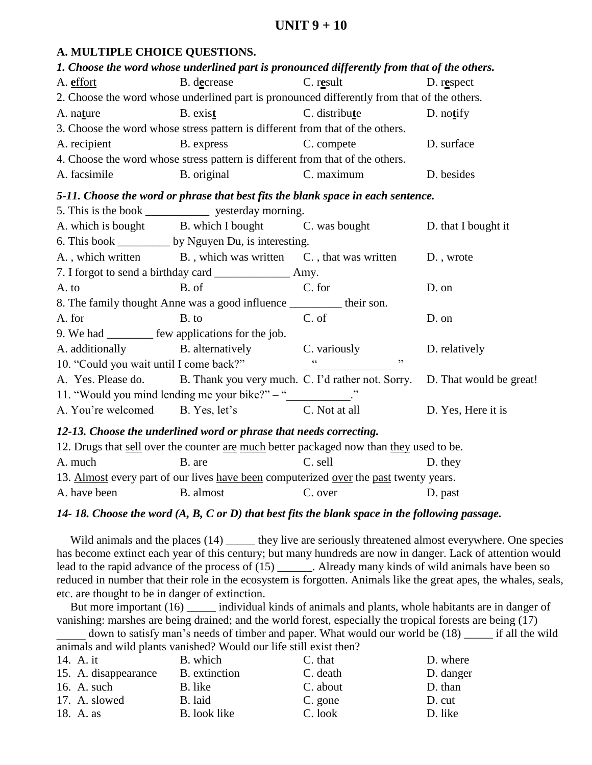# UNIT 9 + 10

## A. MULTIPLE CHOICE QUESTIONS.

***1. Choose the word whose underlined part is pronounced differently from that of the others.***

A. <u>**e**</u>ffort  B. d<u>**e**</u>crease  C. r<u>**e**</u>sult  D. r<u>**e**</u>spect

2. Choose the word whose underlined part is pronounced differently from that of the others.

A. na<u>**t**</u>ure  B. exis<u>**t**</u>  C. distribu<u>**t**</u>e  D. no<u>**t**</u>ify

3. Choose the word whose stress pattern is different from that of the others.

A. recipient  B. express  C. compete  D. surface

4. Choose the word whose stress pattern is different from that of the others.

A. facsimile  B. original  C. maximum  D. besides

***5-11. Choose the word or phrase that best fits the blank space in each sentence.***

5. This is the book ___________ yesterday morning.

A. which is bought  B. which I bought  C. was bought  D. that I bought it

6. This book _________ by Nguyen Du, is interesting.

A. , which written  B. , which was written  C. , that was written  D. , wrote

7. I forgot to send a birthday card _____________ Amy.

A. to  B. of  C. for  D. on

8. The family thought Anne was a good influence _________ their son.

A. for  B. to  C. of  D. on

9. We had ________ few applications for the job.

A. additionally  B. alternatively  C. variously  D. relatively

10. "Could you wait until I come back?"  _ "______________"

A. Yes. Please do.  B. Thank you very much.  C. I'd rather not. Sorry.  D. That would be great!

11. "Would you mind lending me your bike?" – "___________."

A. You're welcomed  B. Yes, let's  C. Not at all  D. Yes, Here it is

***12-13. Choose the underlined word or phrase that needs correcting.***

12. Drugs that <u>sell</u> over the counter <u>are</u> <u>much</u> better packaged now than <u>they</u> used to be.

A. much  B. are  C. sell  D. they

13. <u>Almost</u> every part of our lives <u>have been</u> computerized <u>over</u> the <u>past</u> twenty years.

A. have been  B. almost  C. over  D. past

***14- 18. Choose the word (A, B, C or D) that best fits the blank space in the following passage.***

Wild animals and the places (14) _____ they live are seriously threatened almost everywhere. One species has become extinct each year of this century; but many hundreds are now in danger. Lack of attention would lead to the rapid advance of the process of (15) ______. Already many kinds of wild animals have been so reduced in number that their role in the ecosystem is forgotten. Animals like the great apes, the whales, seals, etc. are thought to be in danger of extinction.

But more important (16) _____ individual kinds of animals and plants, whole habitants are in danger of vanishing: marshes are being drained; and the world forest, especially the tropical forests are being (17) _____ down to satisfy man's needs of timber and paper. What would our world be (18) _____ if all the wild animals and wild plants vanished? Would our life still exist then?

14. A. it  B. which  C. that  D. where

15. A. disappearance  B. extinction  C. death  D. danger

16. A. such  B. like  C. about  D. than

17. A. slowed  B. laid  C. gone  D. cut

18. A. as  B. look like  C. look  D. like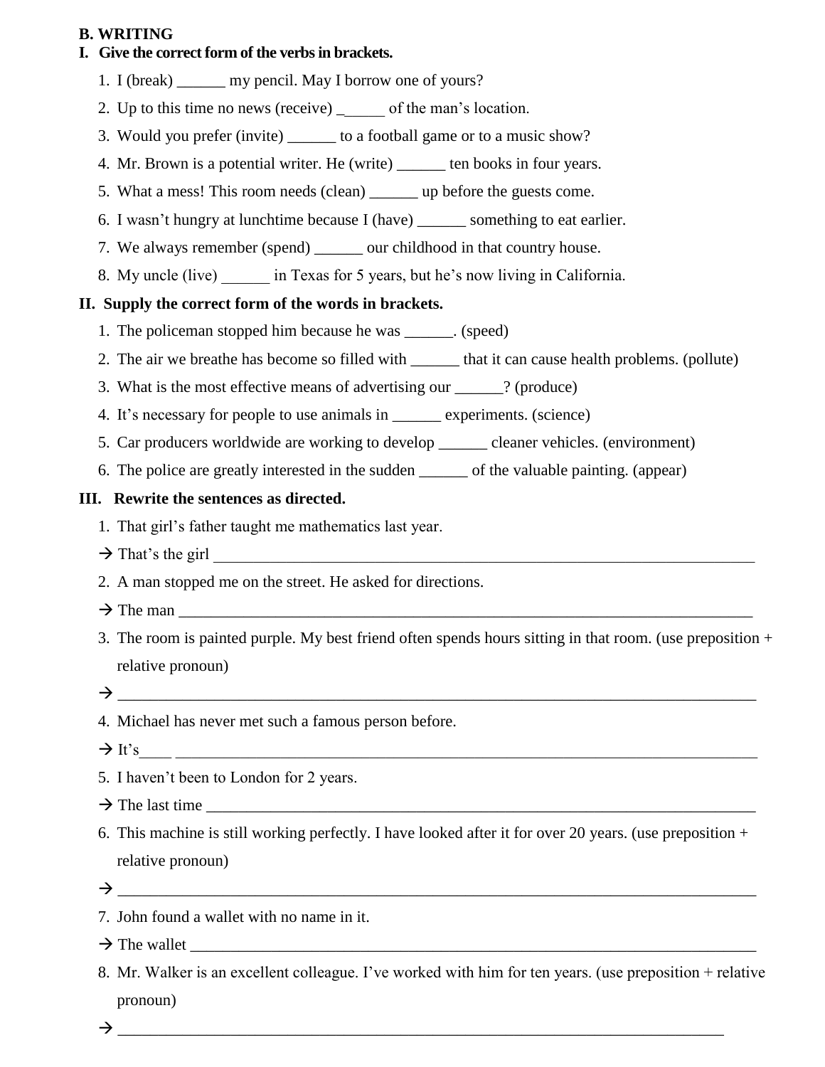**B. WRITING**

**I. Give the correct form of the verbs in brackets.**

1. I (break) ______ my pencil. May I borrow one of yours?
2. Up to this time no news (receive) _______ of the man's location.
3. Would you prefer (invite) ______ to a football game or to a music show?
4. Mr. Brown is a potential writer. He (write) ______ ten books in four years.
5. What a mess! This room needs (clean) ______ up before the guests come.
6. I wasn't hungry at lunchtime because I (have) ______ something to eat earlier.
7. We always remember (spend) ______ our childhood in that country house.
8. My uncle (live) ______ in Texas for 5 years, but he's now living in California.

**II. Supply the correct form of the words in brackets.**

1. The policeman stopped him because he was ______. (speed)
2. The air we breathe has become so filled with ______ that it can cause health problems. (pollute)
3. What is the most effective means of advertising our ______? (produce)
4. It's necessary for people to use animals in ______ experiments. (science)
5. Car producers worldwide are working to develop ______ cleaner vehicles. (environment)
6. The police are greatly interested in the sudden ______ of the valuable painting. (appear)

**III. Rewrite the sentences as directed.**

1. That girl's father taught me mathematics last year.

→ That's the girl ________________________________________________________________________

2. A man stopped me on the street. He asked for directions.

→ The man ________________________________________________________________________

3. The room is painted purple. My best friend often spends hours sitting in that room. (use preposition + relative pronoun)

→ ________________________________________________________________________

4. Michael has never met such a famous person before.

→ It's____ ________________________________________________________________________

5. I haven't been to London for 2 years.

→ The last time ________________________________________________________________________

6. This machine is still working perfectly. I have looked after it for over 20 years. (use preposition + relative pronoun)

→ ________________________________________________________________________

7. John found a wallet with no name in it.

→ The wallet ________________________________________________________________________

8. Mr. Walker is an excellent colleague. I've worked with him for ten years. (use preposition + relative pronoun)

→ ________________________________________________________________________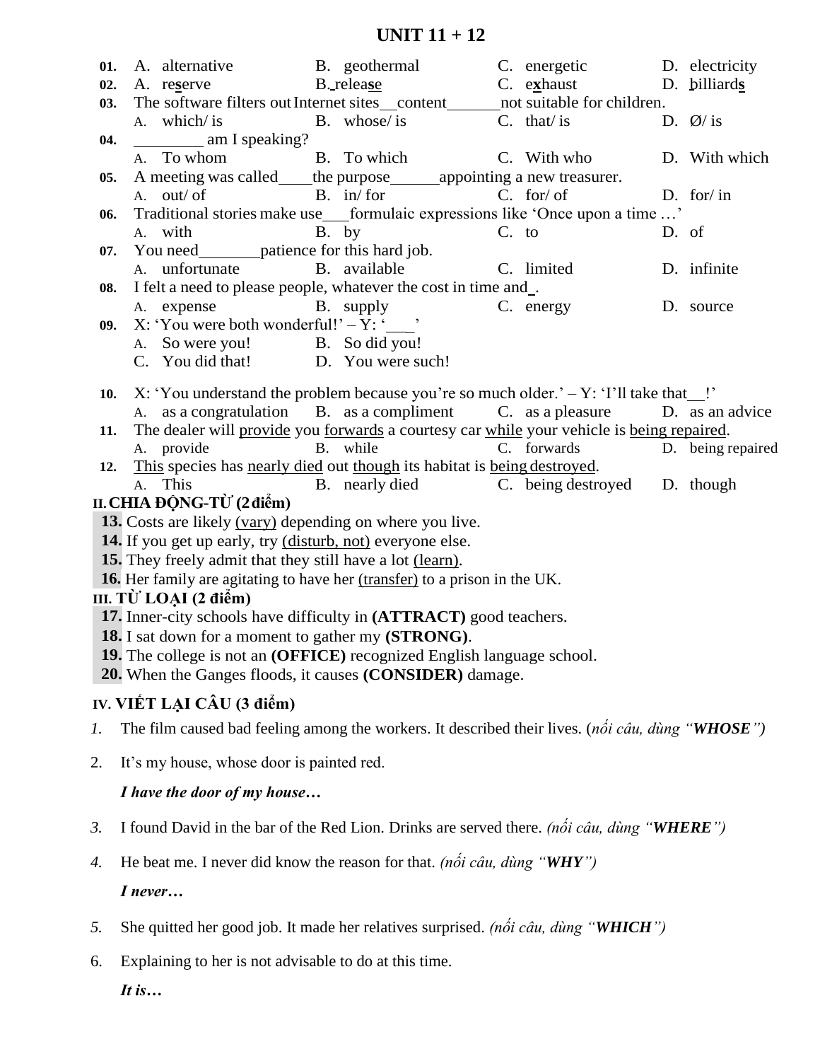# UNIT 11 + 12

**01.** A. alternative B. geothermal C. energetic D. electricity

**02.** A. re**s**erve B. relea**se** C. e**x**haust D. **b**illiard**s**

**03.** The software filters out Internet sites __ content ______ not suitable for children.
A. which/ is B. whose/ is C. that/ is D. Ø/ is

**04.** ________ am I speaking?
A. To whom B. To which C. With who D. With which

**05.** A meeting was called ____ the purpose ______ appointing a new treasurer.
A. out/ of B. in/ for C. for/ of D. for/ in

**06.** Traditional stories make use ___ formulaic expressions like 'Once upon a time …'
A. with B. by C. to D. of

**07.** You need _______ patience for this hard job.
A. unfortunate B. available C. limited D. infinite

**08.** I felt a need to please people, whatever the cost in time and _.
A. expense B. supply C. energy D. source

**09.** X: 'You were both wonderful!' – Y: '___'
A. So were you! B. So did you!
C. You did that! D. You were such!

**10.** X: 'You understand the problem because you're so much older.' – Y: 'I'll take that __!'
A. as a congratulation B. as a compliment C. as a pleasure D. as an advice

**11.** The dealer will <u>provide</u> you <u>forwards</u> a courtesy car <u>while</u> your vehicle is <u>being repaired</u>.
A. provide B. while C. forwards D. being repaired

**12.** <u>This</u> species has <u>nearly died</u> out <u>though</u> its habitat is <u>being destroyed</u>.
A. This B. nearly died C. being destroyed D. though

## II. CHIA ĐỘNG-TỪ (2 điểm)

**13.** Costs are likely <u>(vary)</u> depending on where you live.
**14.** If you get up early, try <u>(disturb, not)</u> everyone else.
**15.** They freely admit that they still have a lot <u>(learn)</u>.
**16.** Her family are agitating to have her <u>(transfer)</u> to a prison in the UK.

## III. TỪ LOẠI (2 điểm)

**17.** Inner-city schools have difficulty in **(ATTRACT)** good teachers.
**18.** I sat down for a moment to gather my **(STRONG)**.
**19.** The college is not an **(OFFICE)** recognized English language school.
**20.** When the Ganges floods, it causes **(CONSIDER)** damage.

## IV. VIẾT LẠI CÂU (3 điểm)

1. The film caused bad feeling among the workers. It described their lives. (*nối câu, dùng "**WHOSE**"*)

2. It's my house, whose door is painted red.

   ***I have the door of my house…***

3. I found David in the bar of the Red Lion. Drinks are served there. *(nối câu, dùng "**WHERE**")*

4. He beat me. I never did know the reason for that. *(nối câu, dùng "**WHY**")*

   ***I never…***

5. She quitted her good job. It made her relatives surprised. *(nối câu, dùng "**WHICH**")*

6. Explaining to her is not advisable to do at this time.

   ***It is…***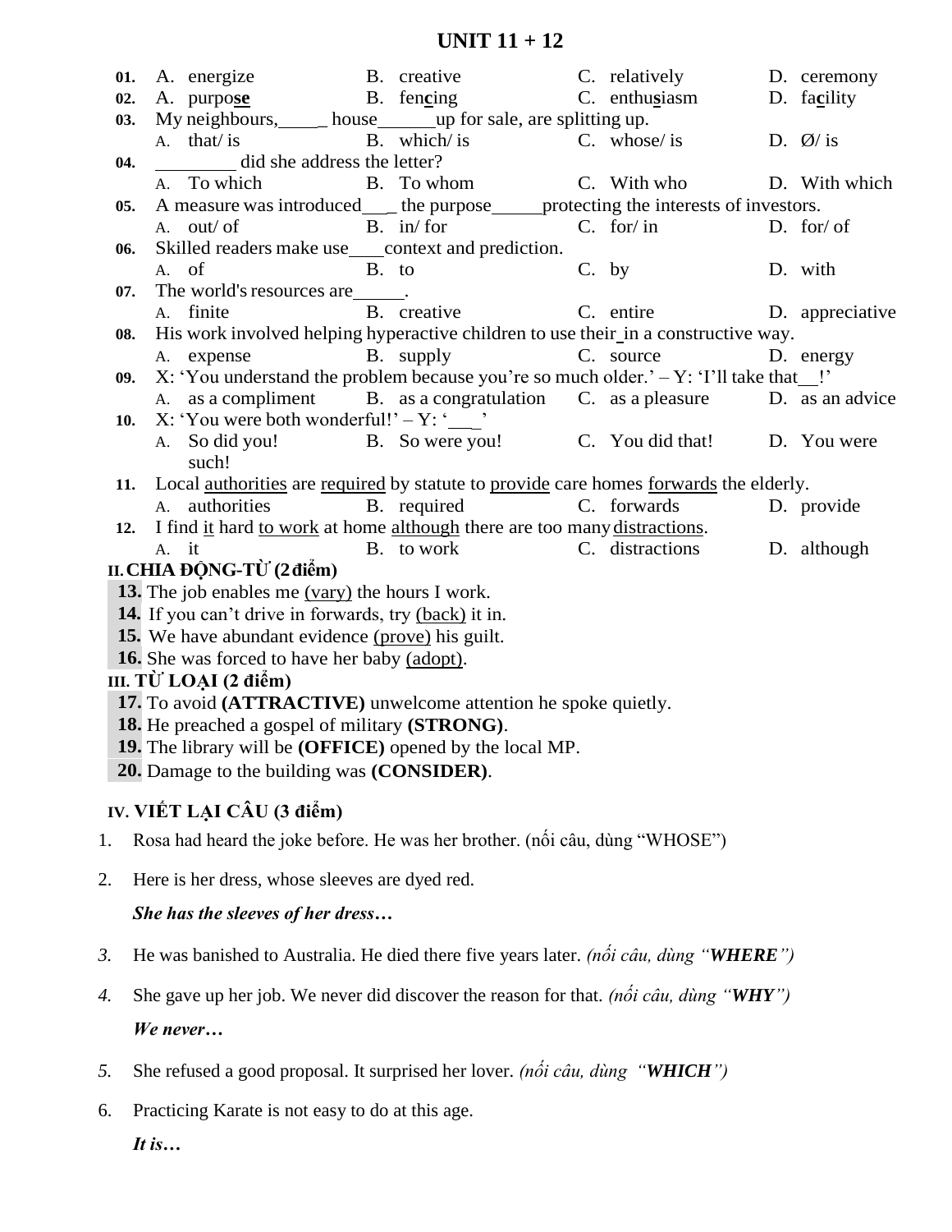# UNIT 11 + 12

**01.** A. energize B. creative C. relatively D. ceremony

**02.** A. purpo**se** B. fen**c**ing C. enthu**s**iasm D. fa**c**ility

**03.** My neighbours,____ house______up for sale, are splitting up.
A. that/ is B. which/ is C. whose/ is D. Ø/ is

**04.** ________ did she address the letter?
A. To which B. To whom C. With who D. With which

**05.** A measure was introduced___ the purpose_____protecting the interests of investors.
A. out/ of B. in/ for C. for/ in D. for/ of

**06.** Skilled readers make use____context and prediction.
A. of B. to C. by D. with

**07.** The world's resources are______.
A. finite B. creative C. entire D. appreciative

**08.** His work involved helping hyperactive children to use their_in a constructive way.
A. expense B. supply C. source D. energy

**09.** X: 'You understand the problem because you're so much older.' – Y: 'I'll take that__!'
A. as a compliment B. as a congratulation C. as a pleasure D. as an advice

**10.** X: 'You were both wonderful!' – Y: '___'
A. So did you! B. So were you! C. You did that! D. You were such!

**11.** Local <u>authorities</u> are <u>required</u> by statute to <u>provide</u> care homes <u>forwards</u> the elderly.
A. authorities B. required C. forwards D. provide

**12.** I find <u>it</u> hard <u>to work</u> at home <u>although</u> there are too many <u>distractions</u>.
A. it B. to work C. distractions D. although

## II. CHIA ĐỘNG-TỪ (2 điểm)

**13.** The job enables me <u>(vary)</u> the hours I work.

**14.** If you can't drive in forwards, try <u>(back)</u> it in.

**15.** We have abundant evidence <u>(prove)</u> his guilt.

**16.** She was forced to have her baby <u>(adopt)</u>.

## III. TỪ LOẠI (2 điểm)

**17.** To avoid **(ATTRACTIVE)** unwelcome attention he spoke quietly.

**18.** He preached a gospel of military **(STRONG)**.

**19.** The library will be **(OFFICE)** opened by the local MP.

**20.** Damage to the building was **(CONSIDER)**.

## IV. VIẾT LẠI CÂU (3 điểm)

1. Rosa had heard the joke before. He was her brother. (nối câu, dùng "WHOSE")

2. Here is her dress, whose sleeves are dyed red.

   ***She has the sleeves of her dress…***

3. He was banished to Australia. He died there five years later. *(nối câu, dùng "**WHERE**")*

4. She gave up her job. We never did discover the reason for that. *(nối câu, dùng "**WHY**")*

   ***We never…***

5. She refused a good proposal. It surprised her lover. *(nối câu, dùng "**WHICH**")*

6. Practicing Karate is not easy to do at this age.

   ***It is…***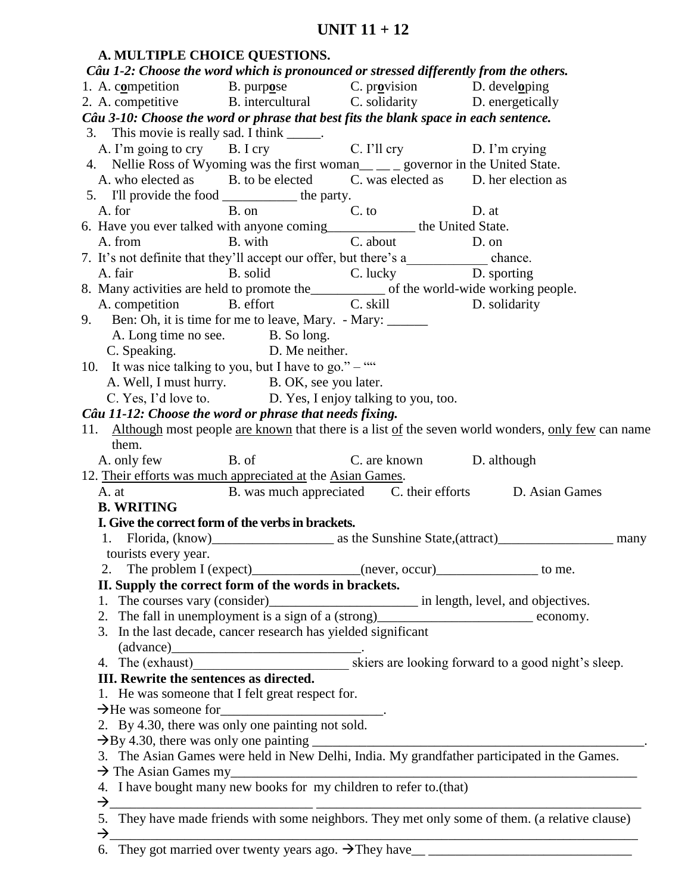# UNIT 11 + 12

**A. MULTIPLE CHOICE QUESTIONS.**

***Câu 1-2: Choose the word which is pronounced or stressed differently from the others.***

1. A. c**o**mpetition B. purp**o**se C. pr**o**vision D. devel**o**ping
2. A. competitive B. intercultural C. solidarity D. energetically

***Câu 3-10: Choose the word or phrase that best fits the blank space in each sentence.***

3. This movie is really sad. I think _____.
   A. I'm going to cry B. I cry C. I'll cry D. I'm crying
4. Nellie Ross of Wyoming was the first woman__ __ _ governor in the United State.
   A. who elected as B. to be elected C. was elected as D. her election as
5. I'll provide the food ___________ the party.
   A. for B. on C. to D. at
6. Have you ever talked with anyone coming_____________ the United State.
   A. from B. with C. about D. on
7. It's not definite that they'll accept our offer, but there's a____________ chance.
   A. fair B. solid C. lucky D. sporting
8. Many activities are held to promote the___________ of the world-wide working people.
   A. competition B. effort C. skill D. solidarity
9. Ben: Oh, it is time for me to leave, Mary. - Mary: ______
   A. Long time no see. B. So long.
   C. Speaking. D. Me neither.
10. It was nice talking to you, but I have to go." – ""
    A. Well, I must hurry. B. OK, see you later.
    C. Yes, I'd love to. D. Yes, I enjoy talking to you, too.

***Câu 11-12: Choose the word or phrase that needs fixing.***

11. <u>Although</u> most people <u>are known</u> that there is a list <u>of</u> the seven world wonders, <u>only few</u> can name them.
    A. only few B. of C. are known D. although
12. <u>Their efforts was much appreciated at</u> the <u>Asian Games</u>.
    A. at B. was much appreciated C. their efforts D. Asian Games

**B. WRITING**

**I. Give the correct form of the verbs in brackets.**

1. Florida, (know)__________________ as the Sunshine State,(attract)_________________ many tourists every year.
2. The problem I (expect)________________(never, occur)_______________ to me.

**II. Supply the correct form of the words in brackets.**

1. The courses vary (consider)______________________ in length, level, and objectives.
2. The fall in unemployment is a sign of a (strong)_______________________ economy.
3. In the last decade, cancer research has yielded significant (advance)_____________________________.
4. The (exhaust)________________________ skiers are looking forward to a good night's sleep.

**III. Rewrite the sentences as directed.**

1. He was someone that I felt great respect for.
   →He was someone for________________________.
2. By 4.30, there was only one painting not sold.
   →By 4.30, there was only one painting __________________________________________________.
3. The Asian Games were held in New Delhi, India. My grandfather participated in the Games.
   → The Asian Games my_______________________________________________________________
4. I have bought many new books for my children to refer to.(that)
   →______________________________ ________________________________________________
5. They have made friends with some neighbors. They met only some of them. (a relative clause)
   →_____________________________________________________________________________
6. They got married over twenty years ago. →They have__ ______________________________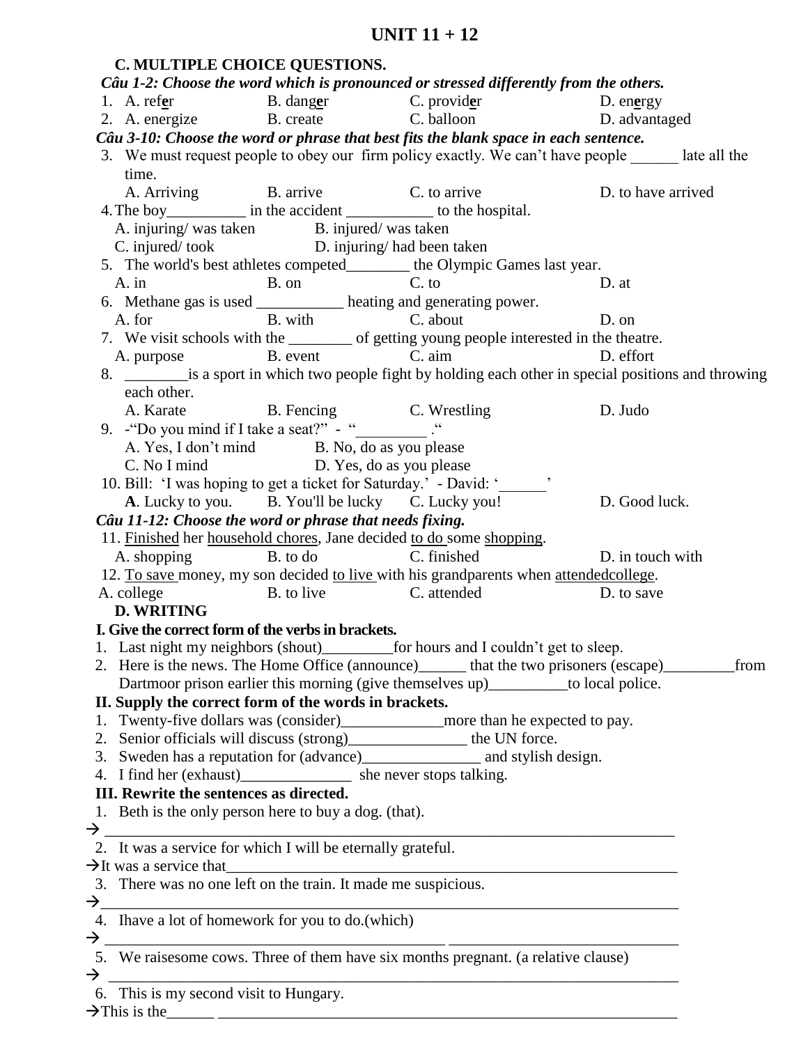# UNIT 11 + 12

## C. MULTIPLE CHOICE QUESTIONS.

***Câu 1-2: Choose the word which is pronounced or stressed differently from the others.***

1. A. ref**e**r  B. dang**e**r  C. provid**e**r  D. en**e**rgy
2. A. energize  B. create  C. balloon  D. advantaged

***Câu 3-10: Choose the word or phrase that best fits the blank space in each sentence.***

3. We must request people to obey our firm policy exactly. We can't have people ______ late all the time.
   A. Arriving  B. arrive  C. to arrive  D. to have arrived
4. The boy__________ in the accident ___________ to the hospital.
   A. injuring/ was taken  B. injured/ was taken
   C. injured/ took  D. injuring/ had been taken
5. The world's best athletes competed________ the Olympic Games last year.
   A. in  B. on  C. to  D. at
6. Methane gas is used ___________ heating and generating power.
   A. for  B. with  C. about  D. on
7. We visit schools with the ________ of getting young people interested in the theatre.
   A. purpose  B. event  C. aim  D. effort
8. ________is a sport in which two people fight by holding each other in special positions and throwing each other.
   A. Karate  B. Fencing  C. Wrestling  D. Judo
9. -"Do you mind if I take a seat?" - "_________ ."
   A. Yes, I don't mind  B. No, do as you please
   C. No I mind  D. Yes, do as you please
10. Bill: 'I was hoping to get a ticket for Saturday.' - David: '______'
    **A**. Lucky to you.  B. You'll be lucky  C. Lucky you!  D. Good luck.

***Câu 11-12: Choose the word or phrase that needs fixing.***

11. Finished her household chores, Jane decided to do some shopping.
    A. shopping  B. to do  C. finished  D. in touch with
12. To save money, my son decided to live with his grandparents when attendedcollege.
    A. college  B. to live  C. attended  D. to save

## D. WRITING

**I. Give the correct form of the verbs in brackets.**

1. Last night my neighbors (shout)_________for hours and I couldn't get to sleep.
2. Here is the news. The Home Office (announce)______ that the two prisoners (escape)_________from Dartmoor prison earlier this morning (give themselves up)__________to local police.

**II. Supply the correct form of the words in brackets.**

1. Twenty-five dollars was (consider)_____________more than he expected to pay.
2. Senior officials will discuss (strong)_______________ the UN force.
3. Sweden has a reputation for (advance)_______________ and stylish design.
4. I find her (exhaust)______________ she never stops talking.

**III. Rewrite the sentences as directed.**

1. Beth is the only person here to buy a dog. (that).
→ ___________________________________________________________________________
2. It was a service for which I will be eternally grateful.
→It was a service that______________________________________________________________
3. There was no one left on the train. It made me suspicious.
→___________________________________________________________________________
4. Ihave a lot of homework for you to do.(which)
→ ___________________________________________ ___________________________
5. We raisesome cows. Three of them have six months pregnant. (a relative clause)
→ ___________________________________________________________________________
6. This is my second visit to Hungary.
→This is the______ ___________________________________________________________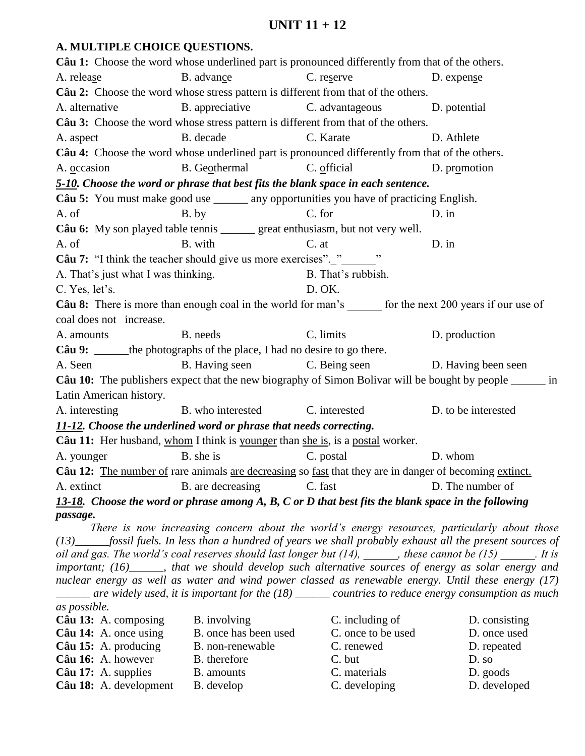# UNIT 11 + 12

## A. MULTIPLE CHOICE QUESTIONS.

**Câu 1:** Choose the word whose underlined part is pronounced differently from that of the others.

A. release B. advance C. reserve D. expense

**Câu 2:** Choose the word whose stress pattern is different from that of the others.

A. alternative B. appreciative C. advantageous D. potential

**Câu 3:** Choose the word whose stress pattern is different from that of the others.

A. aspect B. decade C. Karate D. Athlete

**Câu 4:** Choose the word whose underlined part is pronounced differently from that of the others.

A. occasion B. Geothermal C. official D. promotion

***5-10. Choose the word or phrase that best fits the blank space in each sentence.***

**Câu 5:** You must make good use ______ any opportunities you have of practicing English.

A. of B. by C. for D. in

**Câu 6:** My son played table tennis ______ great enthusiasm, but not very well.

A. of B. with C. at D. in

**Câu 7:** "I think the teacher should give us more exercises"._"______"

A. That's just what I was thinking. B. That's rubbish.

C. Yes, let's. D. OK.

**Câu 8:** There is more than enough coal in the world for man's ______ for the next 200 years if our use of coal does not increase.

A. amounts B. needs C. limits D. production

**Câu 9:** ______the photographs of the place, I had no desire to go there.

A. Seen B. Having seen C. Being seen D. Having been seen

**Câu 10:** The publishers expect that the new biography of Simon Bolivar will be bought by people ______ in Latin American history.

A. interesting B. who interested C. interested D. to be interested

***11-12. Choose the underlined word or phrase that needs correcting.***

**Câu 11:** Her husband, whom I think is younger than she is, is a postal worker.

A. younger B. she is C. postal D. whom

**Câu 12:** The number of rare animals are decreasing so fast that they are in danger of becoming extinct.

A. extinct B. are decreasing C. fast D. The number of

***13-18. Choose the word or phrase among A, B, C or D that best fits the blank space in the following passage.***

*There is now increasing concern about the world's energy resources, particularly about those (13)______fossil fuels. In less than a hundred of years we shall probably exhaust all the present sources of oil and gas. The world's coal reserves should last longer but (14), ______, these cannot be (15) ______. It is important; (16)______, that we should develop such alternative sources of energy as solar energy and nuclear energy as well as water and wind power classed as renewable energy. Until these energy (17) ______ are widely used, it is important for the (18) ______ countries to reduce energy consumption as much as possible.*

**Câu 13:** A. composing B. involving C. including of D. consisting

**Câu 14:** A. once using B. once has been used C. once to be used D. once used

**Câu 15:** A. producing B. non-renewable C. renewed D. repeated

**Câu 16:** A. however B. therefore C. but D. so

**Câu 17:** A. supplies B. amounts C. materials D. goods

**Câu 18:** A. development B. develop C. developing D. developed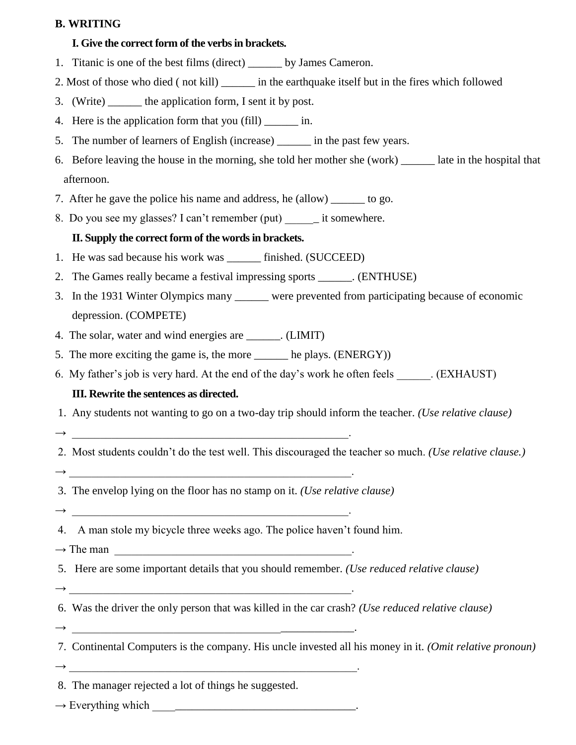**B. WRITING**

**I. Give the correct form of the verbs in brackets.**

1. Titanic is one of the best films (direct) ______ by James Cameron.
2. Most of those who died ( not kill) ______ in the earthquake itself but in the fires which followed
3. (Write) ______ the application form, I sent it by post.
4. Here is the application form that you (fill) ______ in.
5. The number of learners of English (increase) ______ in the past few years.
6. Before leaving the house in the morning, she told her mother she (work) ______ late in the hospital that afternoon.
7. After he gave the police his name and address, he (allow) ______ to go.
8. Do you see my glasses? I can't remember (put) ______ it somewhere.

**II. Supply the correct form of the words in brackets.**

1. He was sad because his work was ______ finished. (SUCCEED)
2. The Games really became a festival impressing sports ______. (ENTHUSE)
3. In the 1931 Winter Olympics many ______ were prevented from participating because of economic depression. (COMPETE)
4. The solar, water and wind energies are ______. (LIMIT)
5. The more exciting the game is, the more ______ he plays. (ENERGY))
6. My father's job is very hard. At the end of the day's work he often feels ______. (EXHAUST)

**III. Rewrite the sentences as directed.**

1. Any students not wanting to go on a two-day trip should inform the teacher. *(Use relative clause)*

→ ____________________________________________________.

2. Most students couldn't do the test well. This discouraged the teacher so much. *(Use relative clause.)*

→ ____________________________________________________.

3. The envelop lying on the floor has no stamp on it. *(Use relative clause)*

→ ____________________________________________________.

4. A man stole my bicycle three weeks ago. The police haven't found him.

→ The man ____________________________________________.

5. Here are some important details that you should remember. *(Use reduced relative clause)*

→ ____________________________________________________.

6. Was the driver the only person that was killed in the car crash? *(Use reduced relative clause)*

→ ____________________________________________________.

7. Continental Computers is the company. His uncle invested all his money in it. *(Omit relative pronoun)*

→ ____________________________________________________.

8. The manager rejected a lot of things he suggested.

→ Everything which ____________________________________.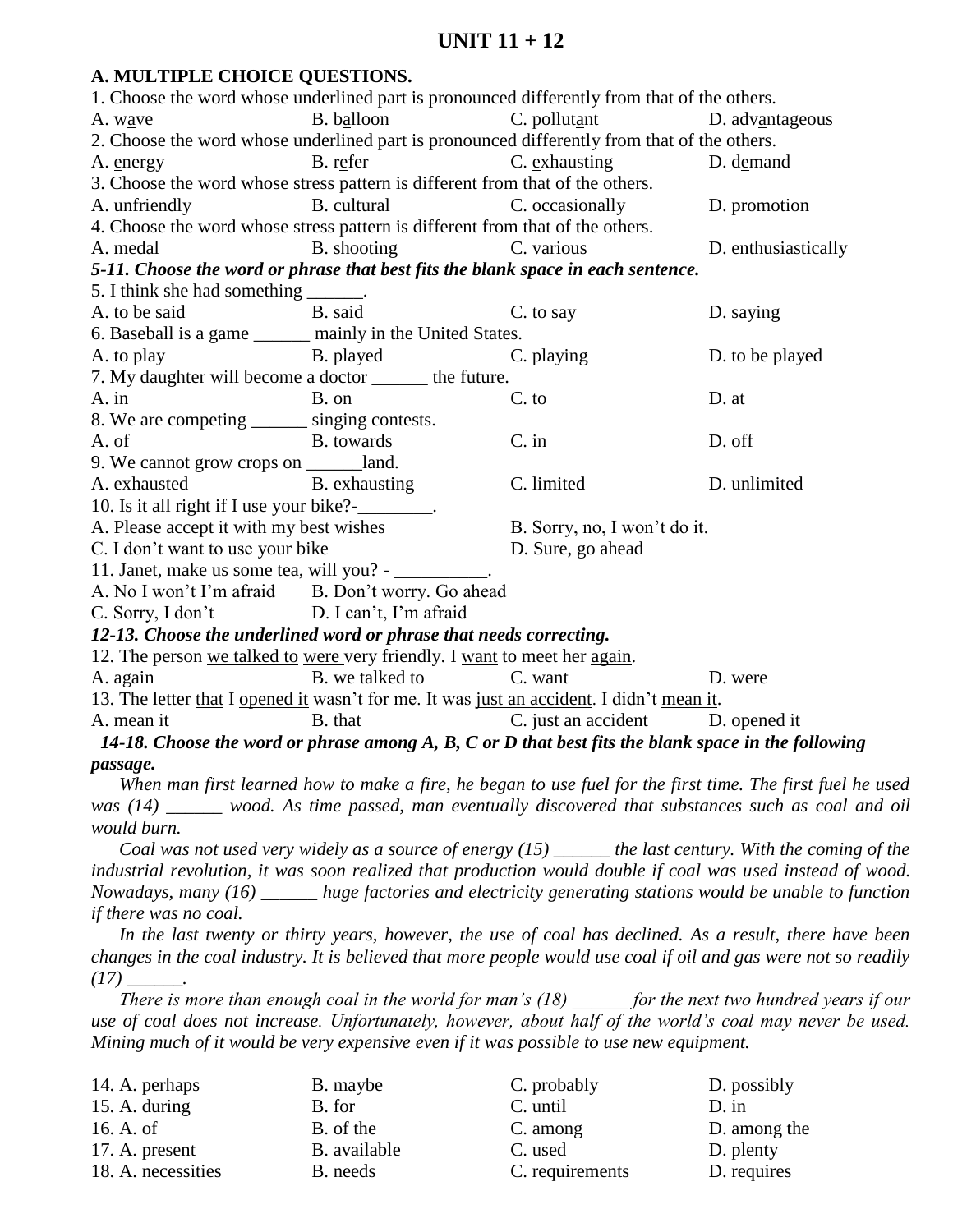# UNIT 11 + 12

**A. MULTIPLE CHOICE QUESTIONS.**

1. Choose the word whose underlined part is pronounced differently from that of the others.

A. w<u>a</u>ve B. b<u>a</u>lloon C. pollut<u>a</u>nt D. adv<u>a</u>ntageous

2. Choose the word whose underlined part is pronounced differently from that of the others.

A. <u>e</u>nergy B. r<u>e</u>fer C. <u>e</u>xhausting D. d<u>e</u>mand

3. Choose the word whose stress pattern is different from that of the others.

A. unfriendly B. cultural C. occasionally D. promotion

4. Choose the word whose stress pattern is different from that of the others.

A. medal B. shooting C. various D. enthusiastically

***5-11. Choose the word or phrase that best fits the blank space in each sentence.***

5. I think she had something ______.

A. to be said B. said C. to say D. saying

6. Baseball is a game ______ mainly in the United States.

A. to play B. played C. playing D. to be played

7. My daughter will become a doctor ______ the future.

A. in B. on C. to D. at

8. We are competing ______ singing contests.

A. of B. towards C. in D. off

9. We cannot grow crops on ______land.

A. exhausted B. exhausting C. limited D. unlimited

10. Is it all right if I use your bike?-________.

A. Please accept it with my best wishes B. Sorry, no, I won't do it.

C. I don't want to use your bike D. Sure, go ahead

11. Janet, make us some tea, will you? - __________.

A. No I won't I'm afraid B. Don't worry. Go ahead

C. Sorry, I don't D. I can't, I'm afraid

***12-13. Choose the underlined word or phrase that needs correcting.***

12. The person <u>we talked to</u> <u>were</u> very friendly. I <u>want</u> to meet her <u>again</u>.

A. again B. we talked to C. want D. were

13. The letter <u>that</u> I <u>opened it</u> wasn't for me. It was <u>just an accident</u>. I didn't <u>mean it</u>.

A. mean it B. that C. just an accident D. opened it

***14-18. Choose the word or phrase among A, B, C or D that best fits the blank space in the following passage.***

*When man first learned how to make a fire, he began to use fuel for the first time. The first fuel he used was (14) ______ wood. As time passed, man eventually discovered that substances such as coal and oil would burn.*

*Coal was not used very widely as a source of energy (15) ______ the last century. With the coming of the industrial revolution, it was soon realized that production would double if coal was used instead of wood. Nowadays, many (16) ______ huge factories and electricity generating stations would be unable to function if there was no coal.*

*In the last twenty or thirty years, however, the use of coal has declined. As a result, there have been changes in the coal industry. It is believed that more people would use coal if oil and gas were not so readily (17) ______.*

*There is more than enough coal in the world for man's (18) ______ for the next two hundred years if our use of coal does not increase. Unfortunately, however, about half of the world's coal may never be used. Mining much of it would be very expensive even if it was possible to use new equipment.*

14. A. perhaps B. maybe C. probably D. possibly

15. A. during B. for C. until D. in

16. A. of B. of the C. among D. among the

17. A. present B. available C. used D. plenty

18. A. necessities B. needs C. requirements D. requires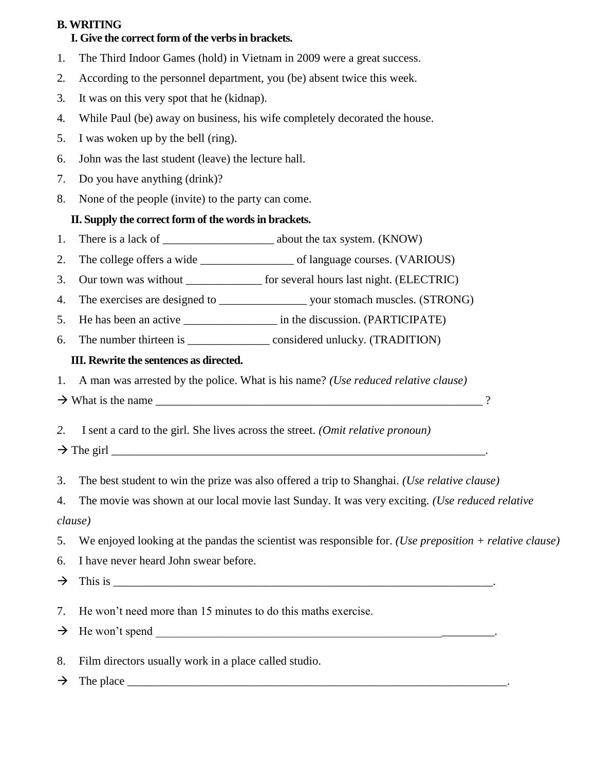**B. WRITING**

**I. Give the correct form of the verbs in brackets.**

1. The Third Indoor Games (hold) in Vietnam in 2009 were a great success.
2. According to the personnel department, you (be) absent twice this week.
3. It was on this very spot that he (kidnap).
4. While Paul (be) away on business, his wife completely decorated the house.
5. I was woken up by the bell (ring).
6. John was the last student (leave) the lecture hall.
7. Do you have anything (drink)?
8. None of the people (invite) to the party can come.

**II. Supply the correct form of the words in brackets.**

1. There is a lack of ___________________ about the tax system. (KNOW)
2. The college offers a wide ________________ of language courses. (VARIOUS)
3. Our town was without _____________ for several hours last night. (ELECTRIC)
4. The exercises are designed to _______________ your stomach muscles. (STRONG)
5. He has been an active ________________ in the discussion. (PARTICIPATE)
6. The number thirteen is ______________ considered unlucky. (TRADITION)

**III. Rewrite the sentences as directed.**

1. A man was arrested by the police. What is his name? *(Use reduced relative clause)*

→ What is the name ___________________________________________________________ ?

*2.* I sent a card to the girl. She lives across the street. *(Omit relative pronoun)*

→ The girl ___________________________________________________________________.

3. The best student to win the prize was also offered a trip to Shanghai. *(Use relative clause)*
4. The movie was shown at our local movie last Sunday. It was very exciting. *(Use reduced relative clause)*
5. We enjoyed looking at the pandas the scientist was responsible for. *(Use preposition + relative clause)*
6. I have never heard John swear before.

→ This is ___________________________________________________________________.

7. He won't need more than 15 minutes to do this maths exercise.

→ He won't spend ____________________________________________________________.

8. Film directors usually work in a place called studio.

→ The place __________________________________________________________________.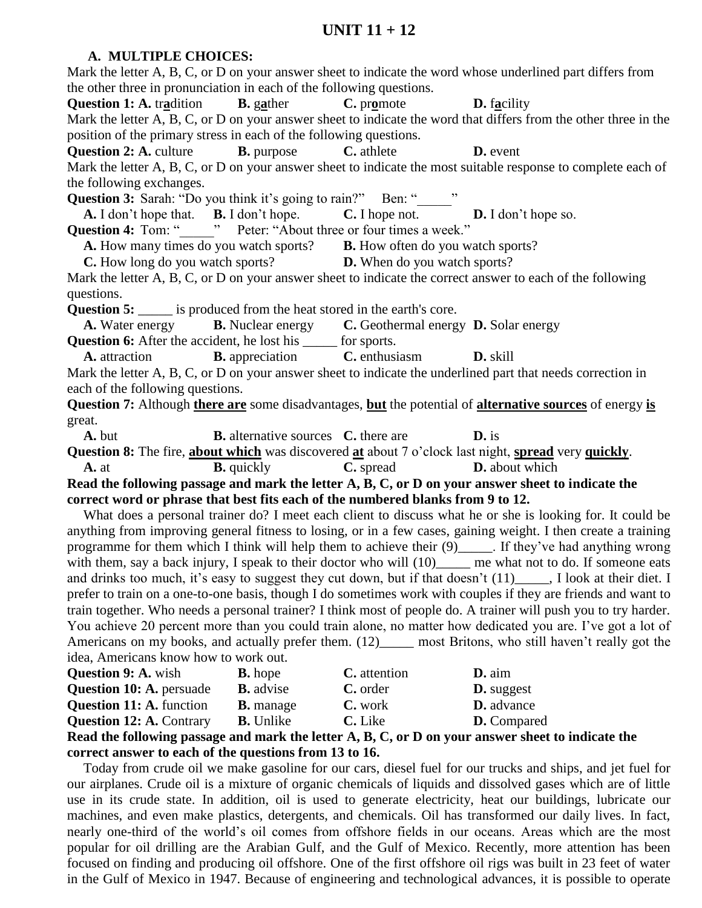# UNIT 11 + 12

**A. MULTIPLE CHOICES:**

Mark the letter A, B, C, or D on your answer sheet to indicate the word whose underlined part differs from the other three in pronunciation in each of the following questions.

**Question 1: A.** tr**a**dition **B.** g**a**ther **C.** pr**o**mote **D.** f**a**cility

Mark the letter A, B, C, or D on your answer sheet to indicate the word that differs from the other three in the position of the primary stress in each of the following questions.

**Question 2: A.** culture **B.** purpose **C.** athlete **D.** event

Mark the letter A, B, C, or D on your answer sheet to indicate the most suitable response to complete each of the following exchanges.

**Question 3:** Sarah: "Do you think it's going to rain?" Ben: "_____"

**A.** I don't hope that. **B.** I don't hope. **C.** I hope not. **D.** I don't hope so.

**Question 4:** Tom: "_____" Peter: "About three or four times a week."

**A.** How many times do you watch sports? **B.** How often do you watch sports?
**C.** How long do you watch sports? **D.** When do you watch sports?

Mark the letter A, B, C, or D on your answer sheet to indicate the correct answer to each of the following questions.

**Question 5:** _____ is produced from the heat stored in the earth's core.

**A.** Water energy **B.** Nuclear energy **C.** Geothermal energy **D.** Solar energy

**Question 6:** After the accident, he lost his _____ for sports.

**A.** attraction **B.** appreciation **C.** enthusiasm **D.** skill

Mark the letter A, B, C, or D on your answer sheet to indicate the underlined part that needs correction in each of the following questions.

**Question 7:** Although **there are** some disadvantages, **but** the potential of **alternative sources** of energy **is** great.

**A.** but **B.** alternative sources **C.** there are **D.** is

**Question 8:** The fire, **about which** was discovered **at** about 7 o'clock last night, **spread** very **quickly**.

**A.** at **B.** quickly **C.** spread **D.** about which

**Read the following passage and mark the letter A, B, C, or D on your answer sheet to indicate the correct word or phrase that best fits each of the numbered blanks from 9 to 12.**

What does a personal trainer do? I meet each client to discuss what he or she is looking for. It could be anything from improving general fitness to losing, or in a few cases, gaining weight. I then create a training programme for them which I think will help them to achieve their (9)_____. If they've had anything wrong with them, say a back injury, I speak to their doctor who will (10)_____ me what not to do. If someone eats and drinks too much, it's easy to suggest they cut down, but if that doesn't (11)_____, I look at their diet. I prefer to train on a one-to-one basis, though I do sometimes work with couples if they are friends and want to train together. Who needs a personal trainer? I think most of people do. A trainer will push you to try harder. You achieve 20 percent more than you could train alone, no matter how dedicated you are. I've got a lot of Americans on my books, and actually prefer them. (12)_____ most Britons, who still haven't really got the idea, Americans know how to work out.

**Question 9: A.** wish **B.** hope **C.** attention **D.** aim

**Question 10: A.** persuade **B.** advise **C.** order **D.** suggest

**Question 11: A.** function **B.** manage **C.** work **D.** advance

**Question 12: A.** Contrary **B.** Unlike **C.** Like **D.** Compared

**Read the following passage and mark the letter A, B, C, or D on your answer sheet to indicate the correct answer to each of the questions from 13 to 16.**

Today from crude oil we make gasoline for our cars, diesel fuel for our trucks and ships, and jet fuel for our airplanes. Crude oil is a mixture of organic chemicals of liquids and dissolved gases which are of little use in its crude state. In addition, oil is used to generate electricity, heat our buildings, lubricate our machines, and even make plastics, detergents, and chemicals. Oil has transformed our daily lives. In fact, nearly one-third of the world's oil comes from offshore fields in our oceans. Areas which are the most popular for oil drilling are the Arabian Gulf, and the Gulf of Mexico. Recently, more attention has been focused on finding and producing oil offshore. One of the first offshore oil rigs was built in 23 feet of water in the Gulf of Mexico in 1947. Because of engineering and technological advances, it is possible to operate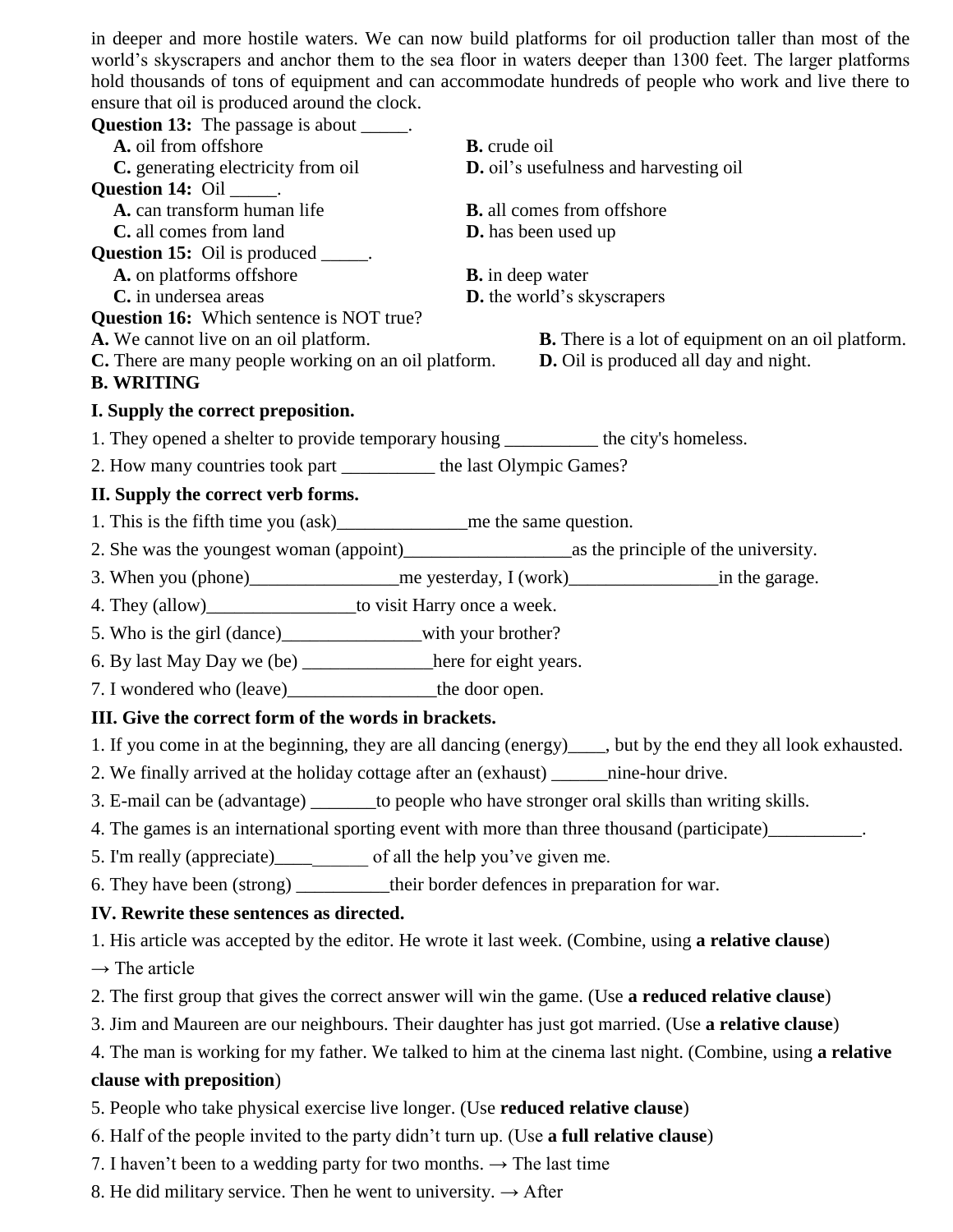in deeper and more hostile waters. We can now build platforms for oil production taller than most of the world's skyscrapers and anchor them to the sea floor in waters deeper than 1300 feet. The larger platforms hold thousands of tons of equipment and can accommodate hundreds of people who work and live there to ensure that oil is produced around the clock.

**Question 13:** The passage is about _____.

**A.** oil from offshore **B.** crude oil
**C.** generating electricity from oil **D.** oil's usefulness and harvesting oil

**Question 14:** Oil _____.

**A.** can transform human life **B.** all comes from offshore
**C.** all comes from land **D.** has been used up

**Question 15:** Oil is produced _____.

**A.** on platforms offshore **B.** in deep water
**C.** in undersea areas **D.** the world's skyscrapers

**Question 16:** Which sentence is NOT true?

**A.** We cannot live on an oil platform. **B.** There is a lot of equipment on an oil platform.
**C.** There are many people working on an oil platform. **D.** Oil is produced all day and night.

**B. WRITING**

**I. Supply the correct preposition.**

1. They opened a shelter to provide temporary housing __________ the city's homeless.
2. How many countries took part __________ the last Olympic Games?

**II. Supply the correct verb forms.**

1. This is the fifth time you (ask)______________me the same question.
2. She was the youngest woman (appoint)__________________as the principle of the university.
3. When you (phone)________________me yesterday, I (work)________________in the garage.
4. They (allow)________________to visit Harry once a week.
5. Who is the girl (dance)_______________with your brother?
6. By last May Day we (be) ______________here for eight years.
7. I wondered who (leave)________________the door open.

**III. Give the correct form of the words in brackets.**

1. If you come in at the beginning, they are all dancing (energy)____, but by the end they all look exhausted.
2. We finally arrived at the holiday cottage after an (exhaust) ______nine-hour drive.
3. E-mail can be (advantage) _______to people who have stronger oral skills than writing skills.
4. The games is an international sporting event with more than three thousand (participate)__________.
5. I'm really (appreciate)__________ of all the help you've given me.
6. They have been (strong) __________their border defences in preparation for war.

**IV. Rewrite these sentences as directed.**

1. His article was accepted by the editor. He wrote it last week. (Combine, using **a relative clause**)
→ The article
2. The first group that gives the correct answer will win the game. (Use **a reduced relative clause**)
3. Jim and Maureen are our neighbours. Their daughter has just got married. (Use **a relative clause**)
4. The man is working for my father. We talked to him at the cinema last night. (Combine, using **a relative clause with preposition**)
5. People who take physical exercise live longer. (Use **reduced relative clause**)
6. Half of the people invited to the party didn't turn up. (Use **a full relative clause**)
7. I haven't been to a wedding party for two months. → The last time
8. He did military service. Then he went to university. → After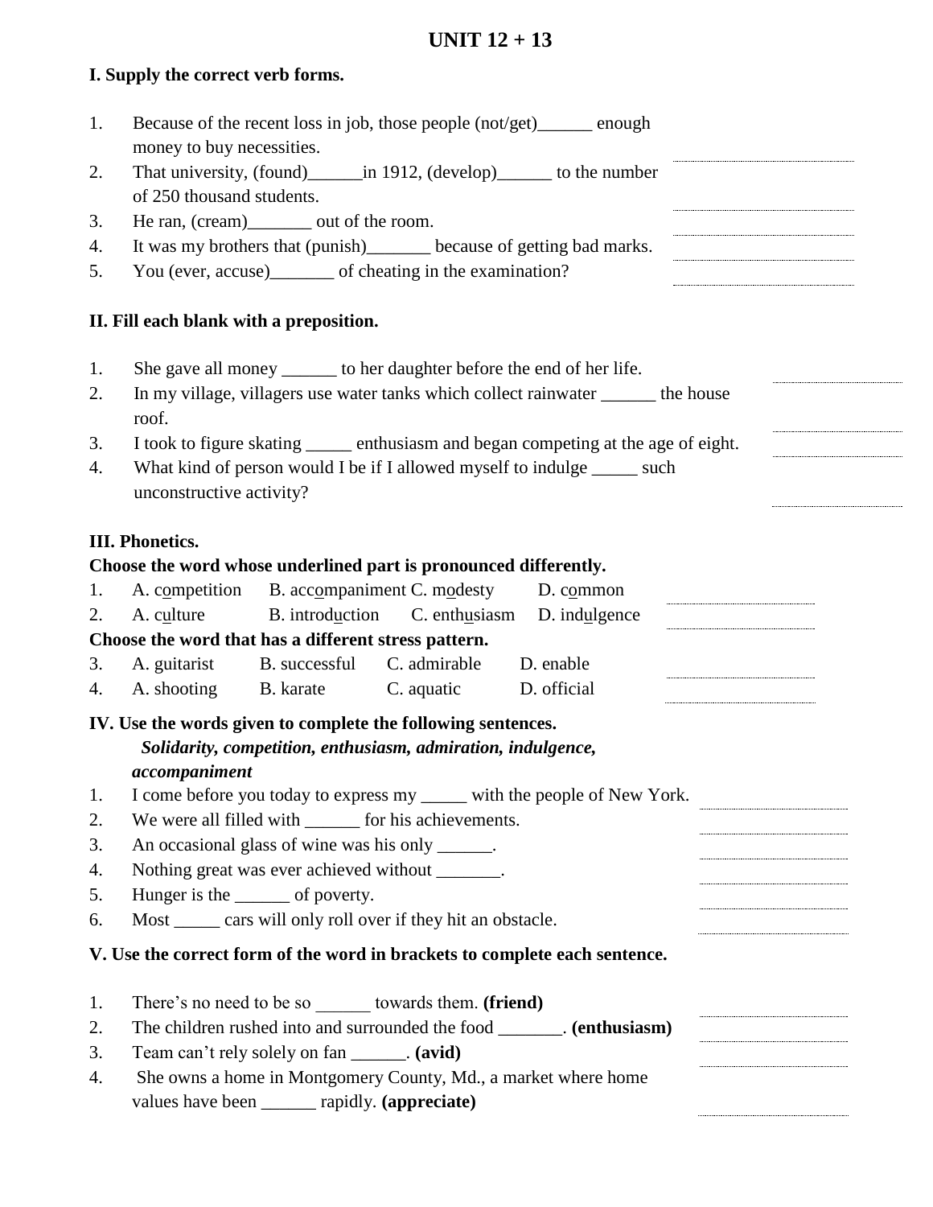# UNIT 12 + 13

**I. Supply the correct verb forms.**

1. Because of the recent loss in job, those people (not/get)______ enough money to buy necessities.
2. That university, (found)______in 1912, (develop)______ to the number of 250 thousand students.
3. He ran, (cream)_______ out of the room.
4. It was my brothers that (punish)_______ because of getting bad marks.
5. You (ever, accuse)_______ of cheating in the examination?

**II. Fill each blank with a preposition.**

1. She gave all money ______ to her daughter before the end of her life.
2. In my village, villagers use water tanks which collect rainwater ______ the house roof.
3. I took to figure skating _____ enthusiasm and began competing at the age of eight.
4. What kind of person would I be if I allowed myself to indulge _____ such unconstructive activity?

**III. Phonetics.**

**Choose the word whose underlined part is pronounced differently.**

1. A. competition B. accompaniment C. modesty D. common
2. A. culture B. introduction C. enthusiasm D. indulgence

**Choose the word that has a different stress pattern.**

3. A. guitarist B. successful C. admirable D. enable
4. A. shooting B. karate C. aquatic D. official

**IV. Use the words given to complete the following sentences.**

***Solidarity, competition, enthusiasm, admiration, indulgence, accompaniment***

1. I come before you today to express my _____ with the people of New York.
2. We were all filled with ______ for his achievements.
3. An occasional glass of wine was his only ______.
4. Nothing great was ever achieved without _______.
5. Hunger is the ______ of poverty.
6. Most _____ cars will only roll over if they hit an obstacle.

**V. Use the correct form of the word in brackets to complete each sentence.**

1. There's no need to be so ______ towards them. **(friend)**
2. The children rushed into and surrounded the food _______. **(enthusiasm)**
3. Team can't rely solely on fan ______. **(avid)**
4. She owns a home in Montgomery County, Md., a market where home values have been ______ rapidly. **(appreciate)**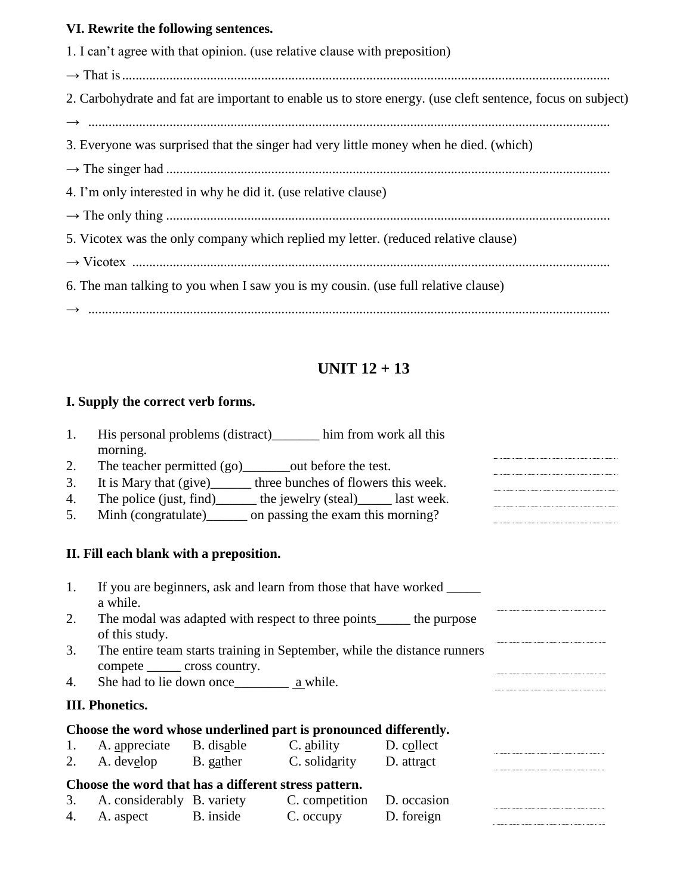**VI. Rewrite the following sentences.**

1. I can't agree with that opinion. (use relative clause with preposition)

→ That is..........................................................................................................................................

2. Carbohydrate and fat are important to enable us to store energy. (use cleft sentence, focus on subject)

→ .......................................................................................................................................

3. Everyone was surprised that the singer had very little money when he died. (which)

→ The singer had ..............................................................................................................................

4. I'm only interested in why he did it. (use relative clause)

→ The only thing ..............................................................................................................................

5. Vicotex was the only company which replied my letter. (reduced relative clause)

→ Vicotex .........................................................................................................................................

6. The man talking to you when I saw you is my cousin. (use full relative clause)

→ .......................................................................................................................................

## UNIT 12 + 13

**I. Supply the correct verb forms.**

1. His personal problems (distract)_______ him from work all this morning.
2. The teacher permitted (go)_______out before the test.
3. It is Mary that (give)______ three bunches of flowers this week.
4. The police (just, find)______ the jewelry (steal)_____ last week.
5. Minh (congratulate)______ on passing the exam this morning?

**II. Fill each blank with a preposition.**

1. If you are beginners, ask and learn from those that have worked _____ a while.
2. The modal was adapted with respect to three points_____ the purpose of this study.
3. The entire team starts training in September, while the distance runners compete _____ cross country.
4. She had to lie down once________ a while.

**III. Phonetics.**

**Choose the word whose underlined part is pronounced differently.**

1. A. appreciate B. disable C. ability D. collect
2. A. develop B. gather C. solidarity D. attract

**Choose the word that has a different stress pattern.**

3. A. considerably B. variety C. competition D. occasion
4. A. aspect B. inside C. occupy D. foreign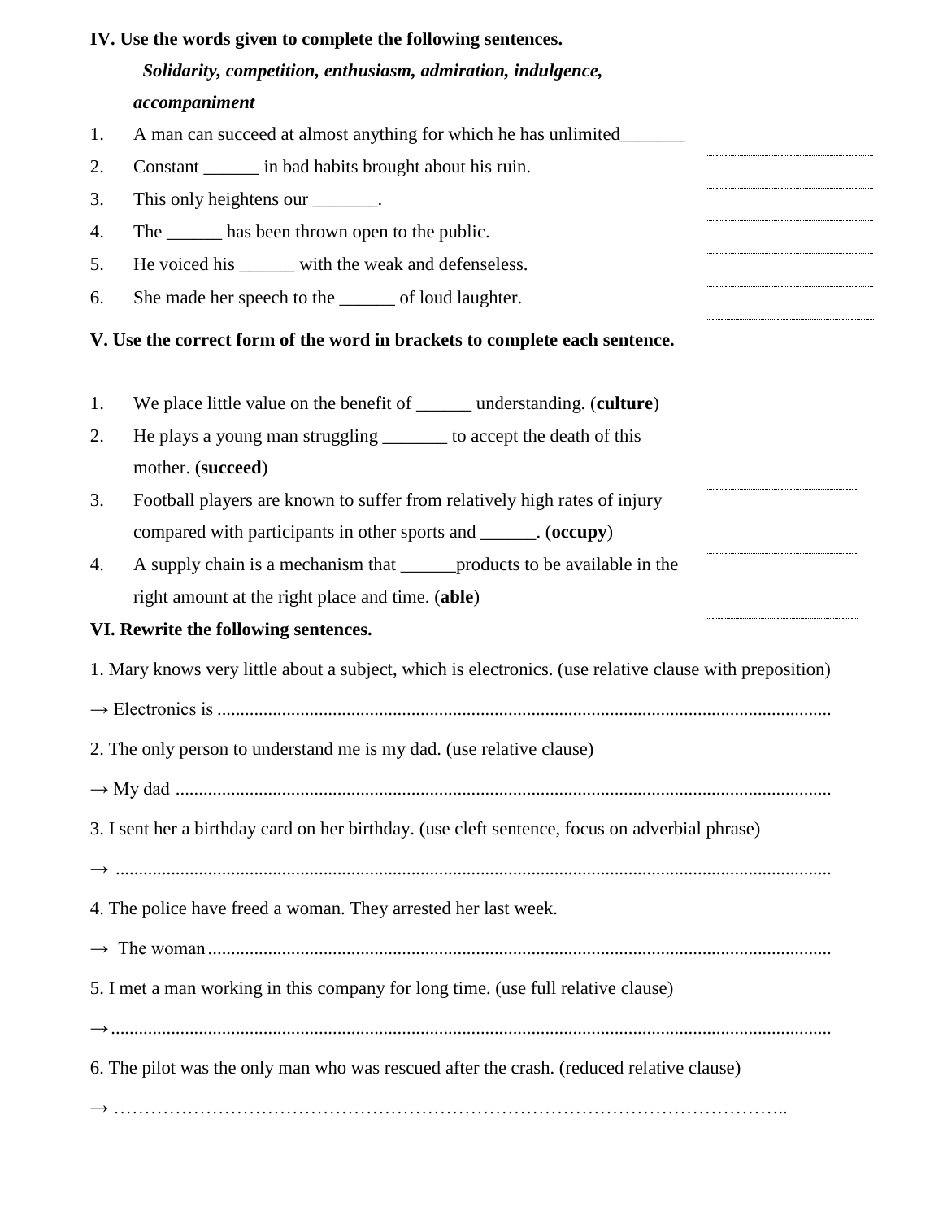**IV. Use the words given to complete the following sentences.**

***Solidarity, competition, enthusiasm, admiration, indulgence, accompaniment***

1. A man can succeed at almost anything for which he has unlimited_______
2. Constant ______ in bad habits brought about his ruin.
3. This only heightens our _______.
4. The ______ has been thrown open to the public.
5. He voiced his ______ with the weak and defenseless.
6. She made her speech to the ______ of loud laughter.

**V. Use the correct form of the word in brackets to complete each sentence.**

1. We place little value on the benefit of ______ understanding. (**culture**)
2. He plays a young man struggling _______ to accept the death of this mother. (**succeed**)
3. Football players are known to suffer from relatively high rates of injury compared with participants in other sports and ______. (**occupy**)
4. A supply chain is a mechanism that ______products to be available in the right amount at the right place and time. (**able**)

**VI. Rewrite the following sentences.**

1. Mary knows very little about a subject, which is electronics. (use relative clause with preposition)

→ Electronics is ........................................................................................................................

2. The only person to understand me is my dad. (use relative clause)

→ My dad ...............................................................................................................................

3. I sent her a birthday card on her birthday. (use cleft sentence, focus on adverbial phrase)

→ ..........................................................................................................................................

4. The police have freed a woman. They arrested her last week.

→ The woman.........................................................................................................................

5. I met a man working in this company for long time. (use full relative clause)

→..........................................................................................................................................

6. The pilot was the only man who was rescued after the crash. (reduced relative clause)

→ …………………………………………………………………………………………………..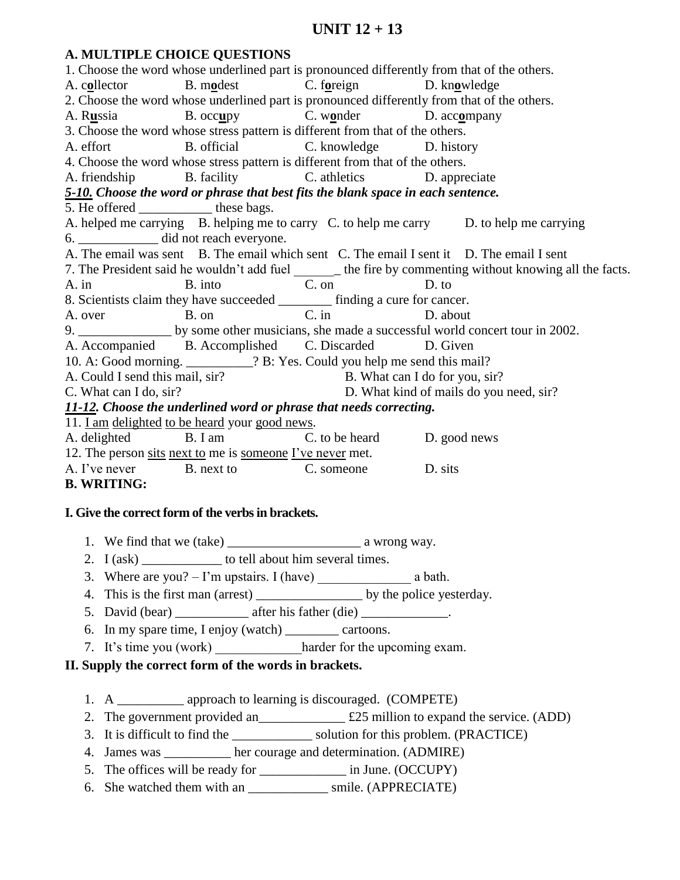# UNIT 12 + 13

**A. MULTIPLE CHOICE QUESTIONS**

1. Choose the word whose underlined part is pronounced differently from that of the others.

A. c**<u>o</u>**llector B. m**<u>o</u>**dest C. f**<u>o</u>**reign D. kn**<u>o</u>**wledge

2. Choose the word whose underlined part is pronounced differently from that of the others.

A. R**<u>u</u>**ssia B. occ**<u>u</u>**py C. w**<u>o</u>**nder D. acc**<u>o</u>**mpany

3. Choose the word whose stress pattern is different from that of the others.

A. effort B. official C. knowledge D. history

4. Choose the word whose stress pattern is different from that of the others.

A. friendship B. facility C. athletics D. appreciate

***<u>5-10</u>. Choose the word or phrase that best fits the blank space in each sentence.***

5. He offered ___________ these bags.

A. helped me carrying B. helping me to carry C. to help me carry D. to help me carrying

6. ____________ did not reach everyone.

A. The email was sent B. The email which sent C. The email I sent it D. The email I sent

7. The President said he wouldn't add fuel ______ the fire by commenting without knowing all the facts.

A. in B. into C. on D. to

8. Scientists claim they have succeeded ________ finding a cure for cancer.

A. over B. on C. in D. about

9. ______________ by some other musicians, she made a successful world concert tour in 2002.

A. Accompanied B. Accomplished C. Discarded D. Given

10. A: Good morning. __________? B: Yes. Could you help me send this mail?

A. Could I send this mail, sir? B. What can I do for you, sir?

C. What can I do, sir? D. What kind of mails do you need, sir?

***<u>11-12</u>. Choose the underlined word or phrase that needs correcting.***

11. <u>I am</u> <u>delighted</u> <u>to be heard</u> your <u>good news</u>.

A. delighted B. I am C. to be heard D. good news

12. The person <u>sits</u> <u>next to</u> me is <u>someone</u> <u>I've never</u> met.

A. I've never B. next to C. someone D. sits

**B. WRITING:**

**I. Give the correct form of the verbs in brackets.**

1. We find that we (take) ____________________ a wrong way.
2. I (ask) ____________ to tell about him several times.
3. Where are you? – I'm upstairs. I (have) ______________ a bath.
4. This is the first man (arrest) ________________ by the police yesterday.
5. David (bear) ___________ after his father (die) _____________.
6. In my spare time, I enjoy (watch) ________ cartoons.
7. It's time you (work) _____________harder for the upcoming exam.

**II. Supply the correct form of the words in brackets.**

1. A __________ approach to learning is discouraged. (COMPETE)
2. The government provided an_____________ £25 million to expand the service. (ADD)
3. It is difficult to find the ____________ solution for this problem. (PRACTICE)
4. James was __________ her courage and determination. (ADMIRE)
5. The offices will be ready for _____________ in June. (OCCUPY)
6. She watched them with an ____________ smile. (APPRECIATE)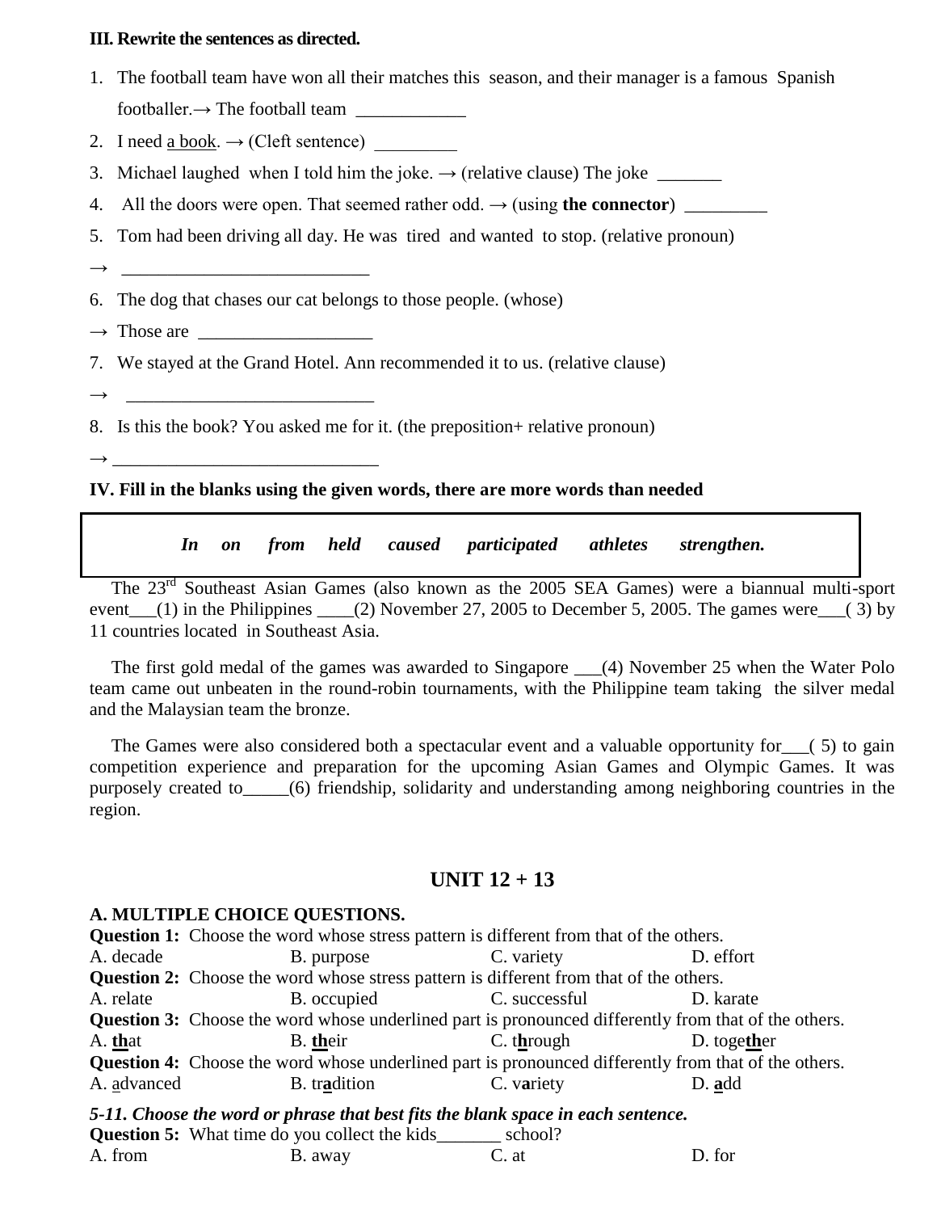**III. Rewrite the sentences as directed.**

1. The football team have won all their matches this season, and their manager is a famous Spanish footballer.→ The football team ____________
2. I need a book. → (Cleft sentence) _________
3. Michael laughed when I told him the joke. → (relative clause) The joke _______
4. All the doors were open. That seemed rather odd. → (using **the connector**) _________
5. Tom had been driving all day. He was tired and wanted to stop. (relative pronoun)

→ ___________________________

6. The dog that chases our cat belongs to those people. (whose)

→ Those are ___________________

7. We stayed at the Grand Hotel. Ann recommended it to us. (relative clause)

→ ___________________________

8. Is this the book? You asked me for it. (the preposition+ relative pronoun)

→ _____________________________

**IV. Fill in the blanks using the given words, there are more words than needed**

| ***In on from held caused participated athletes strengthen.*** |
|---|

The 23rd Southeast Asian Games (also known as the 2005 SEA Games) were a biannual multi-sport event___(1) in the Philippines ____(2) November 27, 2005 to December 5, 2005. The games were___( 3) by 11 countries located in Southeast Asia.

The first gold medal of the games was awarded to Singapore ___(4) November 25 when the Water Polo team came out unbeaten in the round-robin tournaments, with the Philippine team taking the silver medal and the Malaysian team the bronze.

The Games were also considered both a spectacular event and a valuable opportunity for___( 5) to gain competition experience and preparation for the upcoming Asian Games and Olympic Games. It was purposely created to_____(6) friendship, solidarity and understanding among neighboring countries in the region.

## UNIT 12 + 13

**A. MULTIPLE CHOICE QUESTIONS.**

**Question 1:** Choose the word whose stress pattern is different from that of the others.

A. decade B. purpose C. variety D. effort

**Question 2:** Choose the word whose stress pattern is different from that of the others.

A. relate B. occupied C. successful D. karate

**Question 3:** Choose the word whose underlined part is pronounced differently from that of the others.

A. **th**at B. **th**eir C. t**h**rough D. toge**th**er

**Question 4:** Choose the word whose underlined part is pronounced differently from that of the others.

A. advanced B. tr**a**dition C. v**a**riety D. **a**dd

***5-11. Choose the word or phrase that best fits the blank space in each sentence.***

**Question 5:** What time do you collect the kids_______ school?

A. from B. away C. at D. for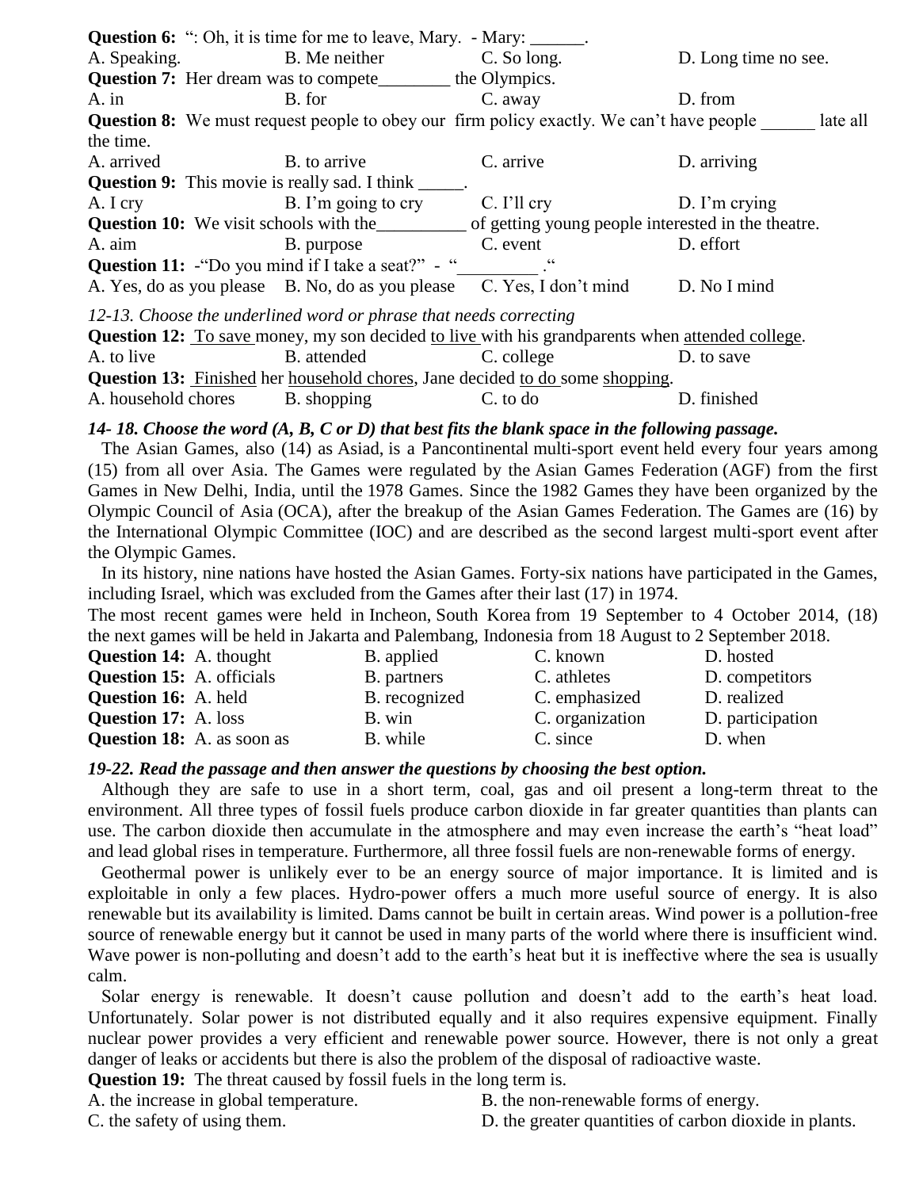**Question 6:** ": Oh, it is time for me to leave, Mary. - Mary: ______.

A. Speaking. B. Me neither C. So long. D. Long time no see.

**Question 7:** Her dream was to compete________ the Olympics.

A. in B. for C. away D. from

**Question 8:** We must request people to obey our firm policy exactly. We can't have people ______ late all the time.

A. arrived B. to arrive C. arrive D. arriving

**Question 9:** This movie is really sad. I think _____.

A. I cry B. I'm going to cry C. I'll cry D. I'm crying

**Question 10:** We visit schools with the__________ of getting young people interested in the theatre.

A. aim B. purpose C. event D. effort

**Question 11:** -"Do you mind if I take a seat?" - "_________ ."

A. Yes, do as you please B. No, do as you please C. Yes, I don't mind D. No I mind

*12-13. Choose the underlined word or phrase that needs correcting*

**Question 12:** To save money, my son decided to live with his grandparents when attended college.

A. to live B. attended C. college D. to save

**Question 13:** Finished her household chores, Jane decided to do some shopping.

A. household chores B. shopping C. to do D. finished

***14- 18. Choose the word (A, B, C or D) that best fits the blank space in the following passage.***

The Asian Games, also (14) as Asiad, is a Pancontinental multi-sport event held every four years among (15) from all over Asia. The Games were regulated by the Asian Games Federation (AGF) from the first Games in New Delhi, India, until the 1978 Games. Since the 1982 Games they have been organized by the Olympic Council of Asia (OCA), after the breakup of the Asian Games Federation. The Games are (16) by the International Olympic Committee (IOC) and are described as the second largest multi-sport event after the Olympic Games.

In its history, nine nations have hosted the Asian Games. Forty-six nations have participated in the Games, including Israel, which was excluded from the Games after their last (17) in 1974.

The most recent games were held in Incheon, South Korea from 19 September to 4 October 2014, (18) the next games will be held in Jakarta and Palembang, Indonesia from 18 August to 2 September 2018.

**Question 14:** A. thought B. applied C. known D. hosted

**Question 15:** A. officials B. partners C. athletes D. competitors

**Question 16:** A. held B. recognized C. emphasized D. realized

**Question 17:** A. loss B. win C. organization D. participation

**Question 18:** A. as soon as B. while C. since D. when

***19-22. Read the passage and then answer the questions by choosing the best option.***

Although they are safe to use in a short term, coal, gas and oil present a long-term threat to the environment. All three types of fossil fuels produce carbon dioxide in far greater quantities than plants can use. The carbon dioxide then accumulate in the atmosphere and may even increase the earth's "heat load" and lead global rises in temperature. Furthermore, all three fossil fuels are non-renewable forms of energy.

Geothermal power is unlikely ever to be an energy source of major importance. It is limited and is exploitable in only a few places. Hydro-power offers a much more useful source of energy. It is also renewable but its availability is limited. Dams cannot be built in certain areas. Wind power is a pollution-free source of renewable energy but it cannot be used in many parts of the world where there is insufficient wind. Wave power is non-polluting and doesn't add to the earth's heat but it is ineffective where the sea is usually calm.

Solar energy is renewable. It doesn't cause pollution and doesn't add to the earth's heat load. Unfortunately. Solar power is not distributed equally and it also requires expensive equipment. Finally nuclear power provides a very efficient and renewable power source. However, there is not only a great danger of leaks or accidents but there is also the problem of the disposal of radioactive waste.

**Question 19:** The threat caused by fossil fuels in the long term is.

A. the increase in global temperature.

B. the non-renewable forms of energy.

C. the safety of using them.

D. the greater quantities of carbon dioxide in plants.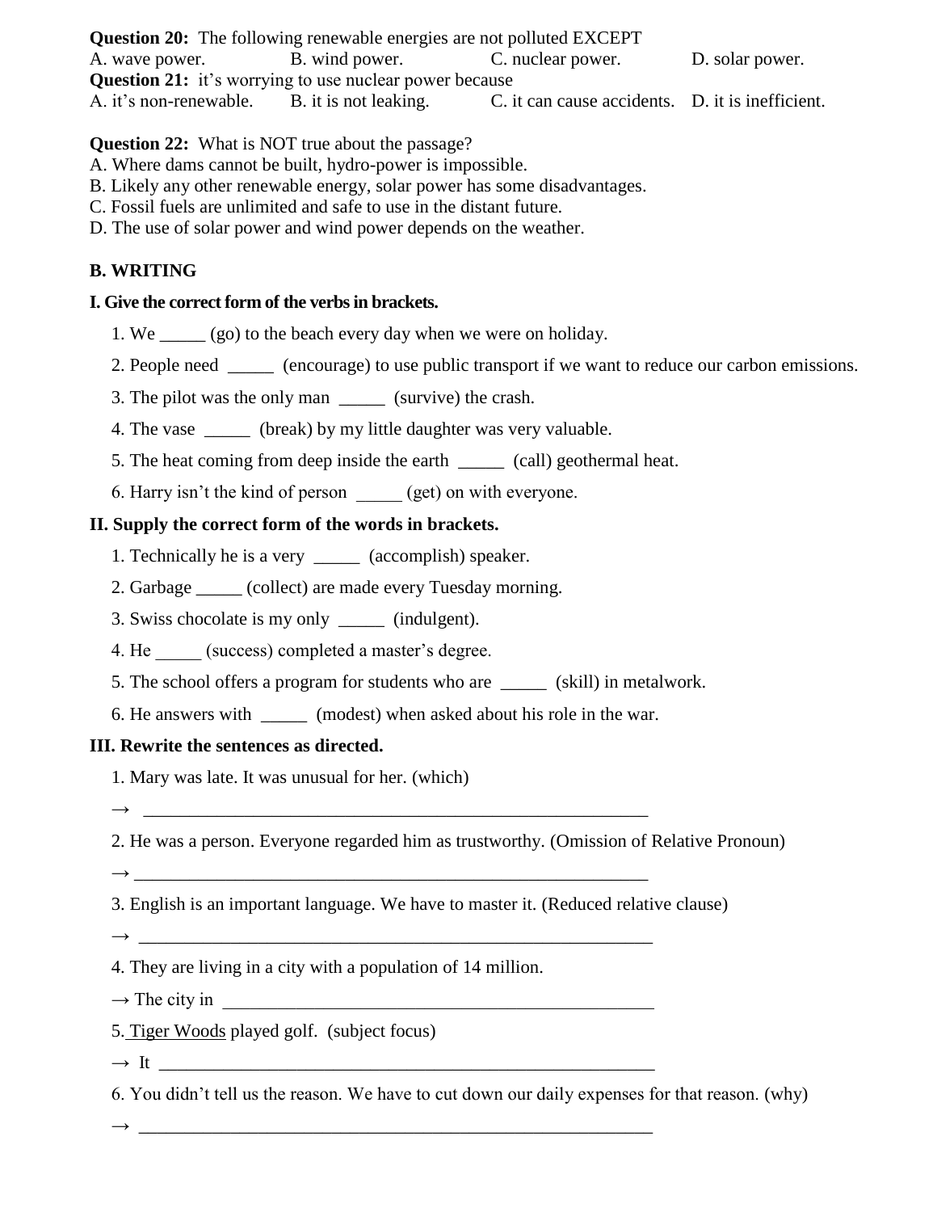**Question 20:** The following renewable energies are not polluted EXCEPT

A. wave power. B. wind power. C. nuclear power. D. solar power.

**Question 21:** it's worrying to use nuclear power because

A. it's non-renewable. B. it is not leaking. C. it can cause accidents. D. it is inefficient.

**Question 22:** What is NOT true about the passage?

A. Where dams cannot be built, hydro-power is impossible.
B. Likely any other renewable energy, solar power has some disadvantages.
C. Fossil fuels are unlimited and safe to use in the distant future.
D. The use of solar power and wind power depends on the weather.

## B. WRITING

### I. Give the correct form of the verbs in brackets.

1. We _____ (go) to the beach every day when we were on holiday.
2. People need _____ (encourage) to use public transport if we want to reduce our carbon emissions.
3. The pilot was the only man _____ (survive) the crash.
4. The vase _____ (break) by my little daughter was very valuable.
5. The heat coming from deep inside the earth _____ (call) geothermal heat.
6. Harry isn't the kind of person _____ (get) on with everyone.

### II. Supply the correct form of the words in brackets.

1. Technically he is a very _____ (accomplish) speaker.
2. Garbage _____ (collect) are made every Tuesday morning.
3. Swiss chocolate is my only _____ (indulgent).
4. He _____ (success) completed a master's degree.
5. The school offers a program for students who are _____ (skill) in metalwork.
6. He answers with _____ (modest) when asked about his role in the war.

### III. Rewrite the sentences as directed.

1. Mary was late. It was unusual for her. (which)

→ ___________________________________________________________

2. He was a person. Everyone regarded him as trustworthy. (Omission of Relative Pronoun)

→ ___________________________________________________________

3. English is an important language. We have to master it. (Reduced relative clause)

→ ___________________________________________________________

4. They are living in a city with a population of 14 million.

→ The city in ___________________________________________________

5. Tiger Woods played golf. (subject focus)

→ It ________________________________________________________

6. You didn't tell us the reason. We have to cut down our daily expenses for that reason. (why)

→ ___________________________________________________________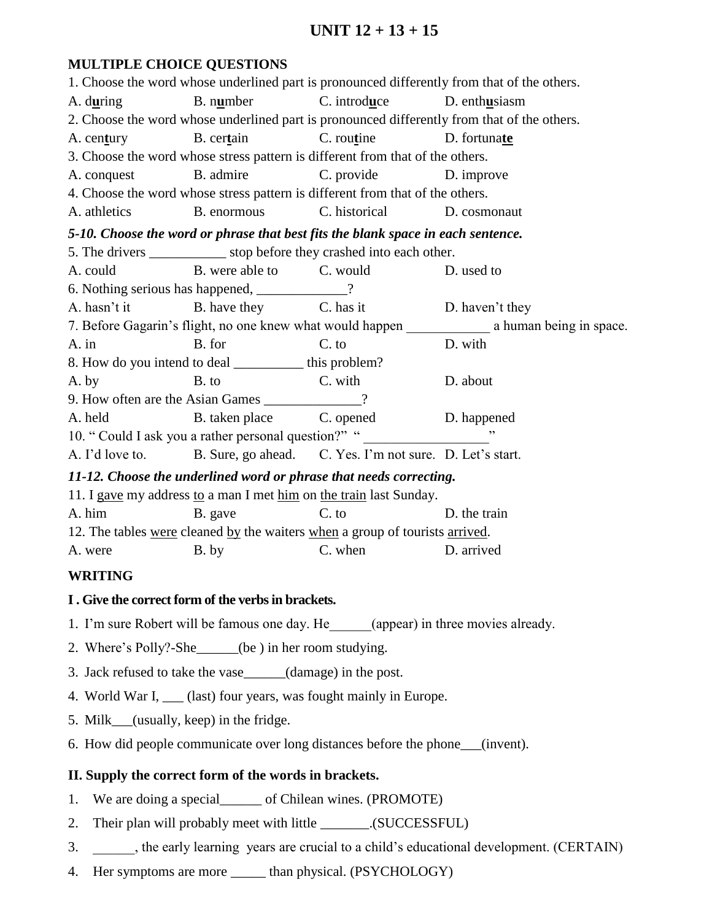# UNIT 12 + 13 + 15

**MULTIPLE CHOICE QUESTIONS**

1. Choose the word whose underlined part is pronounced differently from that of the others.

A. d**<u>u</u>**ring B. n**<u>u</u>**mber C. introd**<u>u</u>**ce D. enth**<u>u</u>**siasm

2. Choose the word whose underlined part is pronounced differently from that of the others.

A. cen**<u>t</u>**ury B. cer**<u>t</u>**ain C. rou**<u>t</u>**ine D. fortuna**<u>te</u>**

3. Choose the word whose stress pattern is different from that of the others.

A. conquest B. admire C. provide D. improve

4. Choose the word whose stress pattern is different from that of the others.

A. athletics B. enormous C. historical D. cosmonaut

***5-10. Choose the word or phrase that best fits the blank space in each sentence.***

5. The drivers ___________ stop before they crashed into each other.

A. could B. were able to C. would D. used to

6. Nothing serious has happened, _____________?

A. hasn't it B. have they C. has it D. haven't they

7. Before Gagarin's flight, no one knew what would happen ____________ a human being in space.

A. in B. for C. to D. with

8. How do you intend to deal __________ this problem?

A. by B. to C. with D. about

9. How often are the Asian Games ______________?

A. held B. taken place C. opened D. happened

10. " Could I ask you a rather personal question?" " _________________"

A. I'd love to. B. Sure, go ahead. C. Yes. I'm not sure. D. Let's start.

***11-12. Choose the underlined word or phrase that needs correcting.***

11. I <u>gave</u> my address <u>to</u> a man I met <u>him</u> on <u>the train</u> last Sunday.

A. him B. gave C. to D. the train

12. The tables <u>were</u> cleaned <u>by</u> the waiters <u>when</u> a group of tourists <u>arrived</u>.

A. were B. by C. when D. arrived

**WRITING**

**I . Give the correct form of the verbs in brackets.**

1. I'm sure Robert will be famous one day. He______(appear) in three movies already.
2. Where's Polly?-She______(be ) in her room studying.
3. Jack refused to take the vase______(damage) in the post.
4. World War I, ___ (last) four years, was fought mainly in Europe.
5. Milk___(usually, keep) in the fridge.
6. How did people communicate over long distances before the phone___(invent).

**II. Supply the correct form of the words in brackets.**

1. We are doing a special______ of Chilean wines. (PROMOTE)
2. Their plan will probably meet with little _______.(SUCCESSFUL)
3. ______, the early learning years are crucial to a child's educational development. (CERTAIN)
4. Her symptoms are more _____ than physical. (PSYCHOLOGY)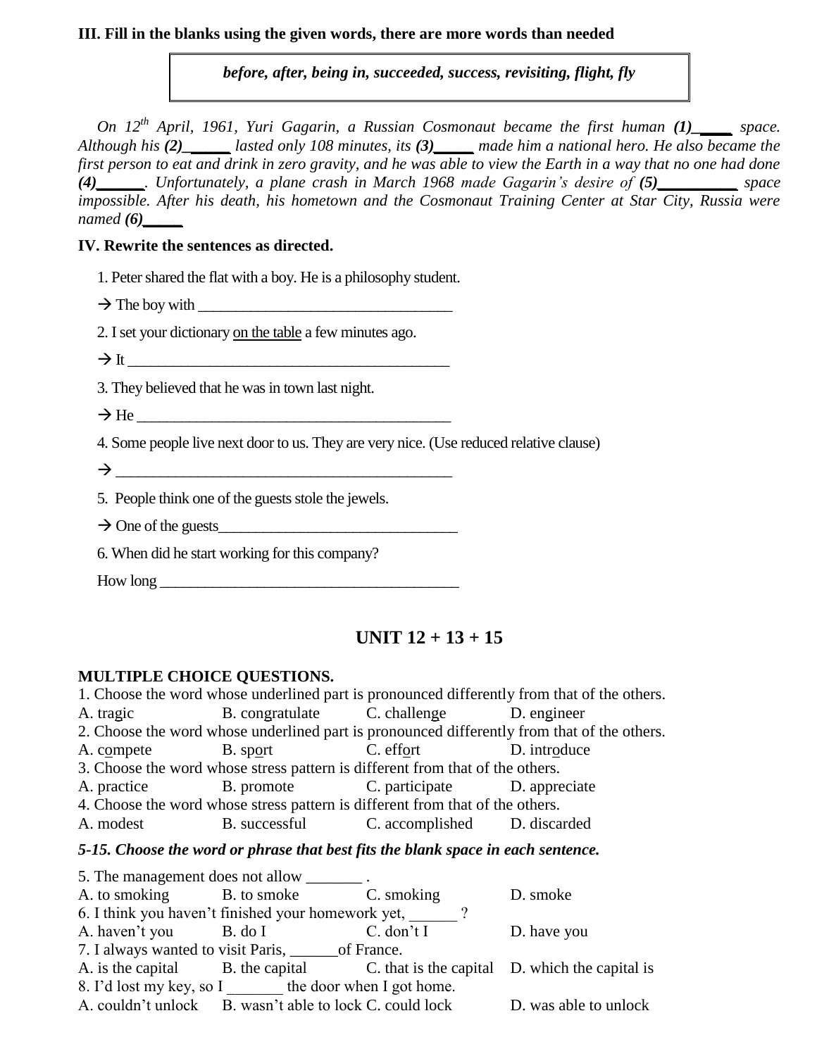**III. Fill in the blanks using the given words, there are more words than needed**

| *before, after, being in, succeeded, success, revisiting, flight, fly* |
|---|

*On 12th April, 1961, Yuri Gagarin, a Russian Cosmonaut became the first human **(1)**_____ space. Although his **(2)**______ lasted only 108 minutes, its **(3)**_____ made him a national hero. He also became the first person to eat and drink in zero gravity, and he was able to view the Earth in a way that no one had done **(4)**______. Unfortunately, a plane crash in March 1968 made Gagarin's desire of **(5)**__________ space impossible. After his death, his hometown and the Cosmonaut Training Center at Star City, Russia were named **(6)**_____*

**IV. Rewrite the sentences as directed.**

1. Peter shared the flat with a boy. He is a philosophy student.

→ The boy with ___________________________________

2. I set your dictionary <u>on the table</u> a few minutes ago.

→ It _____________________________________________

3. They believed that he was in town last night.

→ He ____________________________________________

4. Some people live next door to us. They are very nice. (Use reduced relative clause)

→ _______________________________________________

5. People think one of the guests stole the jewels.

→ One of the guests_________________________________

6. When did he start working for this company?

How long ___________________________________________

## UNIT 12 + 13 + 15

**MULTIPLE CHOICE QUESTIONS.**

1. Choose the word whose underlined part is pronounced differently from that of the others.

A. tragic B. congratulate C. challenge D. engineer

2. Choose the word whose underlined part is pronounced differently from that of the others.

A. c<u>o</u>mpete B. sp<u>o</u>rt C. eff<u>o</u>rt D. intr<u>o</u>duce

3. Choose the word whose stress pattern is different from that of the others.

A. practice B. promote C. participate D. appreciate

4. Choose the word whose stress pattern is different from that of the others.

A. modest B. successful C. accomplished D. discarded

***5-15. Choose the word or phrase that best fits the blank space in each sentence.***

5. The management does not allow _______ .

A. to smoking B. to smoke C. smoking D. smoke

6. I think you haven't finished your homework yet, ______ ?

A. haven't you B. do I C. don't I D. have you

7. I always wanted to visit Paris, ______of France.

A. is the capital B. the capital C. that is the capital D. which the capital is

8. I'd lost my key, so I _______ the door when I got home.

A. couldn't unlock B. wasn't able to lock C. could lock D. was able to unlock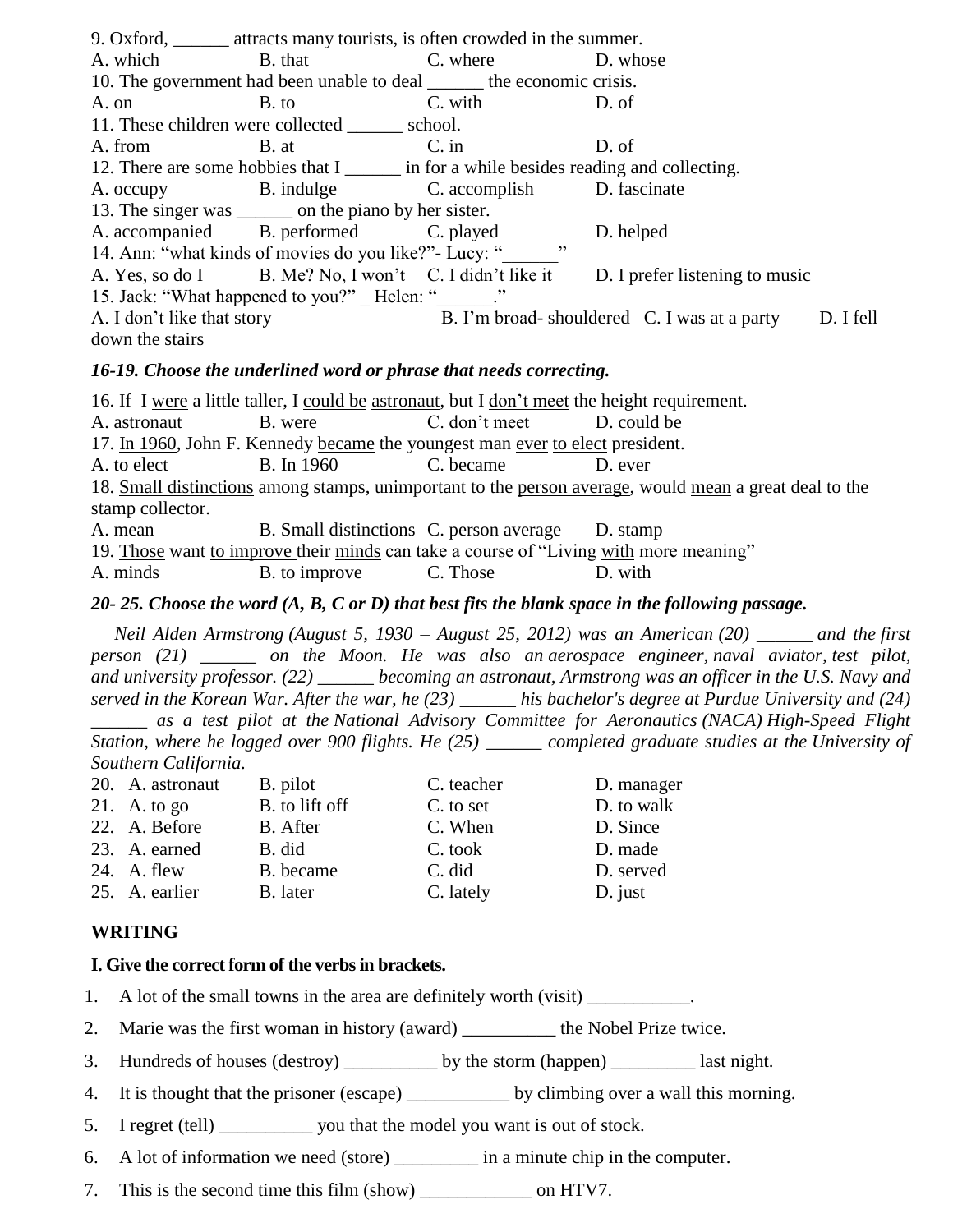9. Oxford, ______ attracts many tourists, is often crowded in the summer.

A. which B. that C. where D. whose

10. The government had been unable to deal ______ the economic crisis.

A. on B. to C. with D. of

11. These children were collected ______ school.

A. from B. at C. in D. of

12. There are some hobbies that I ______ in for a while besides reading and collecting.

A. occupy B. indulge C. accomplish D. fascinate

13. The singer was ______ on the piano by her sister.

A. accompanied B. performed C. played D. helped

14. Ann: "what kinds of movies do you like?"- Lucy: "______"

A. Yes, so do I B. Me? No, I won't C. I didn't like it D. I prefer listening to music

15. Jack: "What happened to you?" _ Helen: "______."

A. I don't like that story B. I'm broad- shouldered C. I was at a party D. I fell down the stairs

***16-19. Choose the underlined word or phrase that needs correcting.***

16. If I <u>were</u> a little taller, I <u>could be</u> <u>astronaut</u>, but I <u>don't meet</u> the height requirement.

A. astronaut B. were C. don't meet D. could be

17. <u>In 1960</u>, John F. Kennedy <u>became</u> the youngest man <u>ever</u> <u>to elect</u> president.

A. to elect B. In 1960 C. became D. ever

18. <u>Small distinctions</u> among stamps, unimportant to the <u>person average</u>, would <u>mean</u> a great deal to the <u>stamp</u> collector.

A. mean B. Small distinctions C. person average D. stamp

19. <u>Those</u> want <u>to improve</u> their <u>minds</u> can take a course of "Living <u>with</u> more meaning"

A. minds B. to improve C. Those D. with

***20- 25. Choose the word (A, B, C or D) that best fits the blank space in the following passage.***

*Neil Alden Armstrong (August 5, 1930 – August 25, 2012) was an American (20) ______ and the first person (21) ______ on the Moon. He was also an aerospace engineer, naval aviator, test pilot, and university professor. (22) ______ becoming an astronaut, Armstrong was an officer in the U.S. Navy and served in the Korean War. After the war, he (23) ______ his bachelor's degree at Purdue University and (24) ______ as a test pilot at the National Advisory Committee for Aeronautics (NACA) High-Speed Flight Station, where he logged over 900 flights. He (25) ______ completed graduate studies at the University of Southern California.*

20. A. astronaut B. pilot C. teacher D. manager
21. A. to go B. to lift off C. to set D. to walk
22. A. Before B. After C. When D. Since
23. A. earned B. did C. took D. made
24. A. flew B. became C. did D. served
25. A. earlier B. later C. lately D. just

**WRITING**

**I. Give the correct form of the verbs in brackets.**

1. A lot of the small towns in the area are definitely worth (visit) ___________.
2. Marie was the first woman in history (award) __________ the Nobel Prize twice.
3. Hundreds of houses (destroy) __________ by the storm (happen) _________ last night.
4. It is thought that the prisoner (escape) ___________ by climbing over a wall this morning.
5. I regret (tell) __________ you that the model you want is out of stock.
6. A lot of information we need (store) _________ in a minute chip in the computer.
7. This is the second time this film (show) ____________ on HTV7.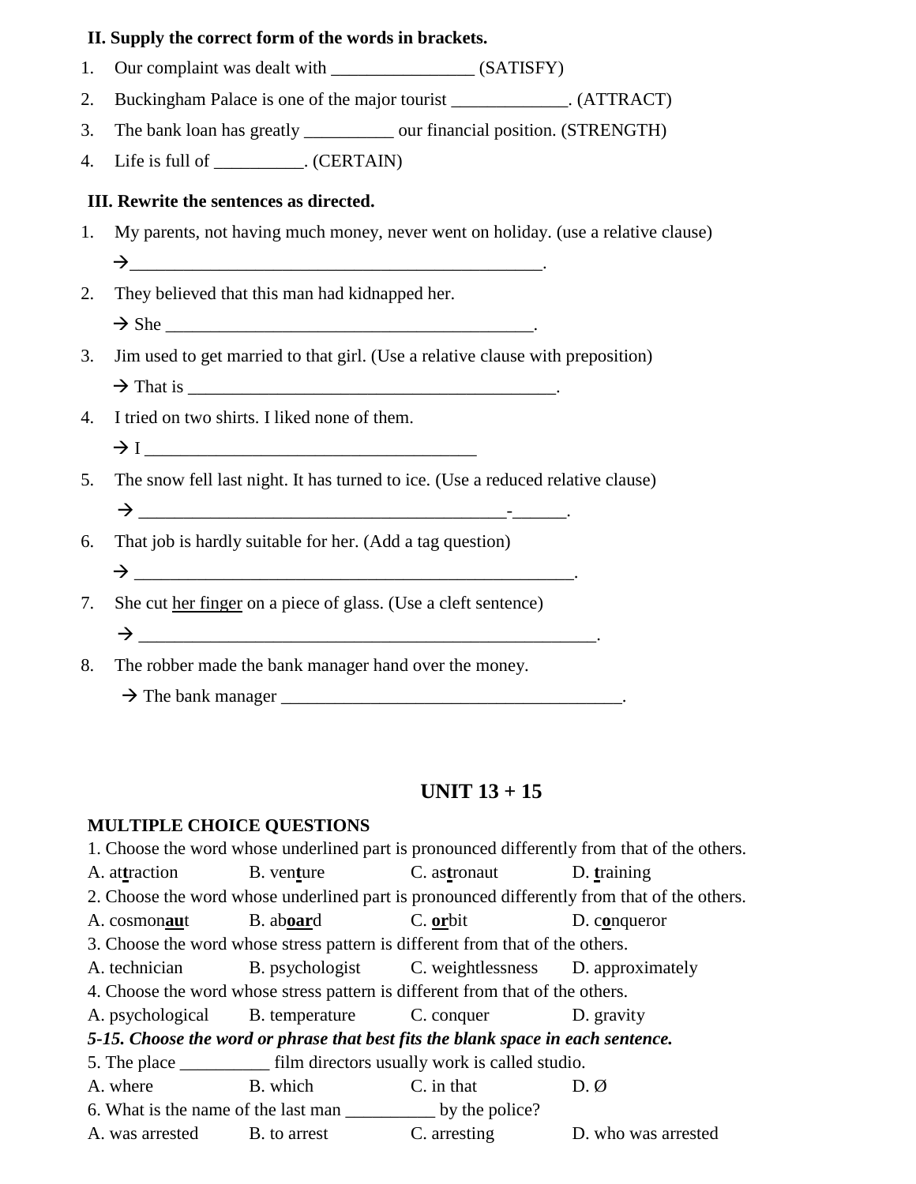**II. Supply the correct form of the words in brackets.**

1. Our complaint was dealt with ________________ (SATISFY)
2. Buckingham Palace is one of the major tourist _____________. (ATTRACT)
3. The bank loan has greatly __________ our financial position. (STRENGTH)
4. Life is full of __________. (CERTAIN)

**III. Rewrite the sentences as directed.**

1. My parents, not having much money, never went on holiday. (use a relative clause)
   → ________________________________________________.
2. They believed that this man had kidnapped her.
   → She ___________________________________________.
3. Jim used to get married to that girl. (Use a relative clause with preposition)
   → That is ___________________________________________.
4. I tried on two shirts. I liked none of them.
   → I ______________________________________
5. The snow fell last night. It has turned to ice. (Use a reduced relative clause)
   → __________________________________________-______.
6. That job is hardly suitable for her. (Add a tag question)
   → __________________________________________________.
7. She cut <u>her finger</u> on a piece of glass. (Use a cleft sentence)
   → ______________________________________________________.
8. The robber made the bank manager hand over the money.
   → The bank manager _______________________________________.

## UNIT 13 + 15

**MULTIPLE CHOICE QUESTIONS**

1. Choose the word whose underlined part is pronounced differently from that of the others.

A. at<u>**t**</u>raction B. ven<u>**t**</u>ure C. as<u>**t**</u>ronaut D. <u>**t**</u>raining

2. Choose the word whose underlined part is pronounced differently from that of the others.

A. cosmon<u>**au**</u>t B. ab<u>**oar**</u>d C. <u>**or**</u>bit D. c<u>**o**</u>nqueror

3. Choose the word whose stress pattern is different from that of the others.

A. technician B. psychologist C. weightlessness D. approximately

4. Choose the word whose stress pattern is different from that of the others.

A. psychological B. temperature C. conquer D. gravity

***5-15. Choose the word or phrase that best fits the blank space in each sentence.***

5. The place __________ film directors usually work is called studio.

A. where B. which C. in that D. Ø

6. What is the name of the last man __________ by the police?

A. was arrested B. to arrest C. arresting D. who was arrested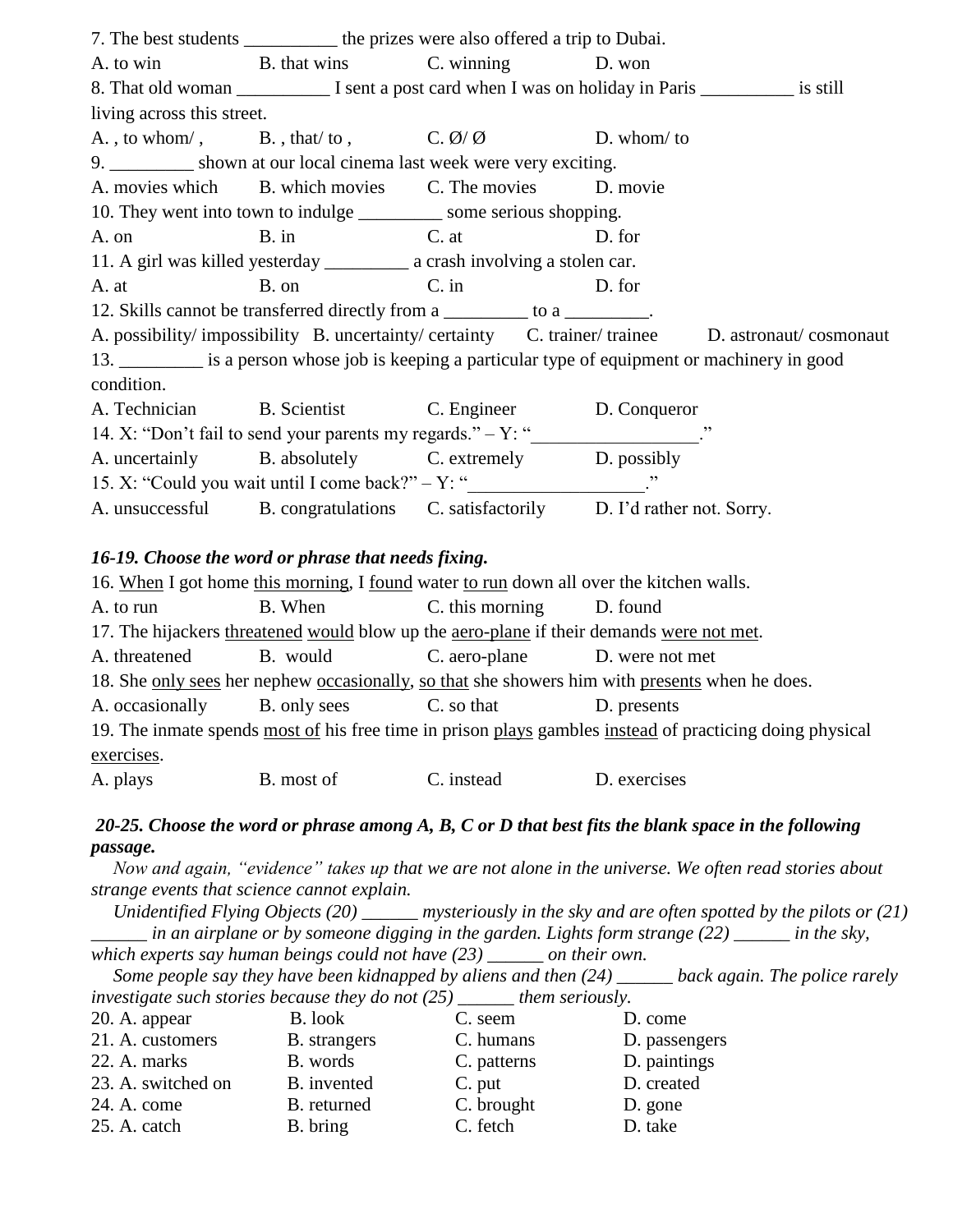7. The best students __________ the prizes were also offered a trip to Dubai.

A. to win B. that wins C. winning D. won

8. That old woman __________ I sent a post card when I was on holiday in Paris __________ is still living across this street.

A. , to whom/ , B. , that/ to , C. Ø/ Ø D. whom/ to

9. _________ shown at our local cinema last week were very exciting.

A. movies which B. which movies C. The movies D. movie

10. They went into town to indulge _________ some serious shopping.

A. on B. in C. at D. for

11. A girl was killed yesterday _________ a crash involving a stolen car.

A. at B. on C. in D. for

12. Skills cannot be transferred directly from a _________ to a _________.

A. possibility/ impossibility B. uncertainty/ certainty C. trainer/ trainee D. astronaut/ cosmonaut

13. _________ is a person whose job is keeping a particular type of equipment or machinery in good condition.

A. Technician B. Scientist C. Engineer D. Conqueror

14. X: "Don't fail to send your parents my regards." – Y: "__________________."

A. uncertainly B. absolutely C. extremely D. possibly

15. X: "Could you wait until I come back?" – Y: "___________________."

A. unsuccessful B. congratulations C. satisfactorily D. I'd rather not. Sorry.

***16-19. Choose the word or phrase that needs fixing.***

16. <u>When</u> I got home <u>this morning</u>, I <u>found</u> water <u>to run</u> down all over the kitchen walls.

A. to run B. When C. this morning D. found

17. The hijackers <u>threatened</u> <u>would</u> blow up the <u>aero-plane</u> if their demands <u>were not met</u>.

A. threatened B. would C. aero-plane D. were not met

18. She <u>only sees</u> her nephew <u>occasionally</u>, <u>so that</u> she showers him with <u>presents</u> when he does.

A. occasionally B. only sees C. so that D. presents

19. The inmate spends <u>most of</u> his free time in prison <u>plays</u> gambles <u>instead</u> of practicing doing physical <u>exercises</u>.

A. plays B. most of C. instead D. exercises

***20-25. Choose the word or phrase among A, B, C or D that best fits the blank space in the following passage.***

*Now and again, "evidence" takes up that we are not alone in the universe. We often read stories about strange events that science cannot explain.*

*Unidentified Flying Objects (20) ______ mysteriously in the sky and are often spotted by the pilots or (21) ______ in an airplane or by someone digging in the garden. Lights form strange (22) ______ in the sky, which experts say human beings could not have (23) ______ on their own.*

*Some people say they have been kidnapped by aliens and then (24) ______ back again. The police rarely investigate such stories because they do not (25) ______ them seriously.*

20. A. appear B. look C. seem D. come

21. A. customers B. strangers C. humans D. passengers

22. A. marks B. words C. patterns D. paintings

23. A. switched on B. invented C. put D. created

24. A. come B. returned C. brought D. gone

25. A. catch B. bring C. fetch D. take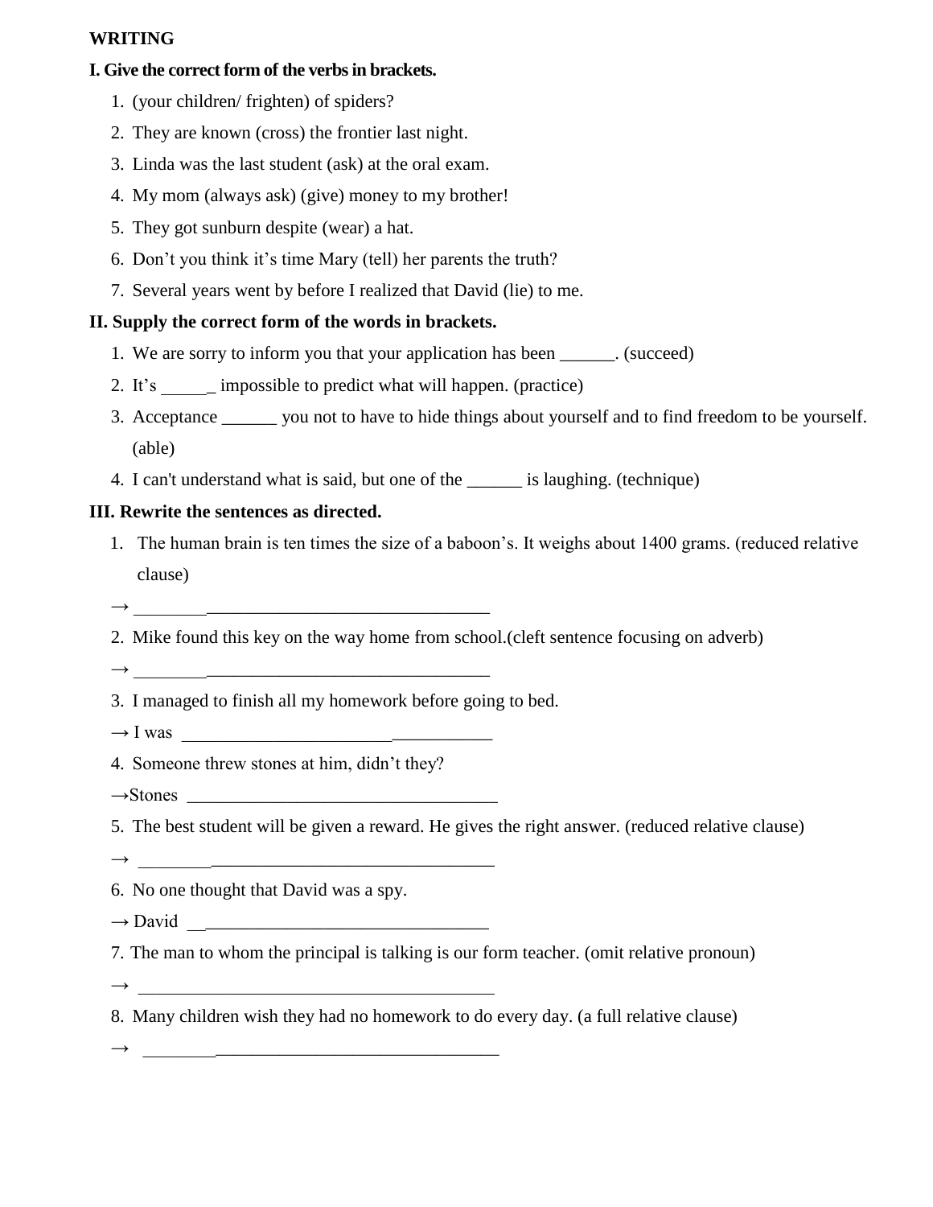**WRITING**

**I. Give the correct form of the verbs in brackets.**

1. (your children/ frighten) of spiders?
2. They are known (cross) the frontier last night.
3. Linda was the last student (ask) at the oral exam.
4. My mom (always ask) (give) money to my brother!
5. They got sunburn despite (wear) a hat.
6. Don’t you think it’s time Mary (tell) her parents the truth?
7. Several years went by before I realized that David (lie) to me.

**II. Supply the correct form of the words in brackets.**

1. We are sorry to inform you that your application has been ______. (succeed)
2. It’s ______ impossible to predict what will happen. (practice)
3. Acceptance ______ you not to have to hide things about yourself and to find freedom to be yourself. (able)
4. I can't understand what is said, but one of the ______ is laughing. (technique)

**III. Rewrite the sentences as directed.**

1. The human brain is ten times the size of a baboon’s. It weighs about 1400 grams. (reduced relative clause)

→ ________________________________________

2. Mike found this key on the way home from school.(cleft sentence focusing on adverb)

→ ________________________________________

3. I managed to finish all my homework before going to bed.

→ I was __________________________________

4. Someone threw stones at him, didn’t they?

→Stones __________________________________

5. The best student will be given a reward. He gives the right answer. (reduced relative clause)

→ ________________________________________

6. No one thought that David was a spy.

→ David __________________________________

7. The man to whom the principal is talking is our form teacher. (omit relative pronoun)

→ ________________________________________

8. Many children wish they had no homework to do every day. (a full relative clause)

→ ________________________________________